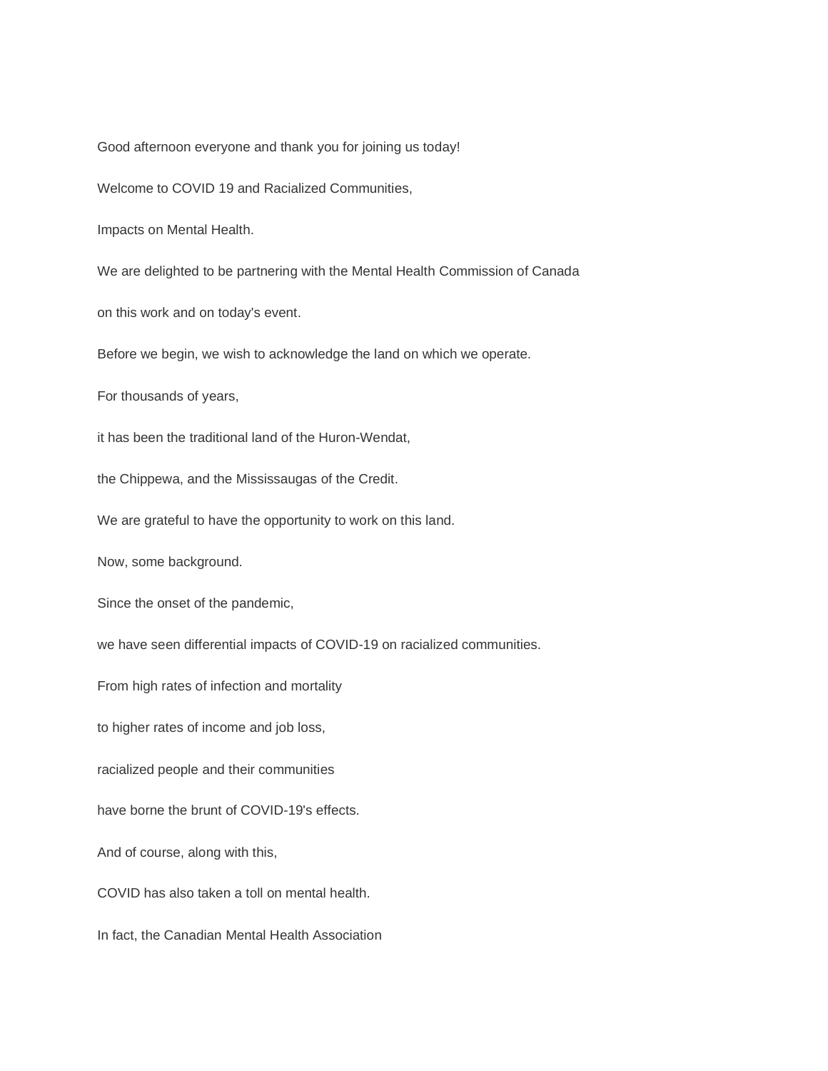Good afternoon everyone and thank you for joining us today!

Welcome to COVID 19 and Racialized Communities,

Impacts on Mental Health.

We are delighted to be partnering with the Mental Health Commission of Canada

on this work and on today's event.

Before we begin, we wish to acknowledge the land on which we operate.

For thousands of years,

it has been the traditional land of the Huron-Wendat,

the Chippewa, and the Mississaugas of the Credit.

We are grateful to have the opportunity to work on this land.

Now, some background.

Since the onset of the pandemic,

we have seen differential impacts of COVID-19 on racialized communities.

From high rates of infection and mortality

to higher rates of income and job loss,

racialized people and their communities

have borne the brunt of COVID-19's effects.

And of course, along with this,

COVID has also taken a toll on mental health.

In fact, the Canadian Mental Health Association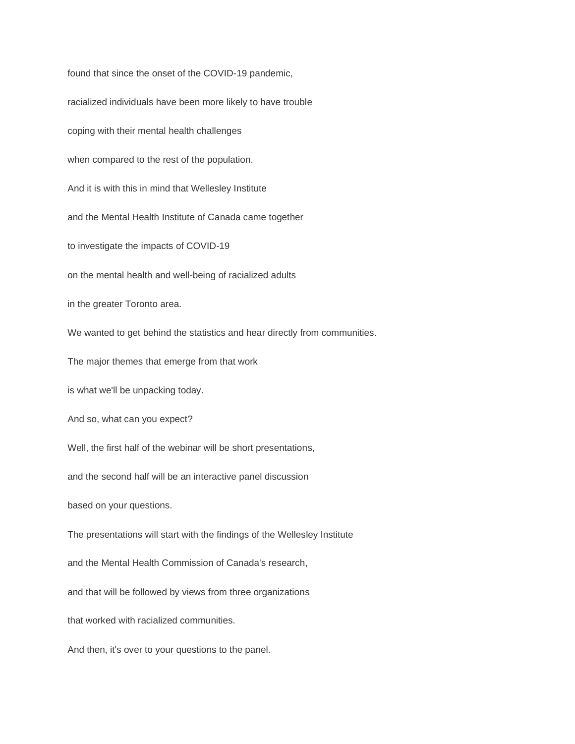found that since the onset of the COVID-19 pandemic,

racialized individuals have been more likely to have trouble

coping with their mental health challenges

when compared to the rest of the population.

And it is with this in mind that Wellesley Institute

and the Mental Health Institute of Canada came together

to investigate the impacts of COVID-19

on the mental health and well-being of racialized adults

in the greater Toronto area.

We wanted to get behind the statistics and hear directly from communities.

The major themes that emerge from that work

is what we'll be unpacking today.

And so, what can you expect?

Well, the first half of the webinar will be short presentations,

and the second half will be an interactive panel discussion

based on your questions.

The presentations will start with the findings of the Wellesley Institute

and the Mental Health Commission of Canada's research,

and that will be followed by views from three organizations

that worked with racialized communities.

And then, it's over to your questions to the panel.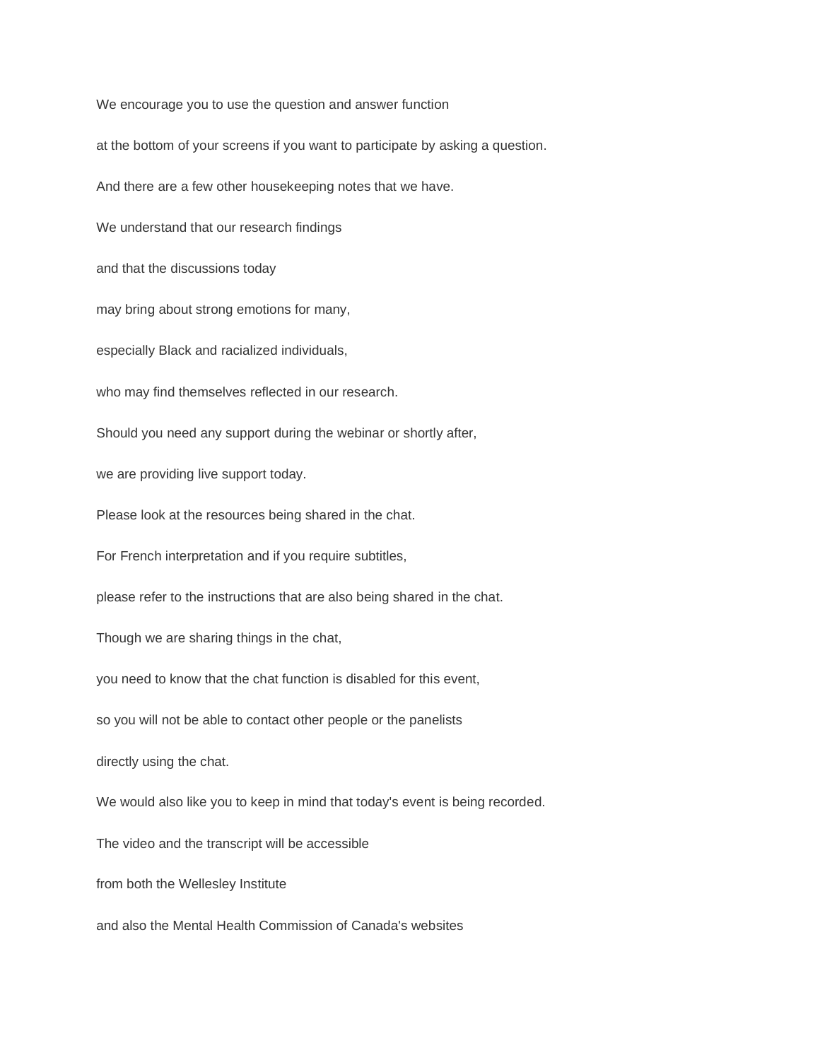We encourage you to use the question and answer function

at the bottom of your screens if you want to participate by asking a question.

And there are a few other housekeeping notes that we have.

We understand that our research findings

and that the discussions today

may bring about strong emotions for many,

especially Black and racialized individuals,

who may find themselves reflected in our research.

Should you need any support during the webinar or shortly after,

we are providing live support today.

Please look at the resources being shared in the chat.

For French interpretation and if you require subtitles,

please refer to the instructions that are also being shared in the chat.

Though we are sharing things in the chat,

you need to know that the chat function is disabled for this event,

so you will not be able to contact other people or the panelists

directly using the chat.

We would also like you to keep in mind that today's event is being recorded.

The video and the transcript will be accessible

from both the Wellesley Institute

and also the Mental Health Commission of Canada's websites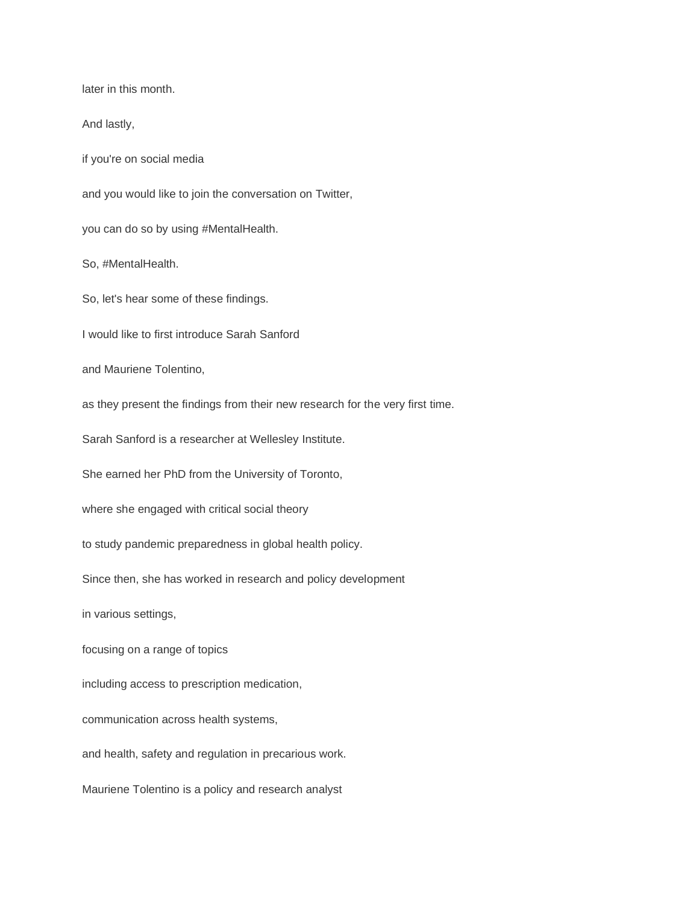later in this month.

And lastly,

if you're on social media

and you would like to join the conversation on Twitter,

you can do so by using #MentalHealth.

So, #MentalHealth.

So, let's hear some of these findings.

I would like to first introduce Sarah Sanford

and Mauriene Tolentino,

as they present the findings from their new research for the very first time.

Sarah Sanford is a researcher at Wellesley Institute.

She earned her PhD from the University of Toronto,

where she engaged with critical social theory

to study pandemic preparedness in global health policy.

Since then, she has worked in research and policy development

in various settings,

focusing on a range of topics

including access to prescription medication,

communication across health systems,

and health, safety and regulation in precarious work.

Mauriene Tolentino is a policy and research analyst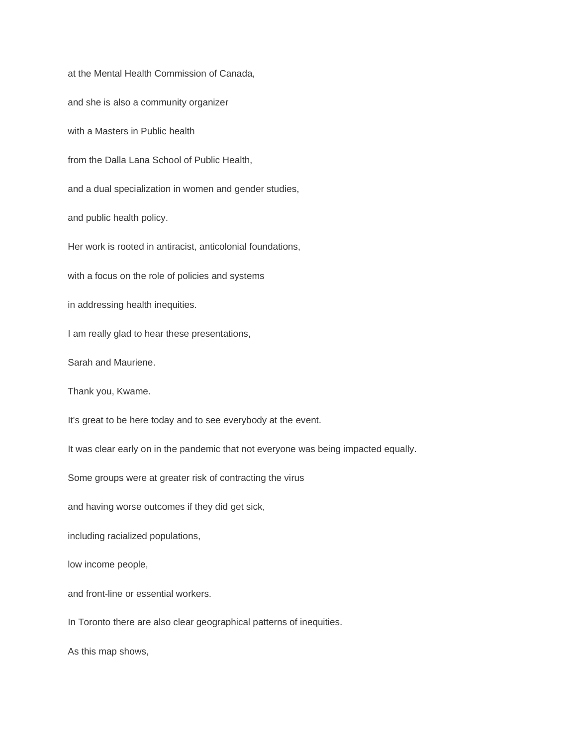at the Mental Health Commission of Canada,

and she is also a community organizer

with a Masters in Public health

from the Dalla Lana School of Public Health,

and a dual specialization in women and gender studies,

and public health policy.

Her work is rooted in antiracist, anticolonial foundations,

with a focus on the role of policies and systems

in addressing health inequities.

I am really glad to hear these presentations,

Sarah and Mauriene.

Thank you, Kwame.

It's great to be here today and to see everybody at the event.

It was clear early on in the pandemic that not everyone was being impacted equally.

Some groups were at greater risk of contracting the virus

and having worse outcomes if they did get sick,

including racialized populations,

low income people,

and front-line or essential workers.

In Toronto there are also clear geographical patterns of inequities.

As this map shows,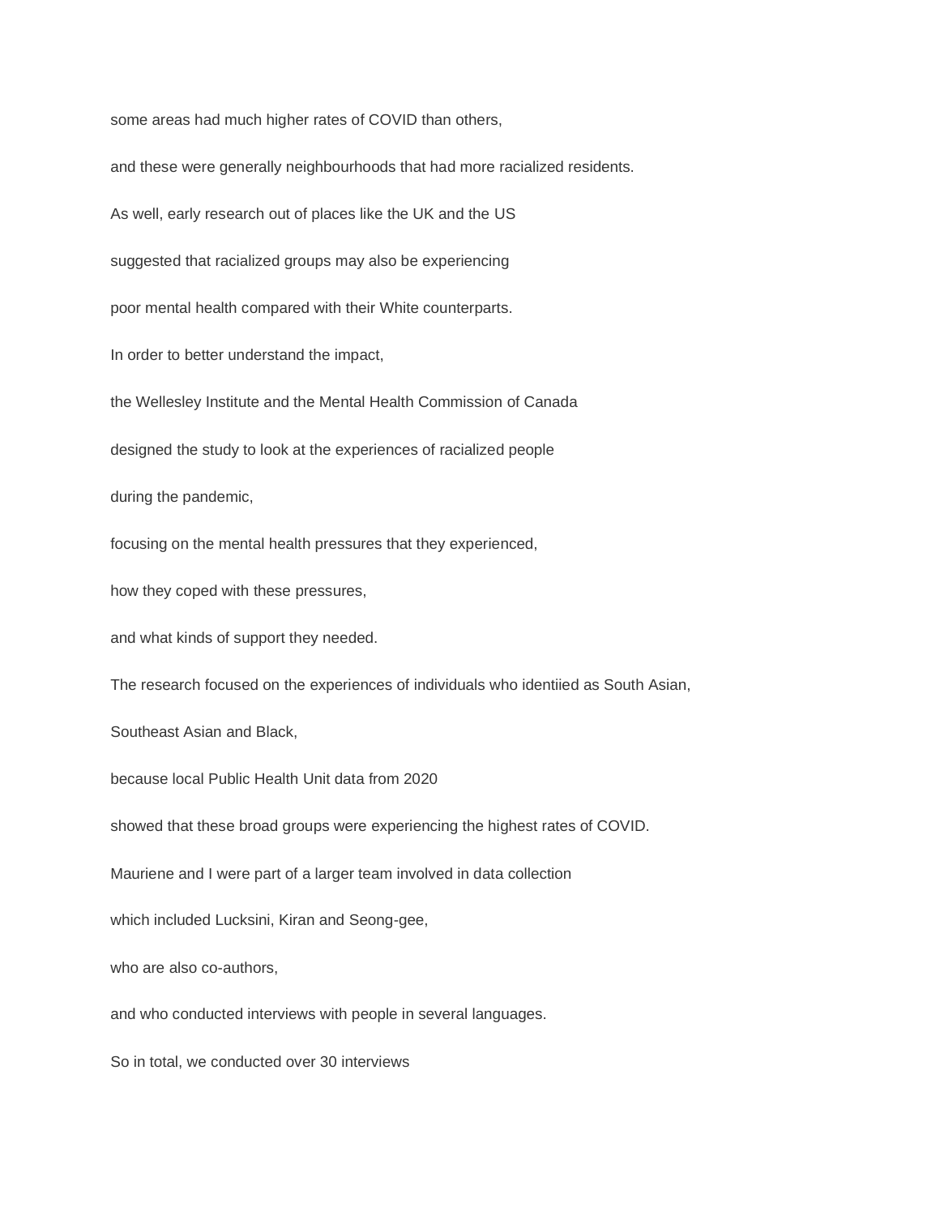some areas had much higher rates of COVID than others,

and these were generally neighbourhoods that had more racialized residents.

As well, early research out of places like the UK and the US

suggested that racialized groups may also be experiencing

poor mental health compared with their White counterparts.

In order to better understand the impact,

the Wellesley Institute and the Mental Health Commission of Canada

designed the study to look at the experiences of racialized people

during the pandemic,

focusing on the mental health pressures that they experienced,

how they coped with these pressures,

and what kinds of support they needed.

The research focused on the experiences of individuals who identiied as South Asian,

Southeast Asian and Black,

because local Public Health Unit data from 2020

showed that these broad groups were experiencing the highest rates of COVID.

Mauriene and I were part of a larger team involved in data collection

which included Lucksini, Kiran and Seong-gee,

who are also co-authors,

and who conducted interviews with people in several languages.

So in total, we conducted over 30 interviews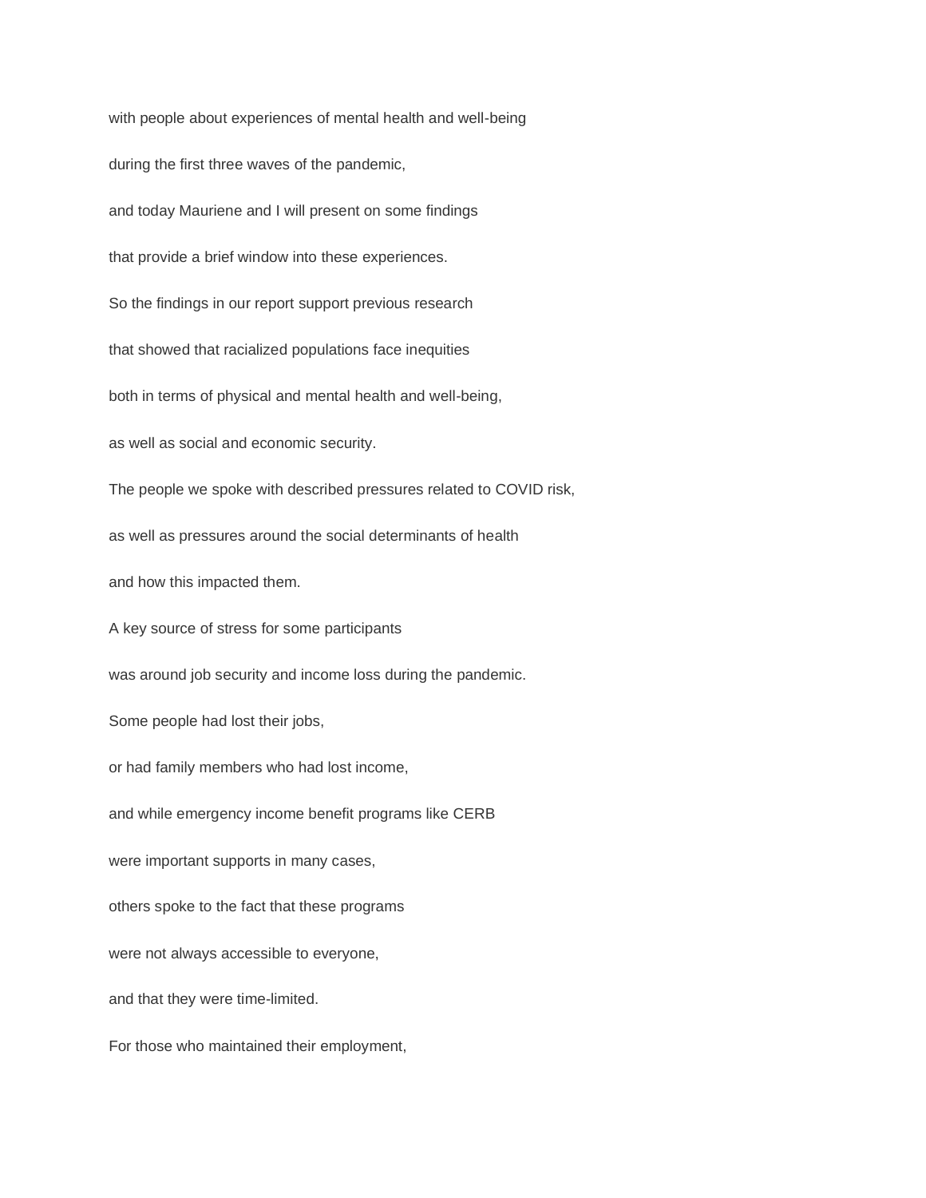with people about experiences of mental health and well-being

during the first three waves of the pandemic,

and today Mauriene and I will present on some findings

that provide a brief window into these experiences.

So the findings in our report support previous research

that showed that racialized populations face inequities

both in terms of physical and mental health and well-being,

as well as social and economic security.

The people we spoke with described pressures related to COVID risk,

as well as pressures around the social determinants of health

and how this impacted them.

A key source of stress for some participants

was around job security and income loss during the pandemic.

Some people had lost their jobs,

or had family members who had lost income,

and while emergency income benefit programs like CERB

were important supports in many cases,

others spoke to the fact that these programs

were not always accessible to everyone,

and that they were time-limited.

For those who maintained their employment,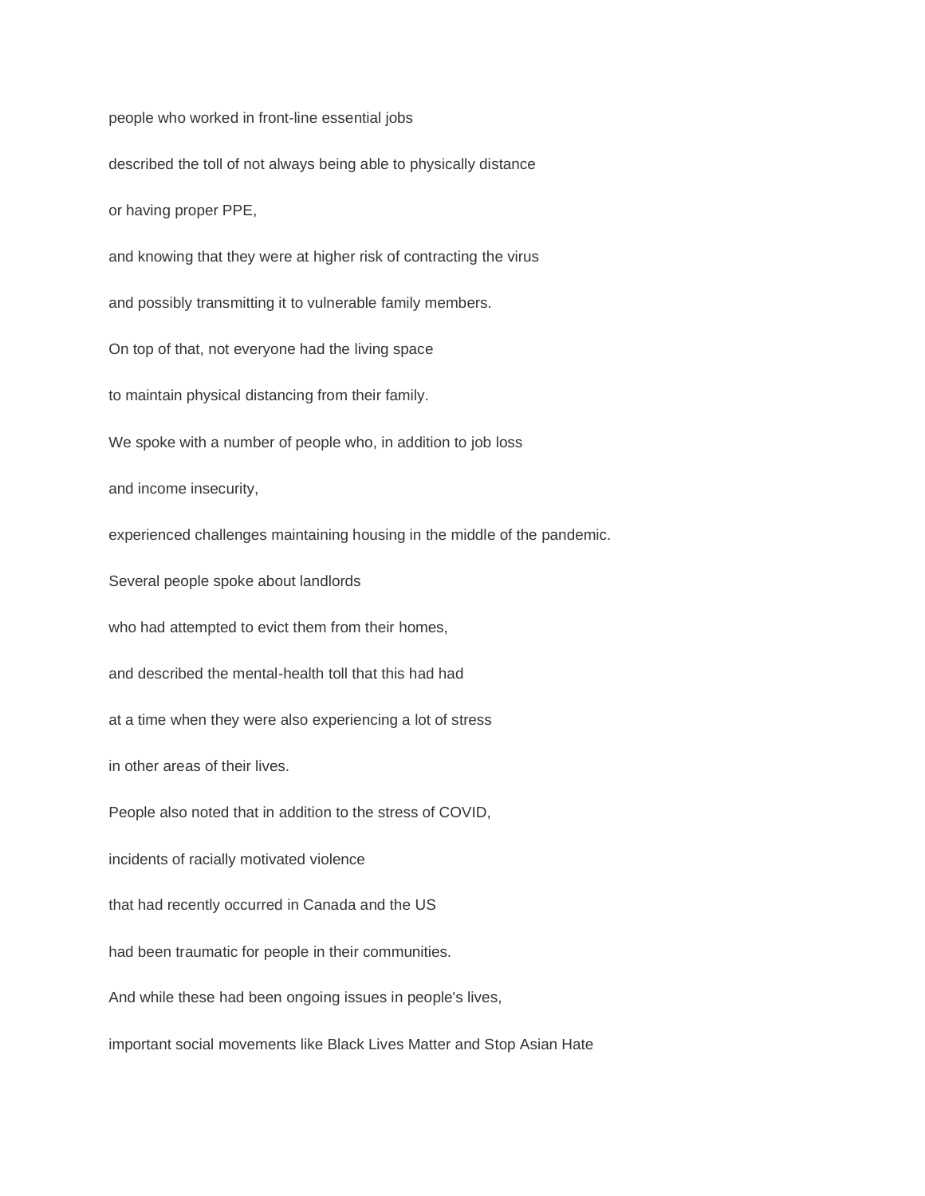people who worked in front-line essential jobs

described the toll of not always being able to physically distance

or having proper PPE,

and knowing that they were at higher risk of contracting the virus

and possibly transmitting it to vulnerable family members.

On top of that, not everyone had the living space

to maintain physical distancing from their family.

We spoke with a number of people who, in addition to job loss

and income insecurity,

experienced challenges maintaining housing in the middle of the pandemic.

Several people spoke about landlords

who had attempted to evict them from their homes,

and described the mental-health toll that this had had

at a time when they were also experiencing a lot of stress

in other areas of their lives.

People also noted that in addition to the stress of COVID,

incidents of racially motivated violence

that had recently occurred in Canada and the US

had been traumatic for people in their communities.

And while these had been ongoing issues in people's lives,

important social movements like Black Lives Matter and Stop Asian Hate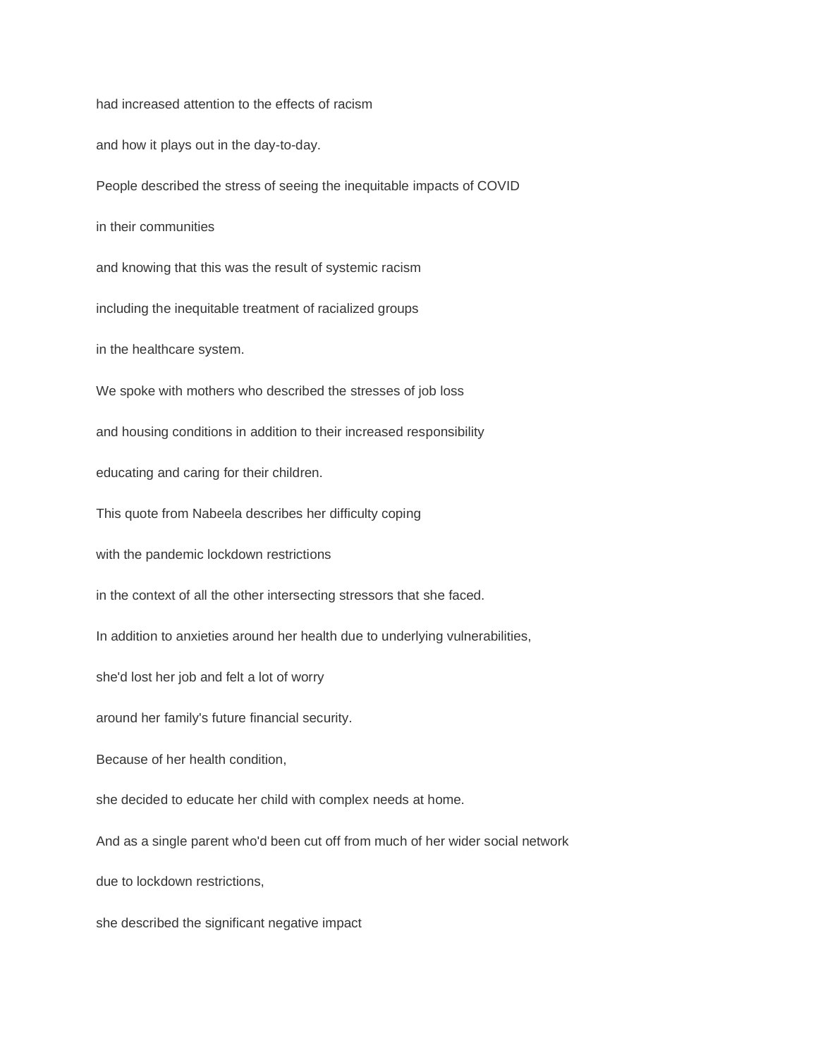had increased attention to the effects of racism

and how it plays out in the day-to-day.

People described the stress of seeing the inequitable impacts of COVID

in their communities

and knowing that this was the result of systemic racism

including the inequitable treatment of racialized groups

in the healthcare system.

We spoke with mothers who described the stresses of job loss

and housing conditions in addition to their increased responsibility

educating and caring for their children.

This quote from Nabeela describes her difficulty coping

with the pandemic lockdown restrictions

in the context of all the other intersecting stressors that she faced.

In addition to anxieties around her health due to underlying vulnerabilities,

she'd lost her job and felt a lot of worry

around her family's future financial security.

Because of her health condition,

she decided to educate her child with complex needs at home.

And as a single parent who'd been cut off from much of her wider social network

due to lockdown restrictions,

she described the significant negative impact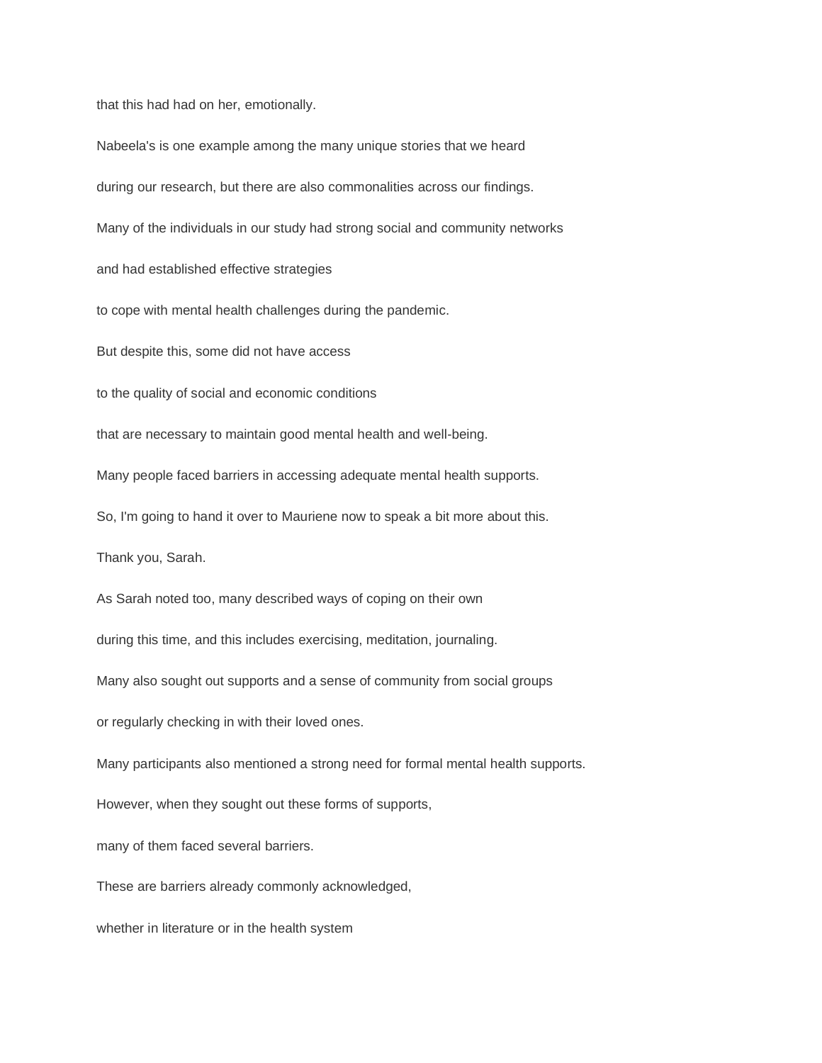that this had had on her, emotionally.

Nabeela's is one example among the many unique stories that we heard

during our research, but there are also commonalities across our findings.

Many of the individuals in our study had strong social and community networks

and had established effective strategies

to cope with mental health challenges during the pandemic.

But despite this, some did not have access

to the quality of social and economic conditions

that are necessary to maintain good mental health and well-being.

Many people faced barriers in accessing adequate mental health supports.

So, I'm going to hand it over to Mauriene now to speak a bit more about this.

Thank you, Sarah.

As Sarah noted too, many described ways of coping on their own

during this time, and this includes exercising, meditation, journaling.

Many also sought out supports and a sense of community from social groups

or regularly checking in with their loved ones.

Many participants also mentioned a strong need for formal mental health supports.

However, when they sought out these forms of supports,

many of them faced several barriers.

These are barriers already commonly acknowledged,

whether in literature or in the health system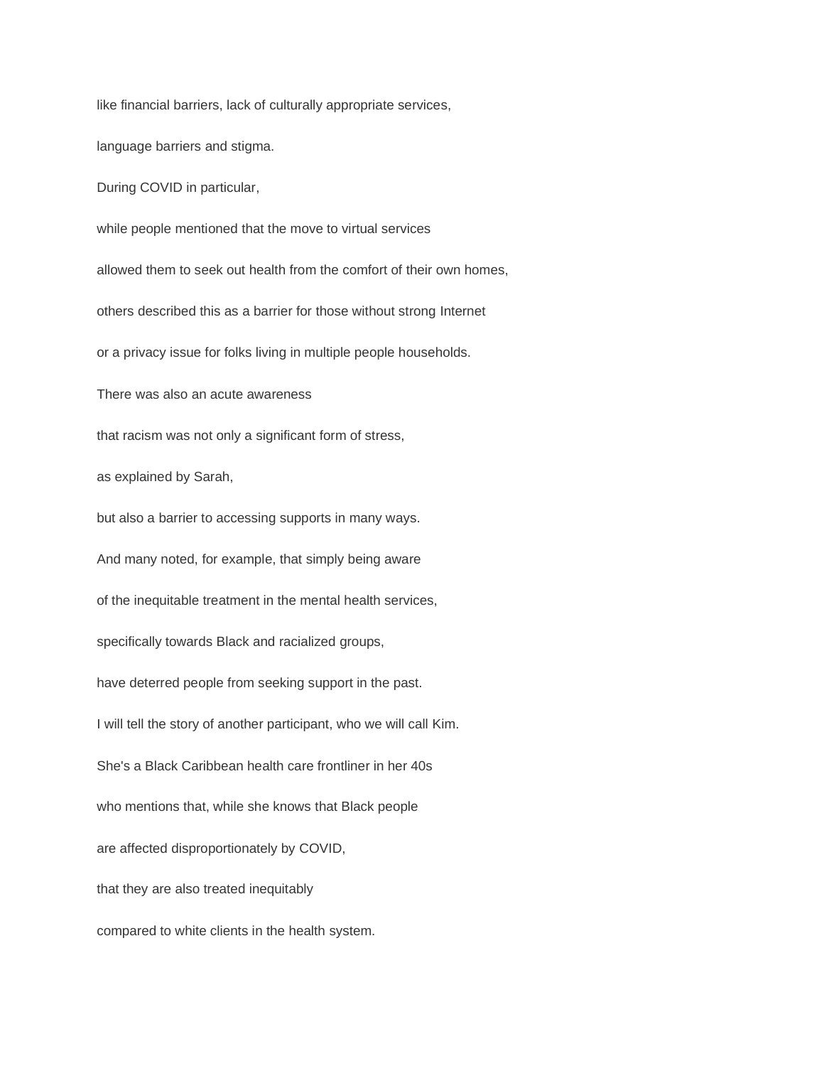like financial barriers, lack of culturally appropriate services,

language barriers and stigma.

During COVID in particular,

while people mentioned that the move to virtual services

allowed them to seek out health from the comfort of their own homes,

others described this as a barrier for those without strong Internet

or a privacy issue for folks living in multiple people households.

There was also an acute awareness

that racism was not only a significant form of stress,

as explained by Sarah,

but also a barrier to accessing supports in many ways.

And many noted, for example, that simply being aware

of the inequitable treatment in the mental health services,

specifically towards Black and racialized groups,

have deterred people from seeking support in the past.

I will tell the story of another participant, who we will call Kim.

She's a Black Caribbean health care frontliner in her 40s

who mentions that, while she knows that Black people

are affected disproportionately by COVID,

that they are also treated inequitably

compared to white clients in the health system.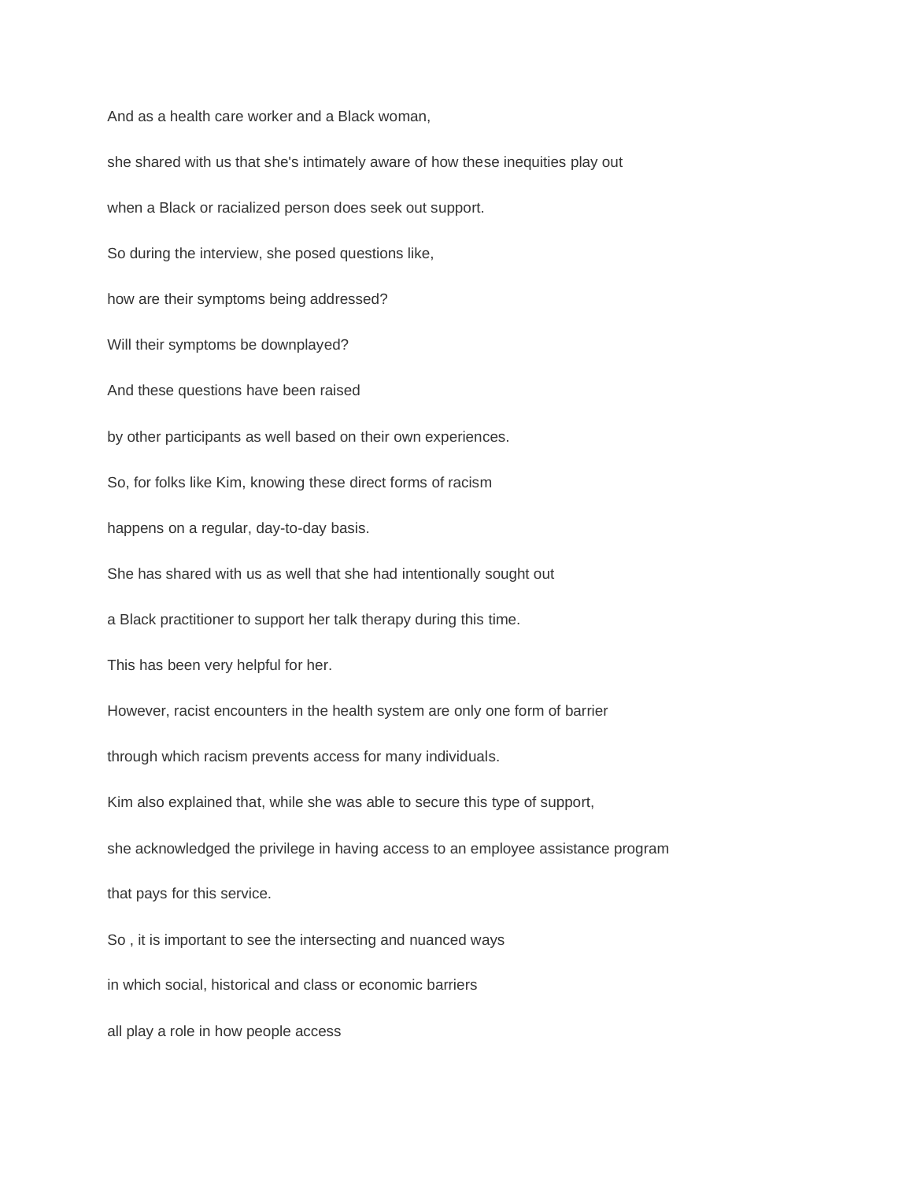And as a health care worker and a Black woman,

she shared with us that she's intimately aware of how these inequities play out

when a Black or racialized person does seek out support.

So during the interview, she posed questions like,

how are their symptoms being addressed?

Will their symptoms be downplayed?

And these questions have been raised

by other participants as well based on their own experiences.

So, for folks like Kim, knowing these direct forms of racism

happens on a regular, day-to-day basis.

She has shared with us as well that she had intentionally sought out

a Black practitioner to support her talk therapy during this time.

This has been very helpful for her.

However, racist encounters in the health system are only one form of barrier

through which racism prevents access for many individuals.

Kim also explained that, while she was able to secure this type of support,

she acknowledged the privilege in having access to an employee assistance program

that pays for this service.

So , it is important to see the intersecting and nuanced ways

in which social, historical and class or economic barriers

all play a role in how people access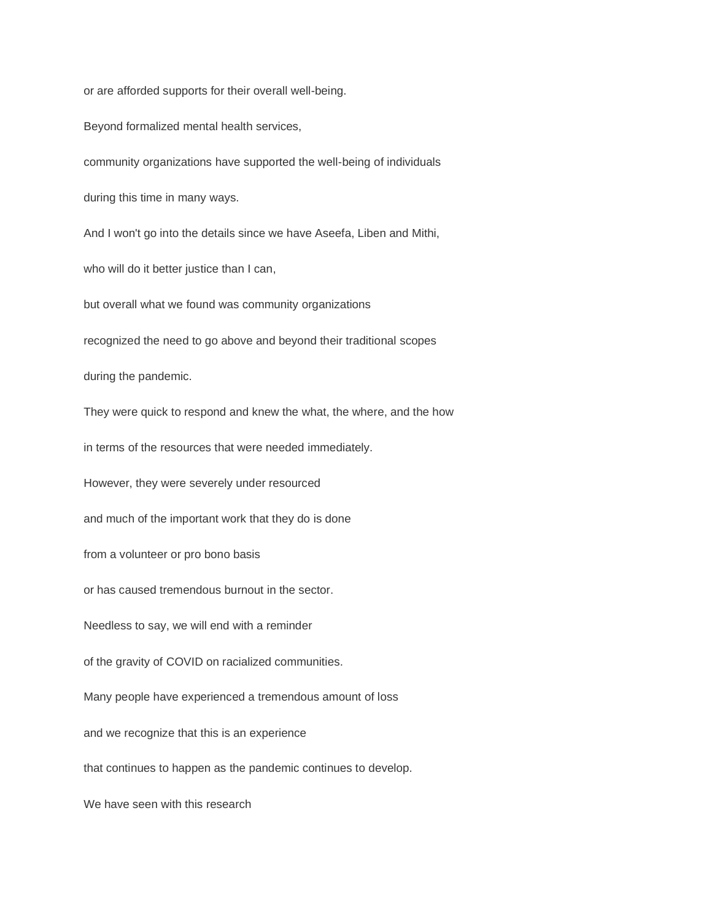or are afforded supports for their overall well-being.

Beyond formalized mental health services,

community organizations have supported the well-being of individuals

during this time in many ways.

And I won't go into the details since we have Aseefa, Liben and Mithi,

who will do it better justice than I can,

but overall what we found was community organizations

recognized the need to go above and beyond their traditional scopes

during the pandemic.

They were quick to respond and knew the what, the where, and the how

in terms of the resources that were needed immediately.

However, they were severely under resourced

and much of the important work that they do is done

from a volunteer or pro bono basis

or has caused tremendous burnout in the sector.

Needless to say, we will end with a reminder

of the gravity of COVID on racialized communities.

Many people have experienced a tremendous amount of loss

and we recognize that this is an experience

that continues to happen as the pandemic continues to develop.

We have seen with this research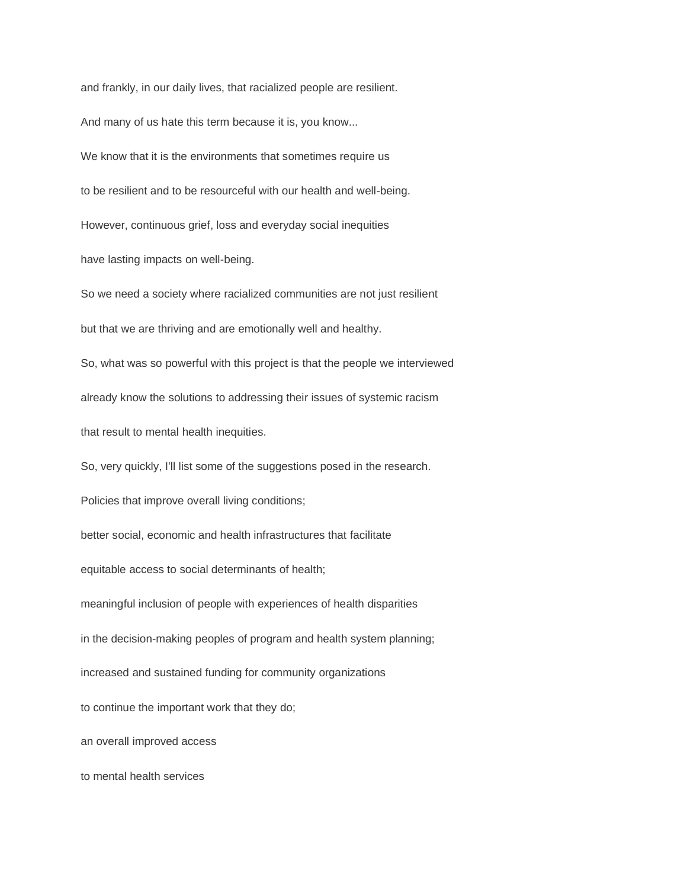and frankly, in our daily lives, that racialized people are resilient.

And many of us hate this term because it is, you know...

We know that it is the environments that sometimes require us

to be resilient and to be resourceful with our health and well-being.

However, continuous grief, loss and everyday social inequities

have lasting impacts on well-being.

So we need a society where racialized communities are not just resilient

but that we are thriving and are emotionally well and healthy.

So, what was so powerful with this project is that the people we interviewed

already know the solutions to addressing their issues of systemic racism

that result to mental health inequities.

So, very quickly, I'll list some of the suggestions posed in the research.

Policies that improve overall living conditions;

better social, economic and health infrastructures that facilitate

equitable access to social determinants of health;

meaningful inclusion of people with experiences of health disparities

in the decision-making peoples of program and health system planning;

increased and sustained funding for community organizations

to continue the important work that they do;

an overall improved access

to mental health services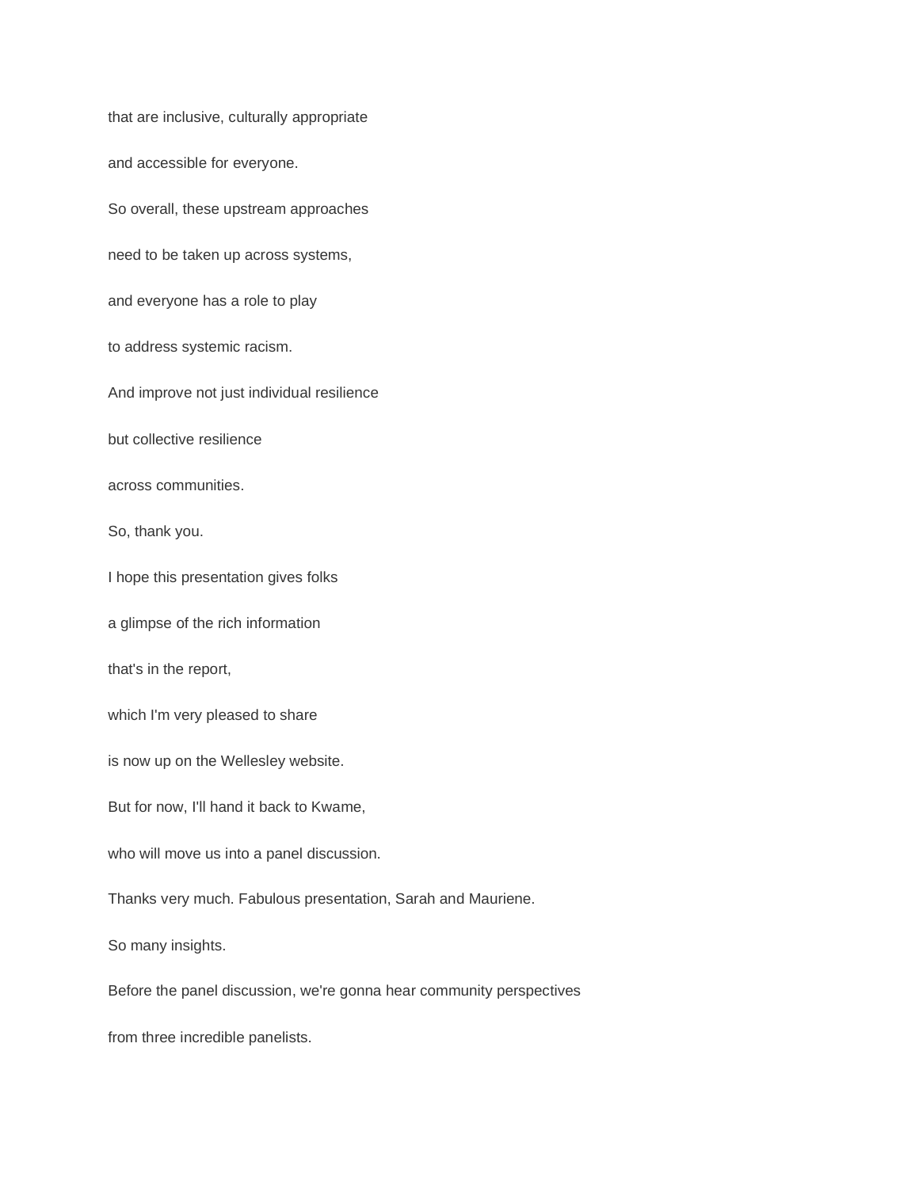that are inclusive, culturally appropriate

and accessible for everyone.

So overall, these upstream approaches

need to be taken up across systems,

and everyone has a role to play

to address systemic racism.

And improve not just individual resilience

but collective resilience

across communities.

So, thank you.

I hope this presentation gives folks

a glimpse of the rich information

that's in the report,

which I'm very pleased to share

is now up on the Wellesley website.

But for now, I'll hand it back to Kwame,

who will move us into a panel discussion.

Thanks very much. Fabulous presentation, Sarah and Mauriene.

So many insights.

Before the panel discussion, we're gonna hear community perspectives

from three incredible panelists.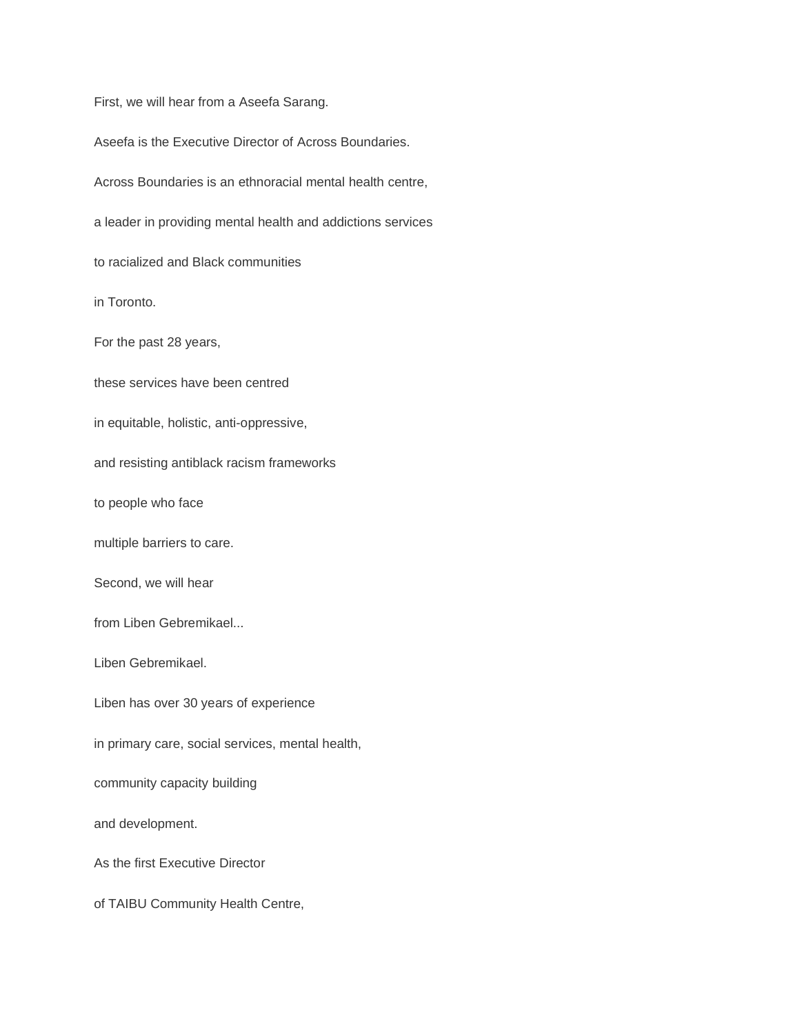First, we will hear from a Aseefa Sarang.

Aseefa is the Executive Director of Across Boundaries.

Across Boundaries is an ethnoracial mental health centre,

a leader in providing mental health and addictions services

to racialized and Black communities

in Toronto.

For the past 28 years,

these services have been centred

in equitable, holistic, anti-oppressive,

and resisting antiblack racism frameworks

to people who face

multiple barriers to care.

Second, we will hear

from Liben Gebremikael...

Liben Gebremikael.

Liben has over 30 years of experience

in primary care, social services, mental health,

community capacity building

and development.

As the first Executive Director

of TAIBU Community Health Centre,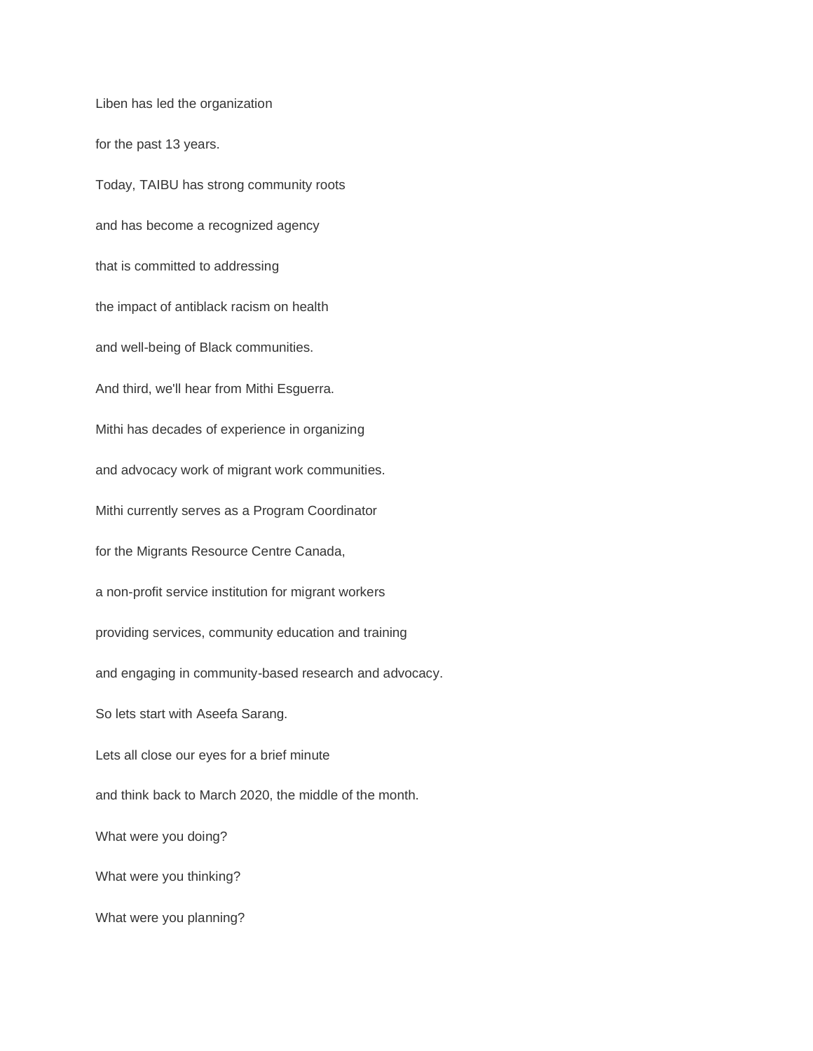Liben has led the organization

for the past 13 years.

Today, TAIBU has strong community roots

and has become a recognized agency

that is committed to addressing

the impact of antiblack racism on health

and well-being of Black communities.

And third, we'll hear from Mithi Esguerra.

Mithi has decades of experience in organizing

and advocacy work of migrant work communities.

Mithi currently serves as a Program Coordinator

for the Migrants Resource Centre Canada,

a non-profit service institution for migrant workers

providing services, community education and training

and engaging in community-based research and advocacy.

So lets start with Aseefa Sarang.

Lets all close our eyes for a brief minute

and think back to March 2020, the middle of the month.

What were you doing?

What were you thinking?

What were you planning?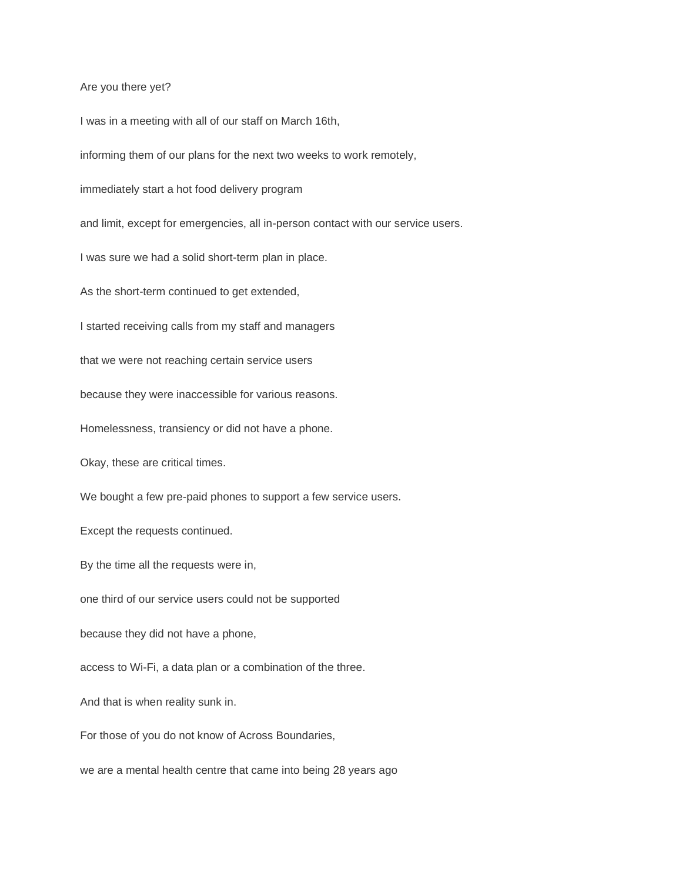Are you there yet?

I was in a meeting with all of our staff on March 16th,

informing them of our plans for the next two weeks to work remotely,

immediately start a hot food delivery program

and limit, except for emergencies, all in-person contact with our service users.

I was sure we had a solid short-term plan in place.

As the short-term continued to get extended,

I started receiving calls from my staff and managers

that we were not reaching certain service users

because they were inaccessible for various reasons.

Homelessness, transiency or did not have a phone.

Okay, these are critical times.

We bought a few pre-paid phones to support a few service users.

Except the requests continued.

By the time all the requests were in,

one third of our service users could not be supported

because they did not have a phone,

access to Wi-Fi, a data plan or a combination of the three.

And that is when reality sunk in.

For those of you do not know of Across Boundaries,

we are a mental health centre that came into being 28 years ago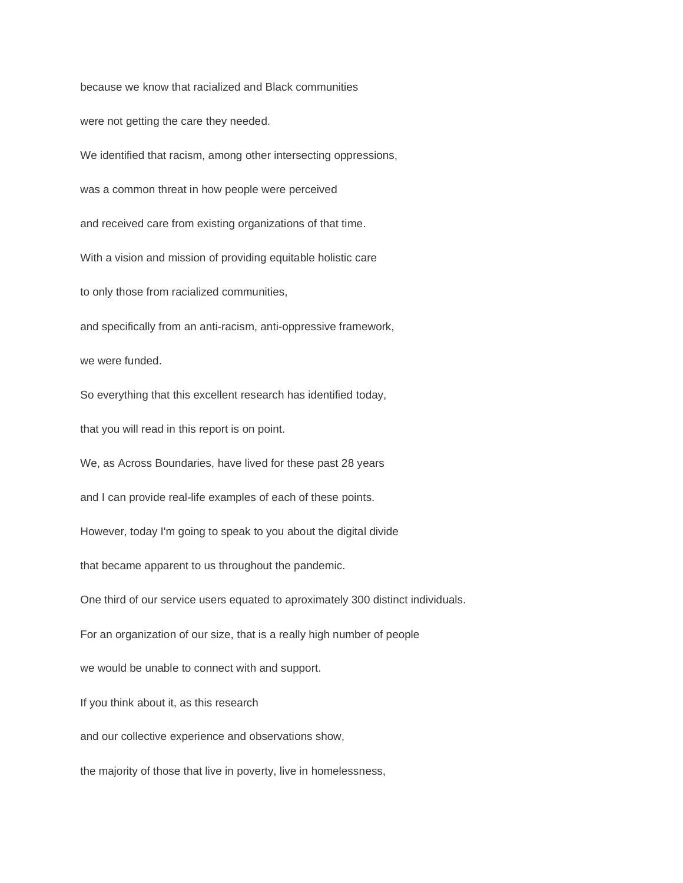because we know that racialized and Black communities

were not getting the care they needed.

We identified that racism, among other intersecting oppressions,

was a common threat in how people were perceived

and received care from existing organizations of that time.

With a vision and mission of providing equitable holistic care

to only those from racialized communities,

and specifically from an anti-racism, anti-oppressive framework,

we were funded.

So everything that this excellent research has identified today,

that you will read in this report is on point.

We, as Across Boundaries, have lived for these past 28 years

and I can provide real-life examples of each of these points.

However, today I'm going to speak to you about the digital divide

that became apparent to us throughout the pandemic.

One third of our service users equated to aproximately 300 distinct individuals.

For an organization of our size, that is a really high number of people

we would be unable to connect with and support.

If you think about it, as this research

and our collective experience and observations show,

the majority of those that live in poverty, live in homelessness,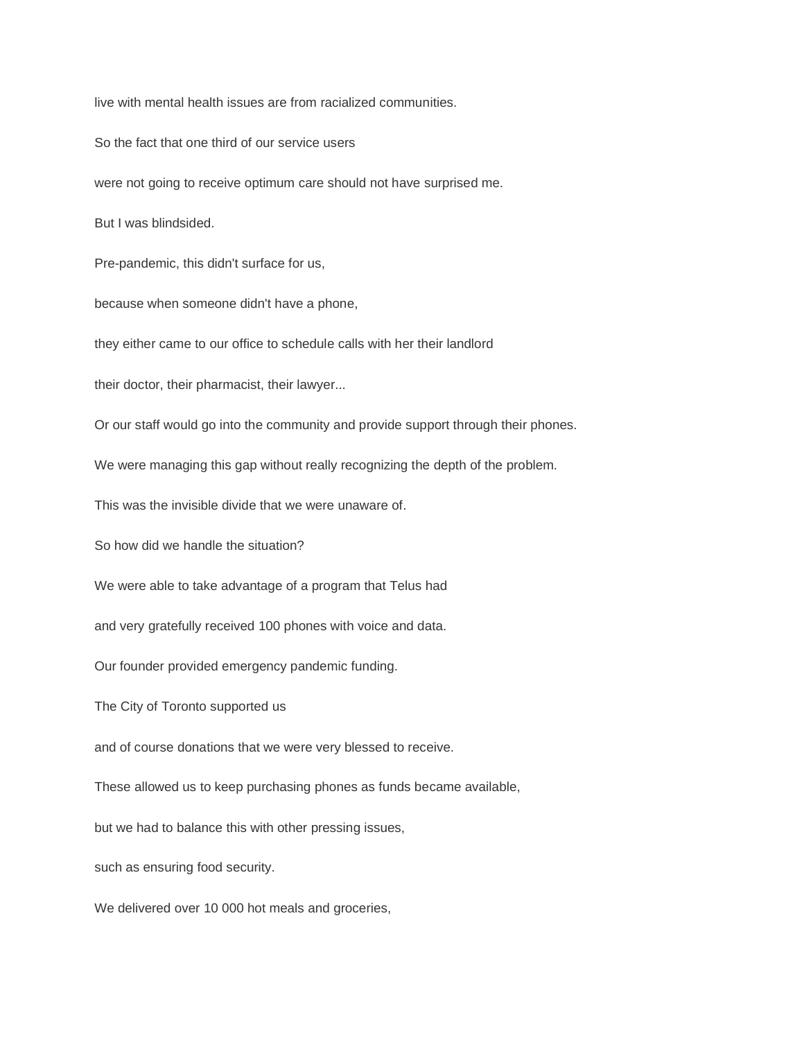live with mental health issues are from racialized communities.

So the fact that one third of our service users

were not going to receive optimum care should not have surprised me.

But I was blindsided.

Pre-pandemic, this didn't surface for us,

because when someone didn't have a phone,

they either came to our office to schedule calls with her their landlord

their doctor, their pharmacist, their lawyer...

Or our staff would go into the community and provide support through their phones.

We were managing this gap without really recognizing the depth of the problem.

This was the invisible divide that we were unaware of.

So how did we handle the situation?

We were able to take advantage of a program that Telus had

and very gratefully received 100 phones with voice and data.

Our founder provided emergency pandemic funding.

The City of Toronto supported us

and of course donations that we were very blessed to receive.

These allowed us to keep purchasing phones as funds became available,

but we had to balance this with other pressing issues,

such as ensuring food security.

We delivered over 10 000 hot meals and groceries,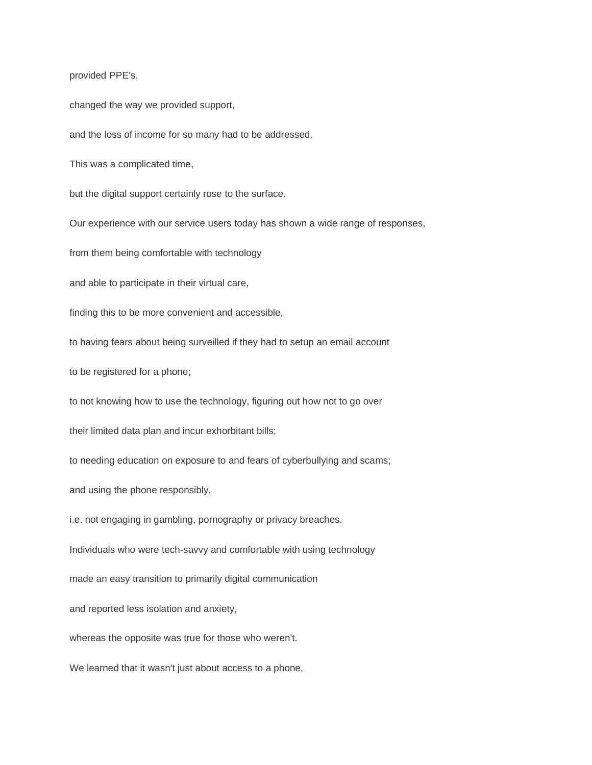provided PPE's,

changed the way we provided support,

and the loss of income for so many had to be addressed.

This was a complicated time,

but the digital support certainly rose to the surface.

Our experience with our service users today has shown a wide range of responses,

from them being comfortable with technology

and able to participate in their virtual care,

finding this to be more convenient and accessible,

to having fears about being surveilled if they had to setup an email account

to be registered for a phone;

to not knowing how to use the technology, figuring out how not to go over

their limited data plan and incur exhorbitant bills;

to needing education on exposure to and fears of cyberbullying and scams;

and using the phone responsibly,

i.e. not engaging in gambling, pornography or privacy breaches.

Individuals who were tech-savvy and comfortable with using technology

made an easy transition to primarily digital communication

and reported less isolation and anxiety,

whereas the opposite was true for those who weren't.

We learned that it wasn't just about access to a phone,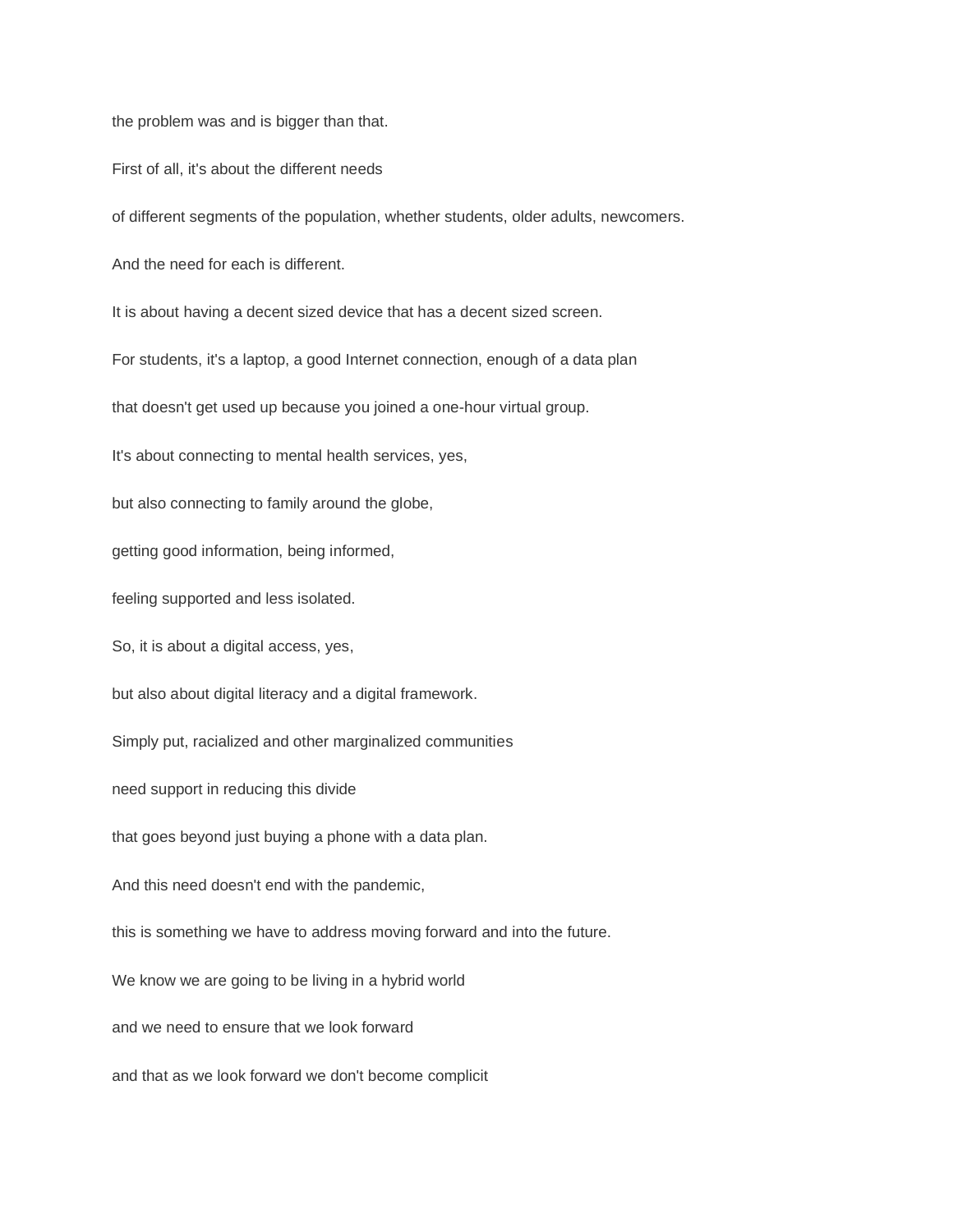the problem was and is bigger than that.

First of all, it's about the different needs

of different segments of the population, whether students, older adults, newcomers.

And the need for each is different.

It is about having a decent sized device that has a decent sized screen.

For students, it's a laptop, a good Internet connection, enough of a data plan

that doesn't get used up because you joined a one-hour virtual group.

It's about connecting to mental health services, yes,

but also connecting to family around the globe,

getting good information, being informed,

feeling supported and less isolated.

So, it is about a digital access, yes,

but also about digital literacy and a digital framework.

Simply put, racialized and other marginalized communities

need support in reducing this divide

that goes beyond just buying a phone with a data plan.

And this need doesn't end with the pandemic,

this is something we have to address moving forward and into the future.

We know we are going to be living in a hybrid world

and we need to ensure that we look forward

and that as we look forward we don't become complicit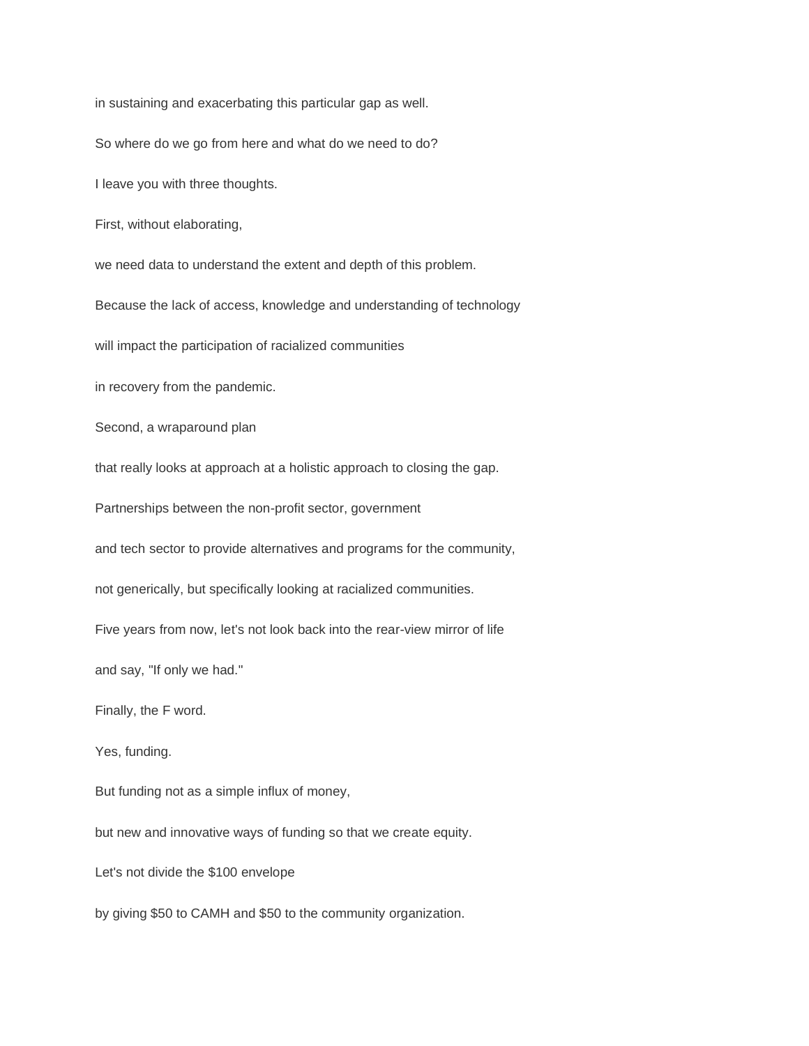in sustaining and exacerbating this particular gap as well.

So where do we go from here and what do we need to do?

I leave you with three thoughts.

First, without elaborating,

we need data to understand the extent and depth of this problem.

Because the lack of access, knowledge and understanding of technology

will impact the participation of racialized communities

in recovery from the pandemic.

Second, a wraparound plan

that really looks at approach at a holistic approach to closing the gap.

Partnerships between the non-profit sector, government

and tech sector to provide alternatives and programs for the community,

not generically, but specifically looking at racialized communities.

Five years from now, let's not look back into the rear-view mirror of life

and say, "If only we had."

Finally, the F word.

Yes, funding.

But funding not as a simple influx of money,

but new and innovative ways of funding so that we create equity.

Let's not divide the $100 envelope

by giving $50 to CAMH and $50 to the community organization.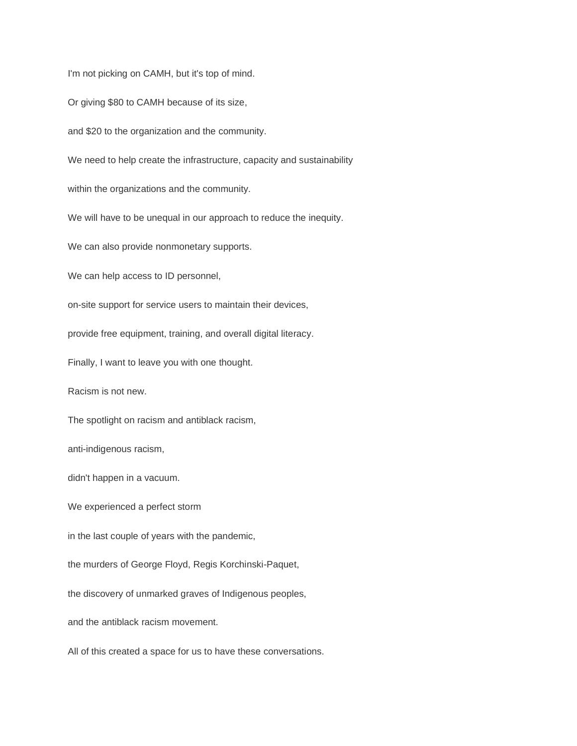I'm not picking on CAMH, but it's top of mind.

Or giving $80 to CAMH because of its size,

and $20 to the organization and the community.

We need to help create the infrastructure, capacity and sustainability

within the organizations and the community.

We will have to be unequal in our approach to reduce the inequity.

We can also provide nonmonetary supports.

We can help access to ID personnel,

on-site support for service users to maintain their devices,

provide free equipment, training, and overall digital literacy.

Finally, I want to leave you with one thought.

Racism is not new.

The spotlight on racism and antiblack racism,

anti-indigenous racism,

didn't happen in a vacuum.

We experienced a perfect storm

in the last couple of years with the pandemic,

the murders of George Floyd, Regis Korchinski-Paquet,

the discovery of unmarked graves of Indigenous peoples,

and the antiblack racism movement.

All of this created a space for us to have these conversations.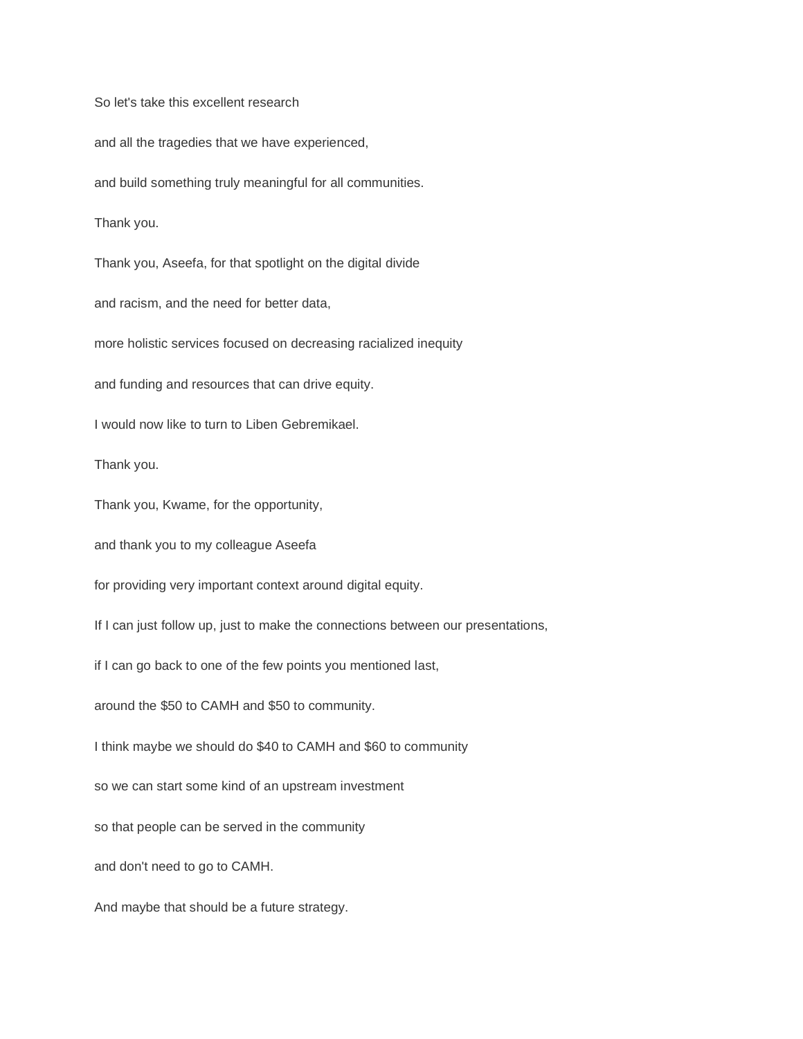So let's take this excellent research

and all the tragedies that we have experienced,

and build something truly meaningful for all communities.

Thank you.

Thank you, Aseefa, for that spotlight on the digital divide

and racism, and the need for better data,

more holistic services focused on decreasing racialized inequity

and funding and resources that can drive equity.

I would now like to turn to Liben Gebremikael.

Thank you.

Thank you, Kwame, for the opportunity,

and thank you to my colleague Aseefa

for providing very important context around digital equity.

If I can just follow up, just to make the connections between our presentations,

if I can go back to one of the few points you mentioned last,

around the $50 to CAMH and $50 to community.

I think maybe we should do $40 to CAMH and $60 to community

so we can start some kind of an upstream investment

so that people can be served in the community

and don't need to go to CAMH.

And maybe that should be a future strategy.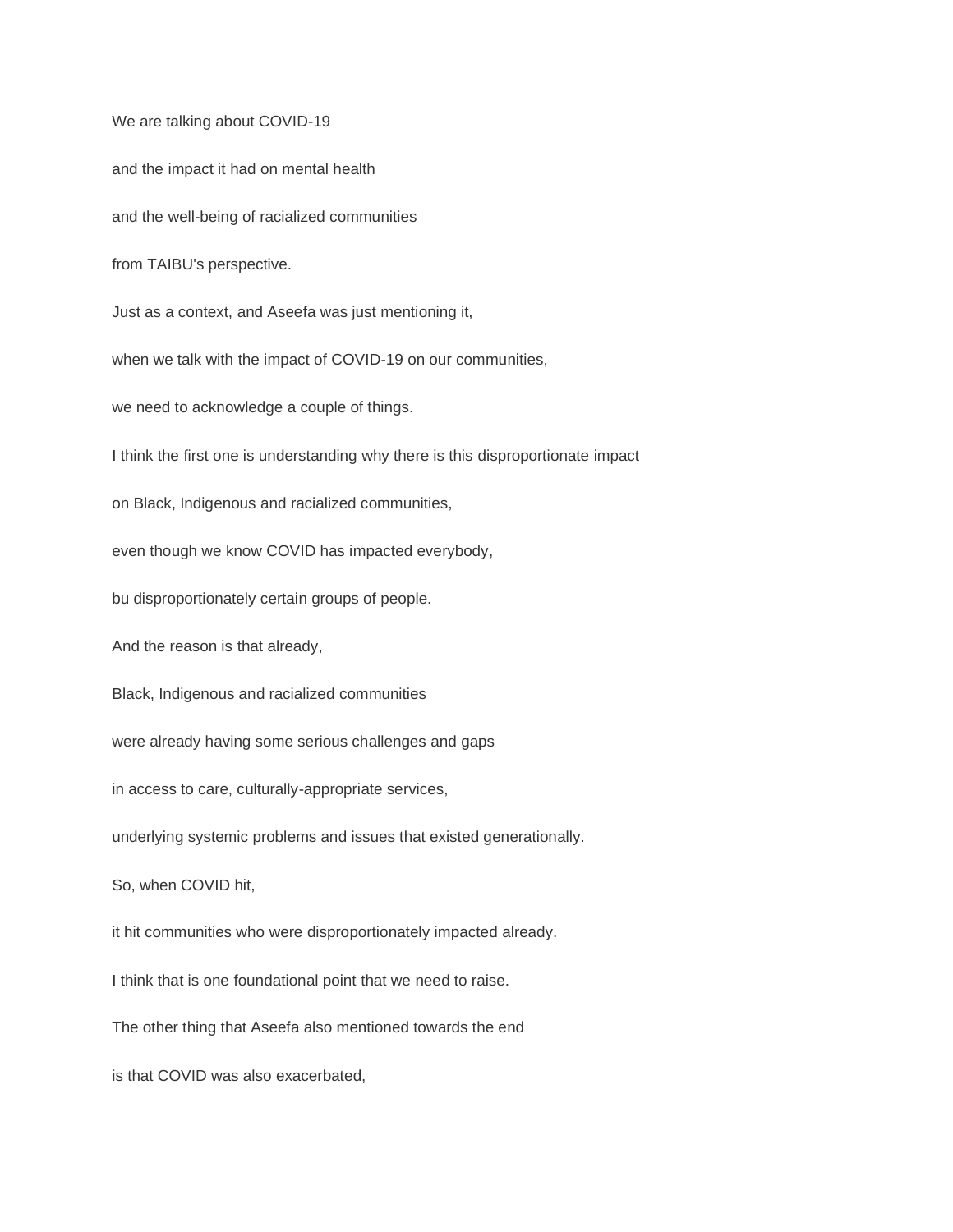We are talking about COVID-19

and the impact it had on mental health

and the well-being of racialized communities

from TAIBU's perspective.

Just as a context, and Aseefa was just mentioning it,

when we talk with the impact of COVID-19 on our communities,

we need to acknowledge a couple of things.

I think the first one is understanding why there is this disproportionate impact

on Black, Indigenous and racialized communities,

even though we know COVID has impacted everybody,

bu disproportionately certain groups of people.

And the reason is that already,

Black, Indigenous and racialized communities

were already having some serious challenges and gaps

in access to care, culturally-appropriate services,

underlying systemic problems and issues that existed generationally.

So, when COVID hit,

it hit communities who were disproportionately impacted already.

I think that is one foundational point that we need to raise.

The other thing that Aseefa also mentioned towards the end

is that COVID was also exacerbated,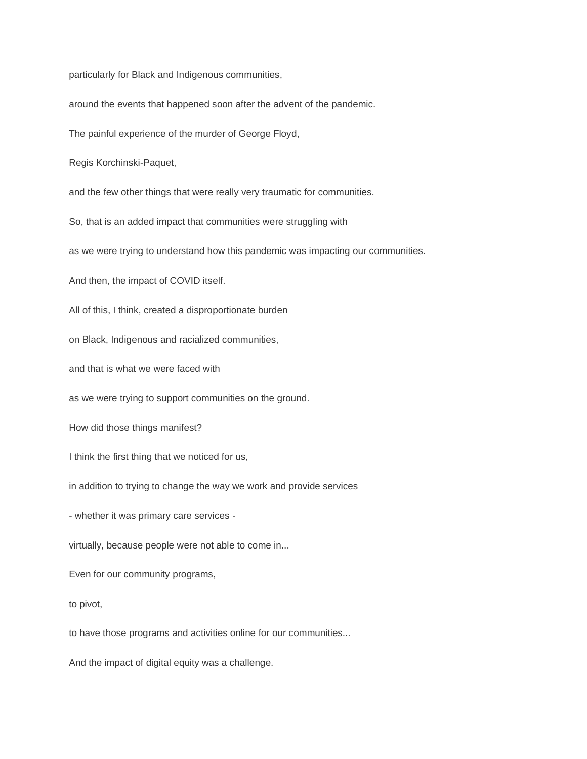particularly for Black and Indigenous communities,

around the events that happened soon after the advent of the pandemic.

The painful experience of the murder of George Floyd,

Regis Korchinski-Paquet,

and the few other things that were really very traumatic for communities.

So, that is an added impact that communities were struggling with

as we were trying to understand how this pandemic was impacting our communities.

And then, the impact of COVID itself.

All of this, I think, created a disproportionate burden

on Black, Indigenous and racialized communities,

and that is what we were faced with

as we were trying to support communities on the ground.

How did those things manifest?

I think the first thing that we noticed for us,

in addition to trying to change the way we work and provide services

- whether it was primary care services -

virtually, because people were not able to come in...

Even for our community programs,

to pivot,

to have those programs and activities online for our communities...

And the impact of digital equity was a challenge.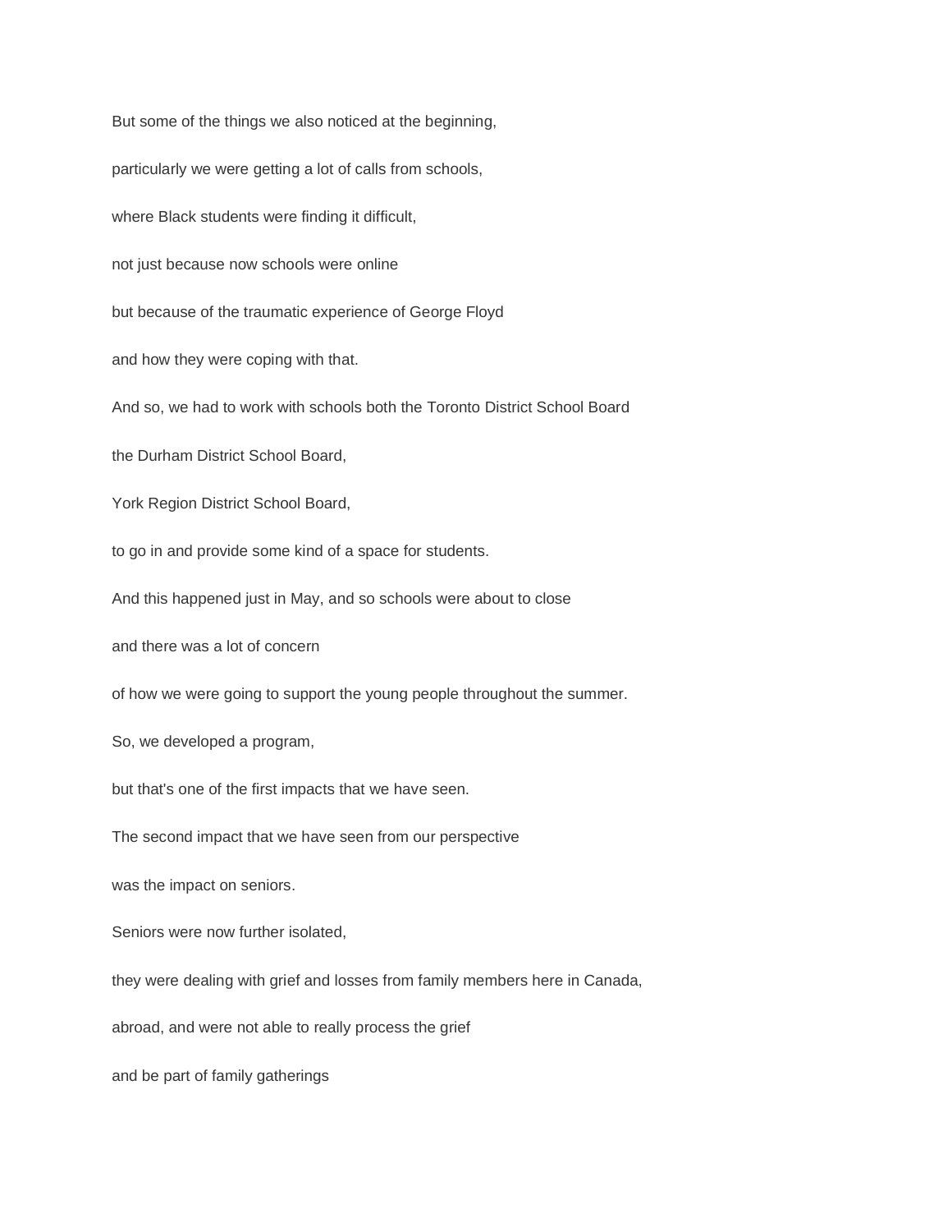But some of the things we also noticed at the beginning,

particularly we were getting a lot of calls from schools,

where Black students were finding it difficult,

not just because now schools were online

but because of the traumatic experience of George Floyd

and how they were coping with that.

And so, we had to work with schools both the Toronto District School Board

the Durham District School Board,

York Region District School Board,

to go in and provide some kind of a space for students.

And this happened just in May, and so schools were about to close

and there was a lot of concern

of how we were going to support the young people throughout the summer.

So, we developed a program,

but that's one of the first impacts that we have seen.

The second impact that we have seen from our perspective

was the impact on seniors.

Seniors were now further isolated,

they were dealing with grief and losses from family members here in Canada,

abroad, and were not able to really process the grief

and be part of family gatherings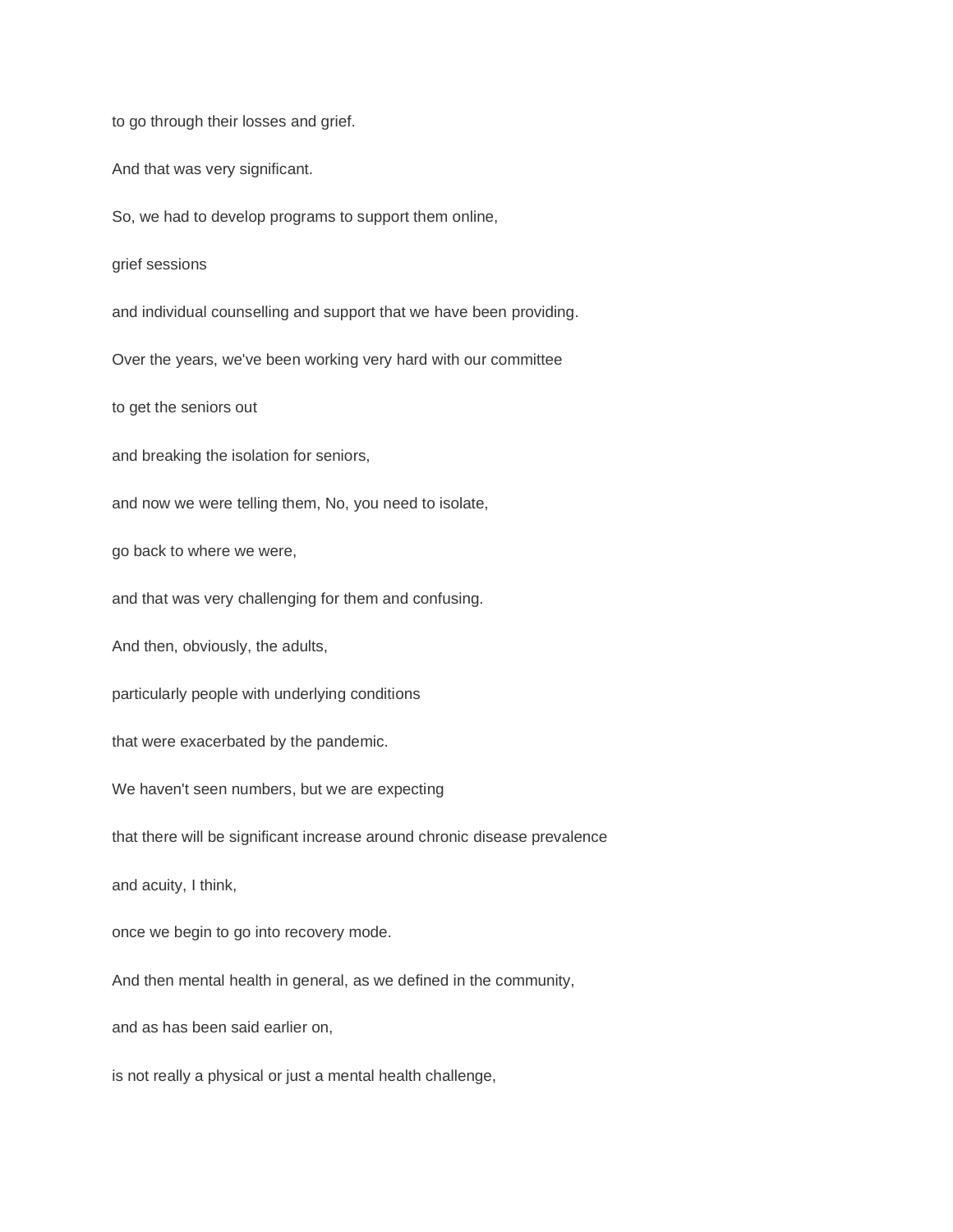to go through their losses and grief.

And that was very significant.

So, we had to develop programs to support them online,

grief sessions

and individual counselling and support that we have been providing.

Over the years, we've been working very hard with our committee

to get the seniors out

and breaking the isolation for seniors,

and now we were telling them, No, you need to isolate,

go back to where we were,

and that was very challenging for them and confusing.

And then, obviously, the adults,

particularly people with underlying conditions

that were exacerbated by the pandemic.

We haven't seen numbers, but we are expecting

that there will be significant increase around chronic disease prevalence

and acuity, I think,

once we begin to go into recovery mode.

And then mental health in general, as we defined in the community,

and as has been said earlier on,

is not really a physical or just a mental health challenge,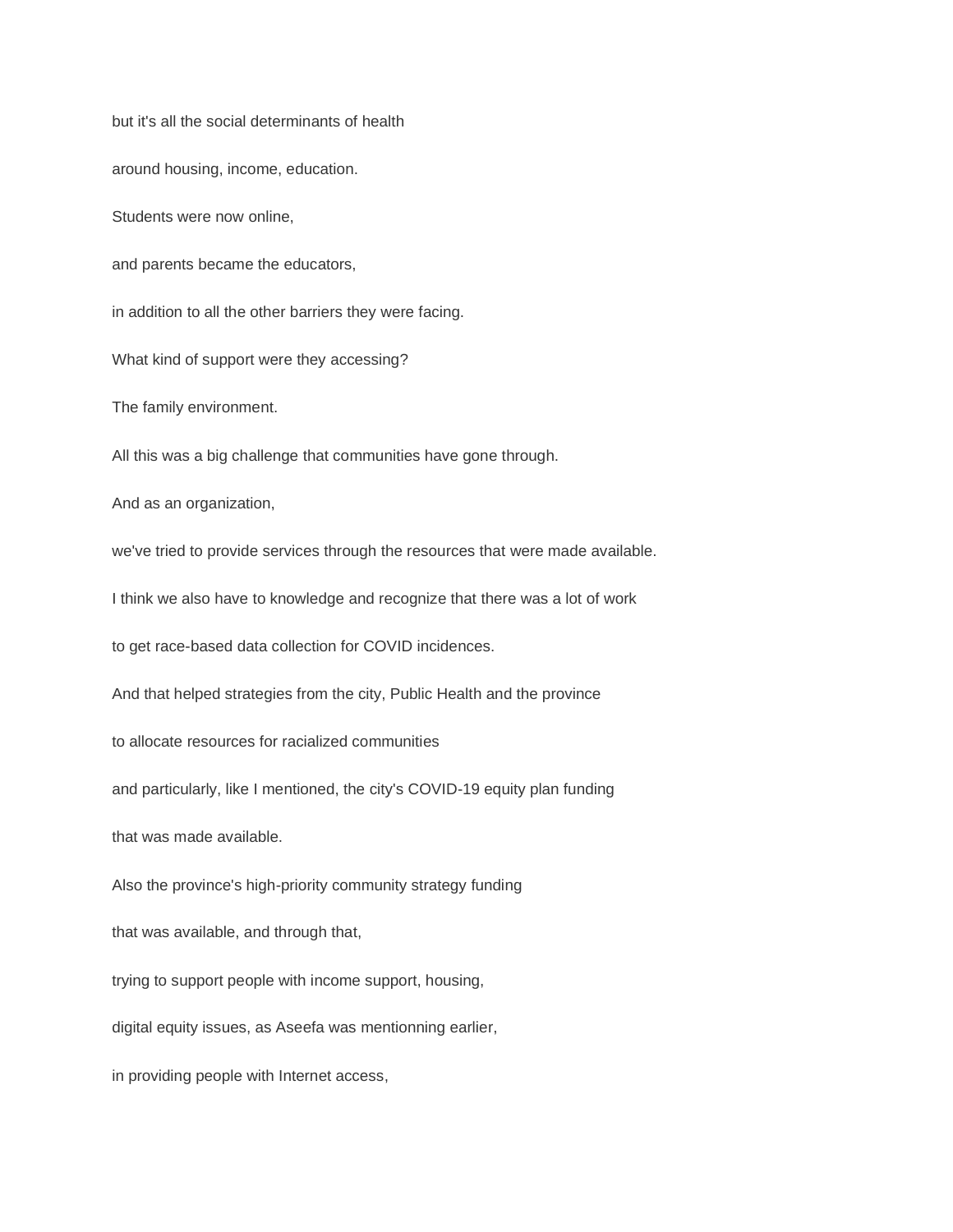but it's all the social determinants of health

around housing, income, education.

Students were now online,

and parents became the educators,

in addition to all the other barriers they were facing.

What kind of support were they accessing?

The family environment.

All this was a big challenge that communities have gone through.

And as an organization,

we've tried to provide services through the resources that were made available.

I think we also have to knowledge and recognize that there was a lot of work

to get race-based data collection for COVID incidences.

And that helped strategies from the city, Public Health and the province

to allocate resources for racialized communities

and particularly, like I mentioned, the city's COVID-19 equity plan funding

that was made available.

Also the province's high-priority community strategy funding

that was available, and through that,

trying to support people with income support, housing,

digital equity issues, as Aseefa was mentionning earlier,

in providing people with Internet access,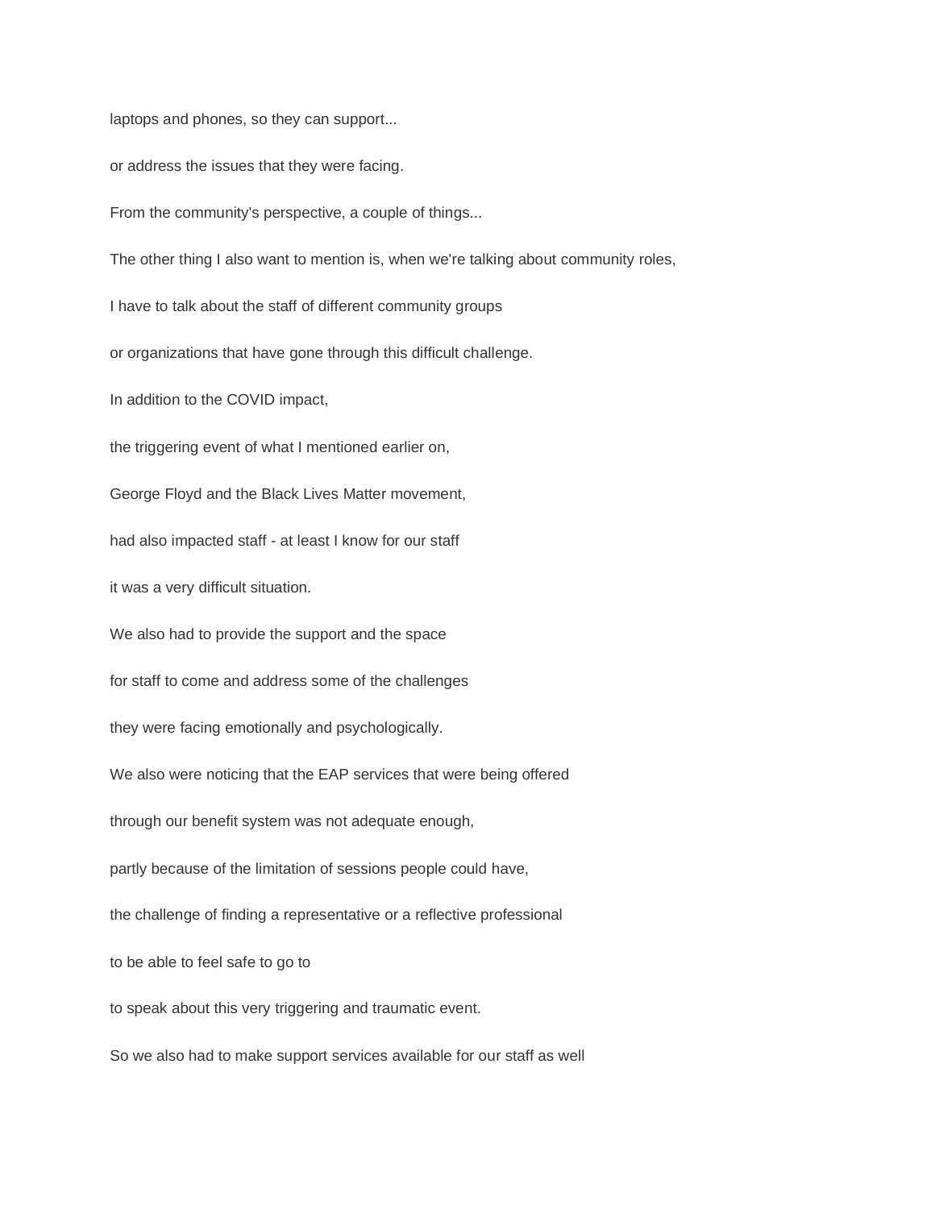laptops and phones, so they can support...

or address the issues that they were facing.

From the community's perspective, a couple of things...

The other thing I also want to mention is, when we're talking about community roles,

I have to talk about the staff of different community groups

or organizations that have gone through this difficult challenge.

In addition to the COVID impact,

the triggering event of what I mentioned earlier on,

George Floyd and the Black Lives Matter movement,

had also impacted staff - at least I know for our staff

it was a very difficult situation.

We also had to provide the support and the space

for staff to come and address some of the challenges

they were facing emotionally and psychologically.

We also were noticing that the EAP services that were being offered

through our benefit system was not adequate enough,

partly because of the limitation of sessions people could have,

the challenge of finding a representative or a reflective professional

to be able to feel safe to go to

to speak about this very triggering and traumatic event.

So we also had to make support services available for our staff as well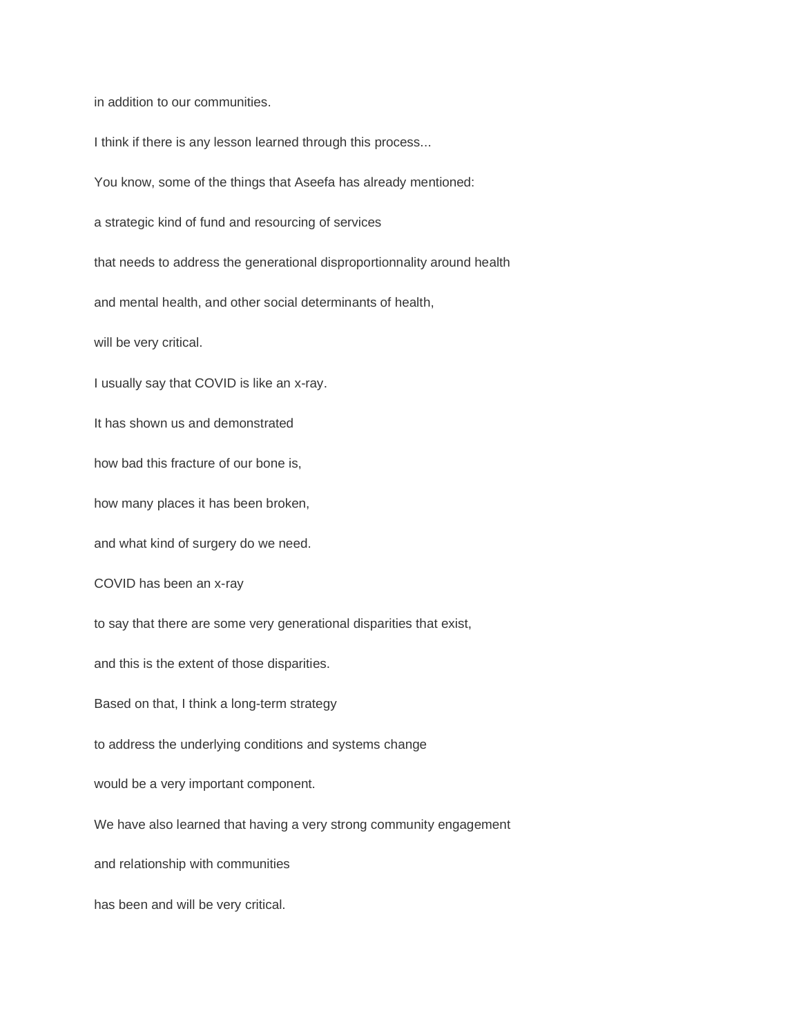in addition to our communities.

I think if there is any lesson learned through this process...

You know, some of the things that Aseefa has already mentioned:

a strategic kind of fund and resourcing of services

that needs to address the generational disproportionnality around health

and mental health, and other social determinants of health,

will be very critical.

I usually say that COVID is like an x-ray.

It has shown us and demonstrated

how bad this fracture of our bone is,

how many places it has been broken,

and what kind of surgery do we need.

COVID has been an x-ray

to say that there are some very generational disparities that exist,

and this is the extent of those disparities.

Based on that, I think a long-term strategy

to address the underlying conditions and systems change

would be a very important component.

We have also learned that having a very strong community engagement

and relationship with communities

has been and will be very critical.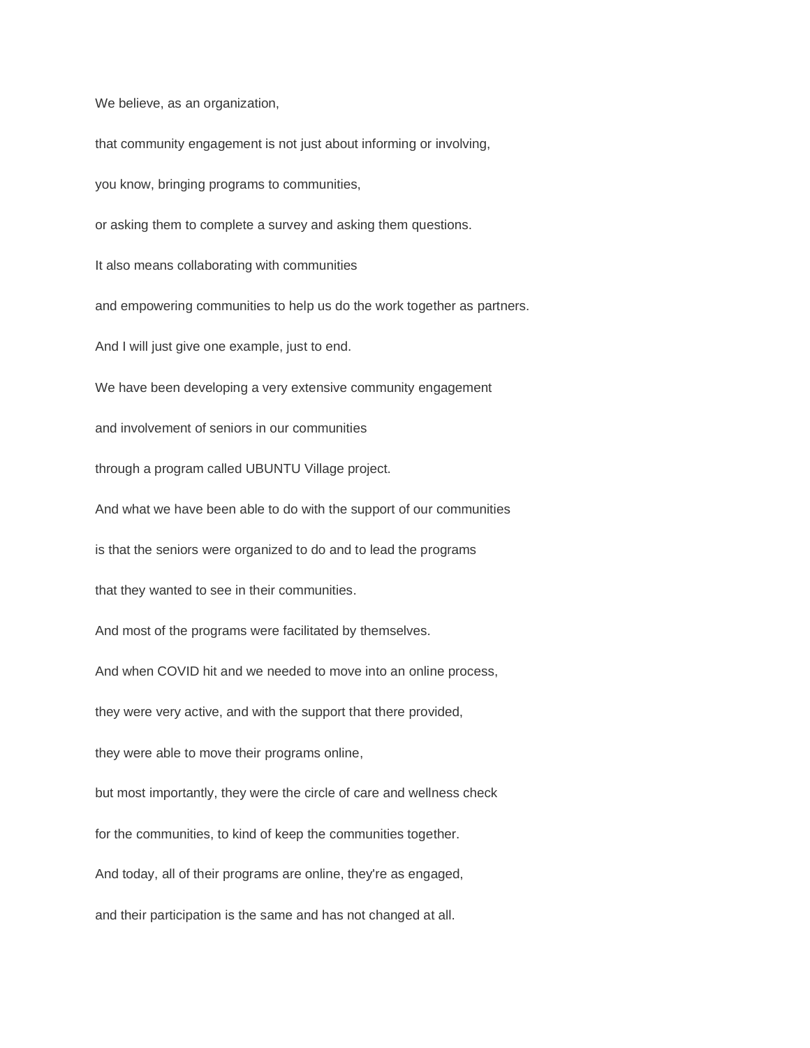We believe, as an organization,

that community engagement is not just about informing or involving,

you know, bringing programs to communities,

or asking them to complete a survey and asking them questions.

It also means collaborating with communities

and empowering communities to help us do the work together as partners.

And I will just give one example, just to end.

We have been developing a very extensive community engagement

and involvement of seniors in our communities

through a program called UBUNTU Village project.

And what we have been able to do with the support of our communities

is that the seniors were organized to do and to lead the programs

that they wanted to see in their communities.

And most of the programs were facilitated by themselves.

And when COVID hit and we needed to move into an online process,

they were very active, and with the support that there provided,

they were able to move their programs online,

but most importantly, they were the circle of care and wellness check

for the communities, to kind of keep the communities together.

And today, all of their programs are online, they're as engaged,

and their participation is the same and has not changed at all.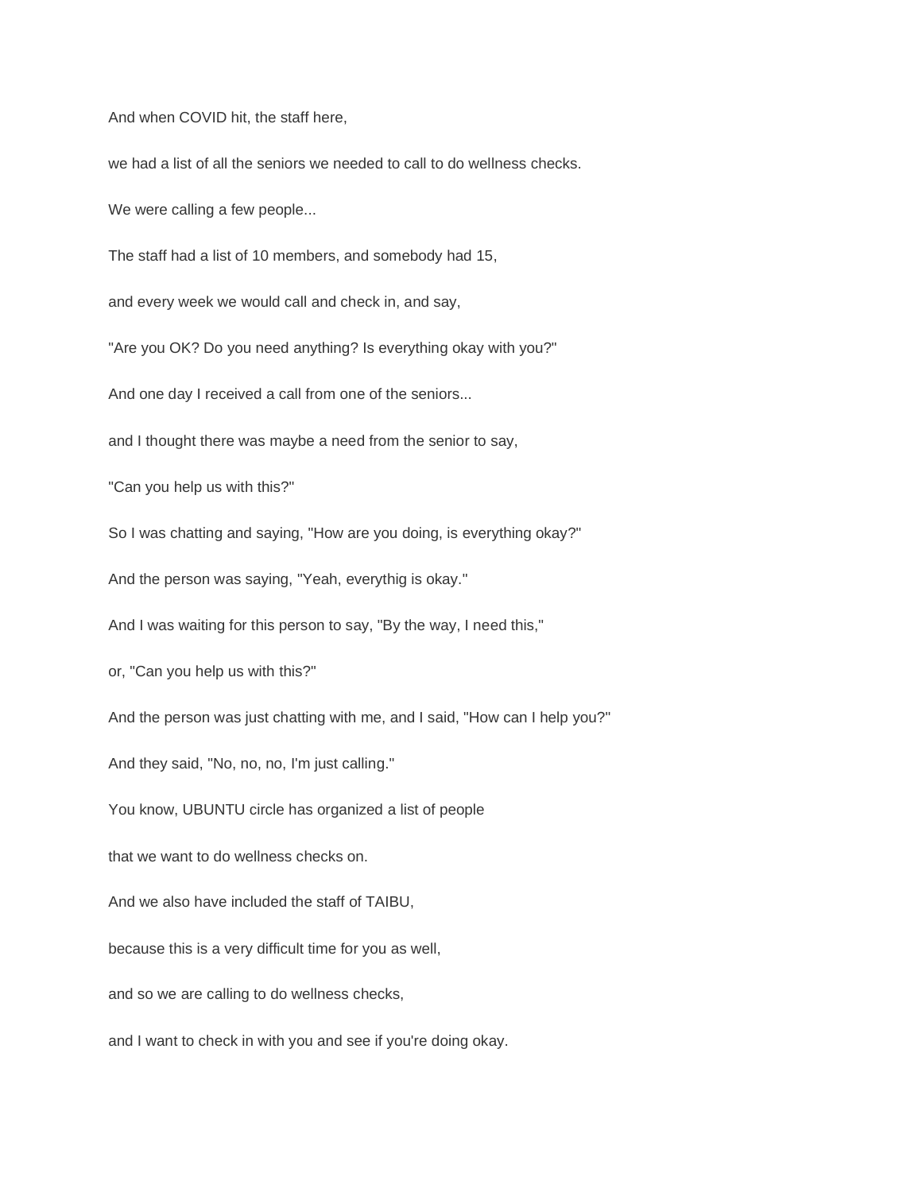And when COVID hit, the staff here,

we had a list of all the seniors we needed to call to do wellness checks.

We were calling a few people...

The staff had a list of 10 members, and somebody had 15,

and every week we would call and check in, and say,

"Are you OK? Do you need anything? Is everything okay with you?"

And one day I received a call from one of the seniors...

and I thought there was maybe a need from the senior to say,

"Can you help us with this?"

So I was chatting and saying, "How are you doing, is everything okay?"

And the person was saying, "Yeah, everythig is okay."

And I was waiting for this person to say, "By the way, I need this,"

or, "Can you help us with this?"

And the person was just chatting with me, and I said, "How can I help you?"

And they said, "No, no, no, I'm just calling."

You know, UBUNTU circle has organized a list of people

that we want to do wellness checks on.

And we also have included the staff of TAIBU,

because this is a very difficult time for you as well,

and so we are calling to do wellness checks,

and I want to check in with you and see if you're doing okay.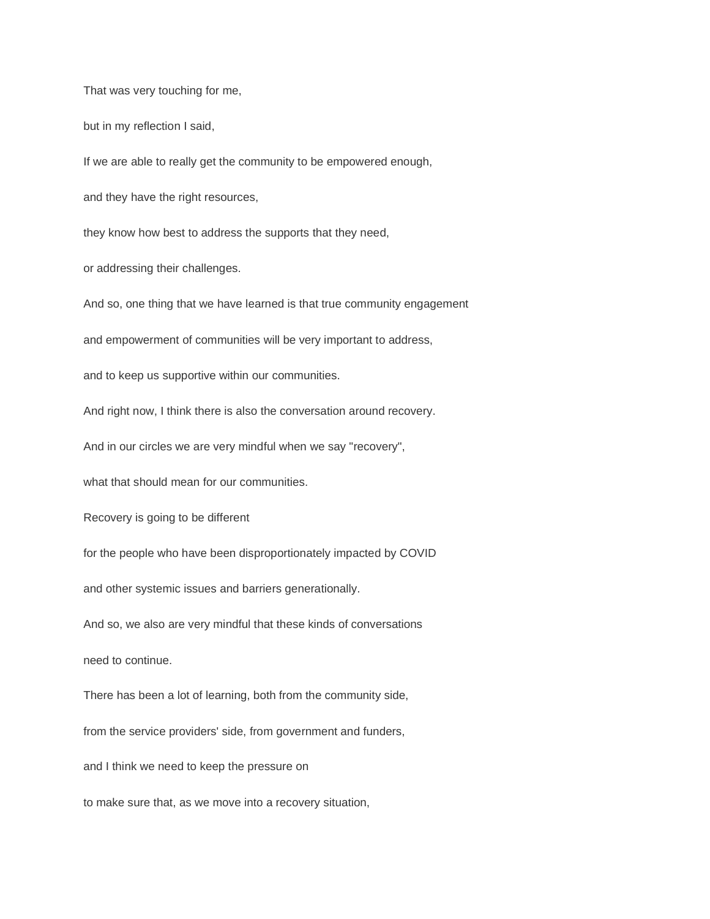That was very touching for me,

but in my reflection I said,

If we are able to really get the community to be empowered enough,

and they have the right resources,

they know how best to address the supports that they need,

or addressing their challenges.

And so, one thing that we have learned is that true community engagement

and empowerment of communities will be very important to address,

and to keep us supportive within our communities.

And right now, I think there is also the conversation around recovery.

And in our circles we are very mindful when we say "recovery",

what that should mean for our communities.

Recovery is going to be different

for the people who have been disproportionately impacted by COVID

and other systemic issues and barriers generationally.

And so, we also are very mindful that these kinds of conversations

need to continue.

There has been a lot of learning, both from the community side,

from the service providers' side, from government and funders,

and I think we need to keep the pressure on

to make sure that, as we move into a recovery situation,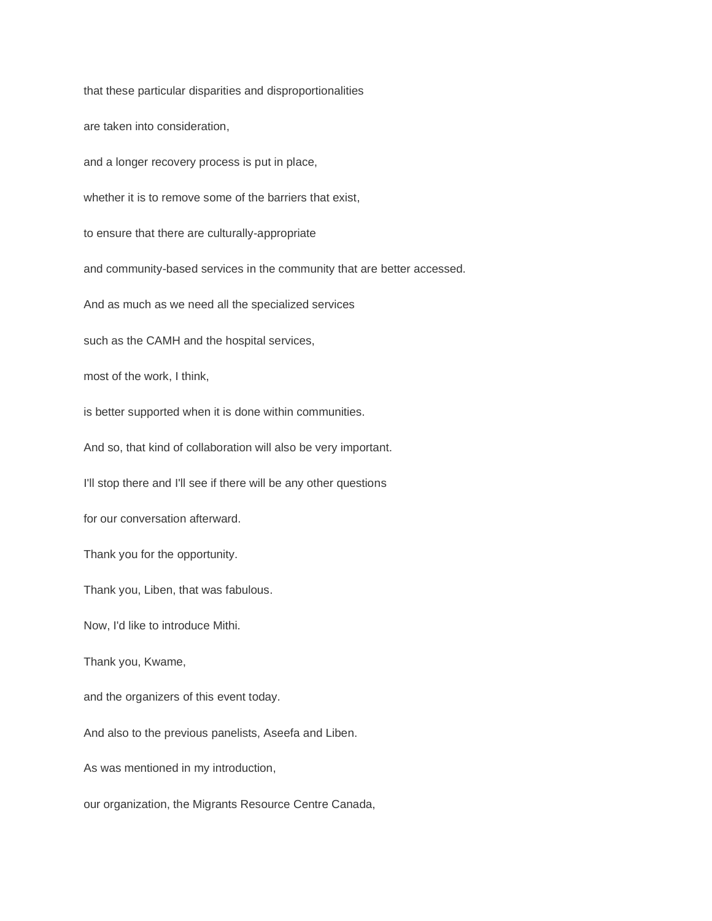that these particular disparities and disproportionalities

are taken into consideration,

and a longer recovery process is put in place,

whether it is to remove some of the barriers that exist,

to ensure that there are culturally-appropriate

and community-based services in the community that are better accessed.

And as much as we need all the specialized services

such as the CAMH and the hospital services,

most of the work, I think,

is better supported when it is done within communities.

And so, that kind of collaboration will also be very important.

I'll stop there and I'll see if there will be any other questions

for our conversation afterward.

Thank you for the opportunity.

Thank you, Liben, that was fabulous.

Now, I'd like to introduce Mithi.

Thank you, Kwame,

and the organizers of this event today.

And also to the previous panelists, Aseefa and Liben.

As was mentioned in my introduction,

our organization, the Migrants Resource Centre Canada,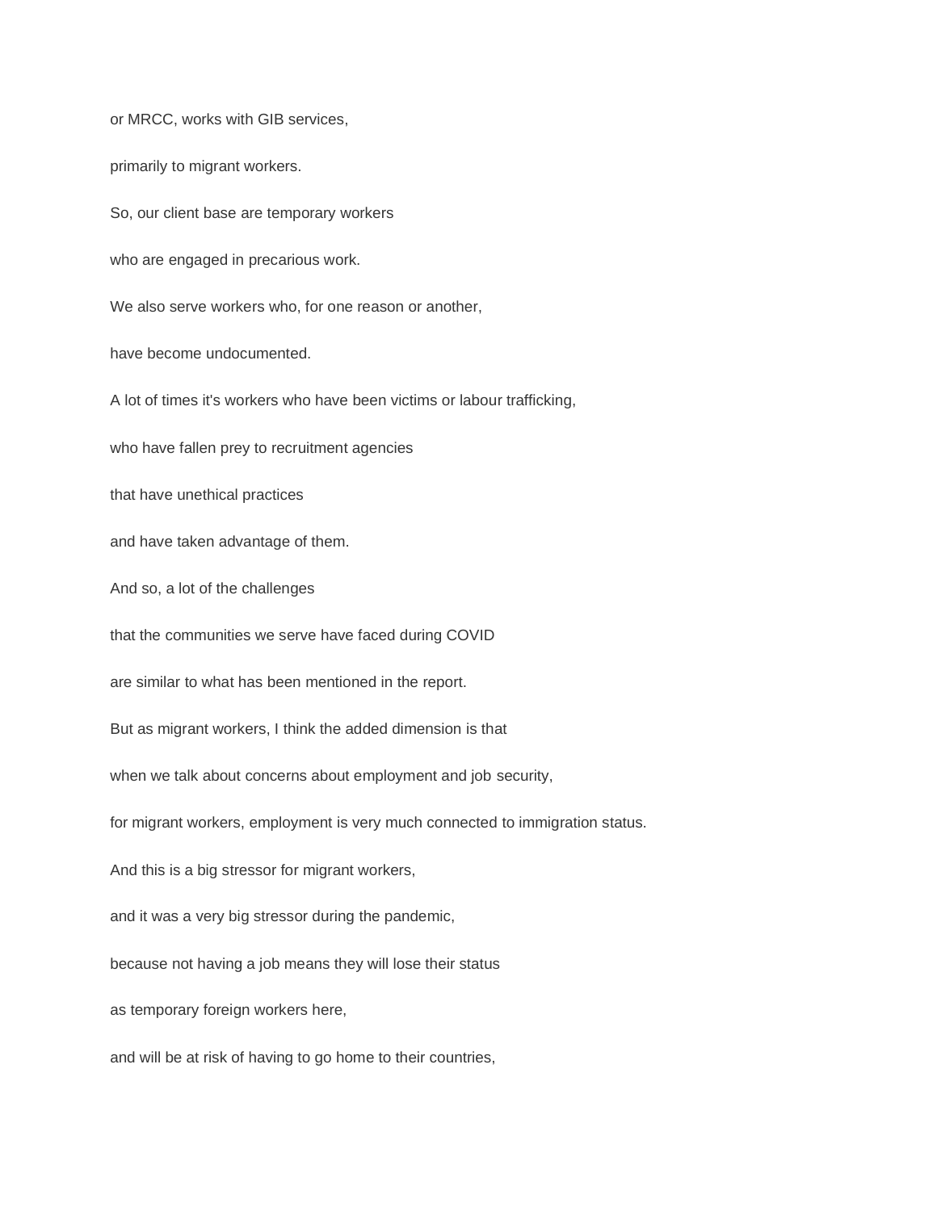or MRCC, works with GIB services,

primarily to migrant workers.

So, our client base are temporary workers

who are engaged in precarious work.

We also serve workers who, for one reason or another,

have become undocumented.

A lot of times it's workers who have been victims or labour trafficking,

who have fallen prey to recruitment agencies

that have unethical practices

and have taken advantage of them.

And so, a lot of the challenges

that the communities we serve have faced during COVID

are similar to what has been mentioned in the report.

But as migrant workers, I think the added dimension is that

when we talk about concerns about employment and job security,

for migrant workers, employment is very much connected to immigration status.

And this is a big stressor for migrant workers,

and it was a very big stressor during the pandemic,

because not having a job means they will lose their status

as temporary foreign workers here,

and will be at risk of having to go home to their countries,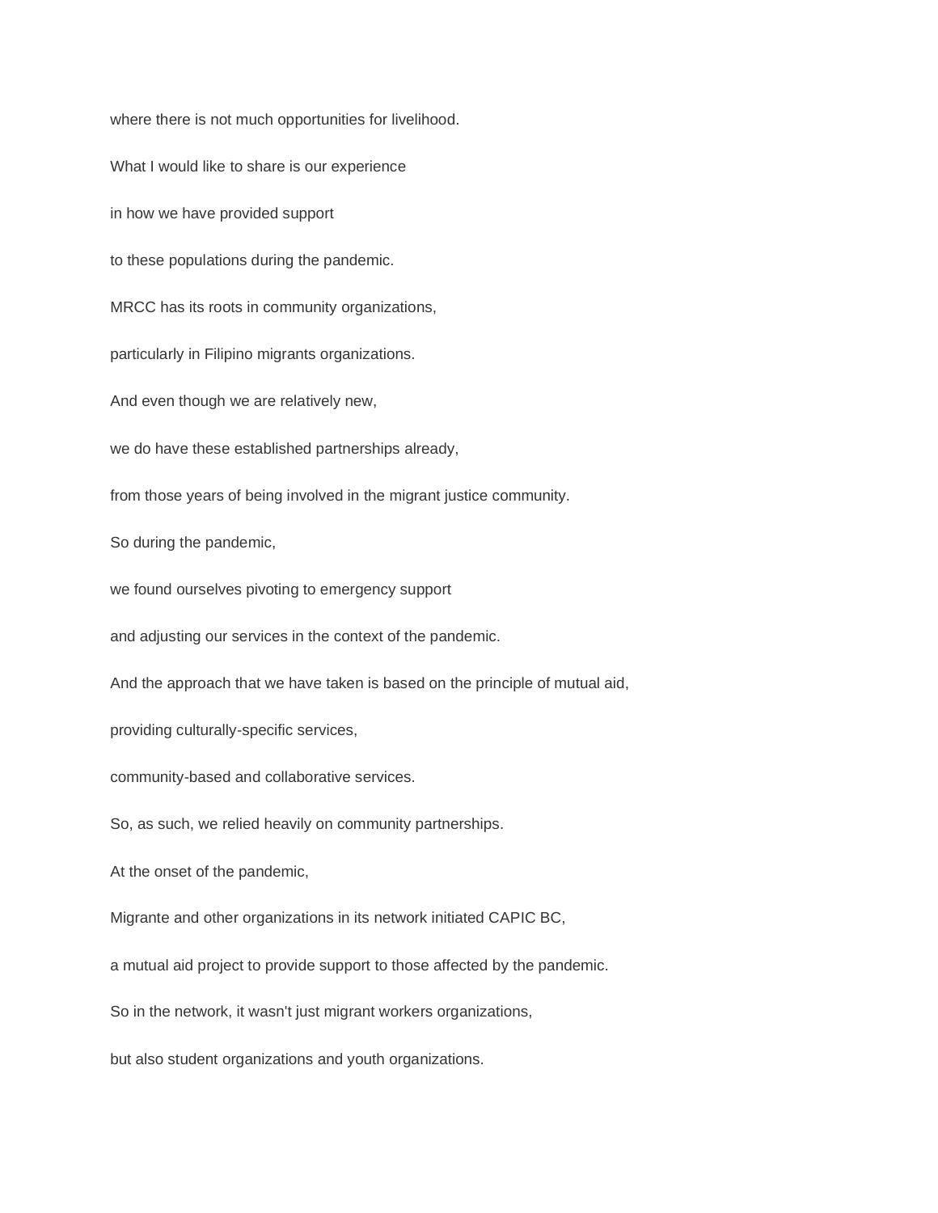where there is not much opportunities for livelihood.

What I would like to share is our experience

in how we have provided support

to these populations during the pandemic.

MRCC has its roots in community organizations,

particularly in Filipino migrants organizations.

And even though we are relatively new,

we do have these established partnerships already,

from those years of being involved in the migrant justice community.

So during the pandemic,

we found ourselves pivoting to emergency support

and adjusting our services in the context of the pandemic.

And the approach that we have taken is based on the principle of mutual aid,

providing culturally-specific services,

community-based and collaborative services.

So, as such, we relied heavily on community partnerships.

At the onset of the pandemic,

Migrante and other organizations in its network initiated CAPIC BC,

a mutual aid project to provide support to those affected by the pandemic.

So in the network, it wasn't just migrant workers organizations,

but also student organizations and youth organizations.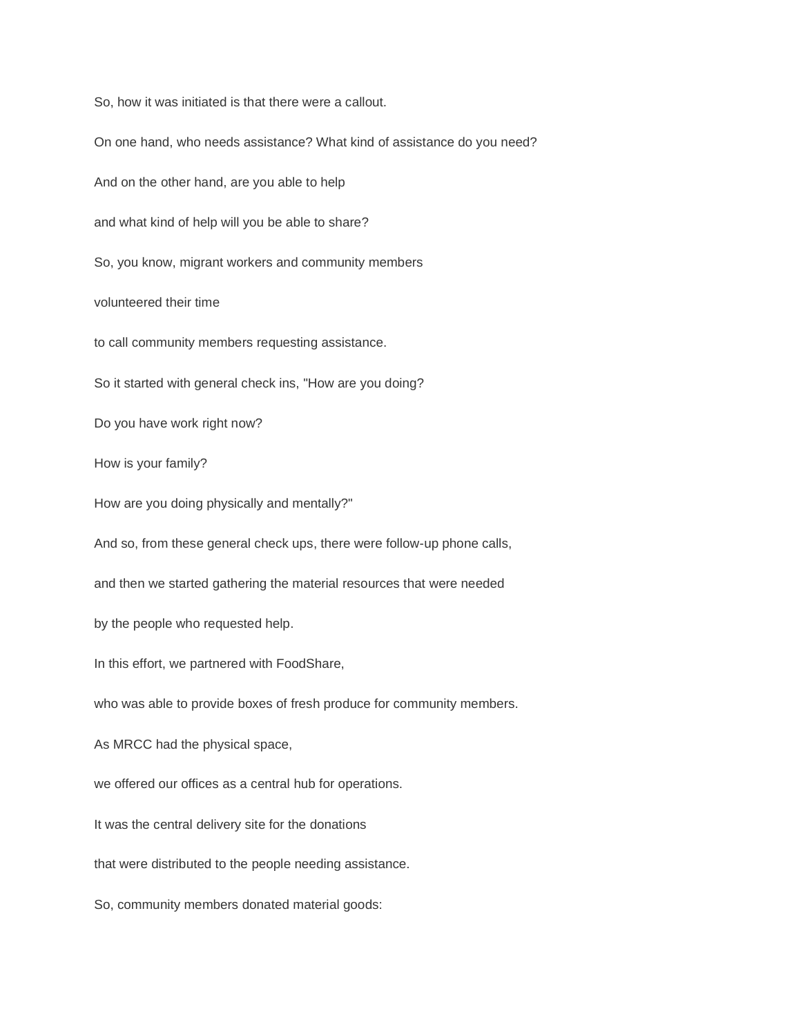So, how it was initiated is that there were a callout.

On one hand, who needs assistance? What kind of assistance do you need?

And on the other hand, are you able to help

and what kind of help will you be able to share?

So, you know, migrant workers and community members

volunteered their time

to call community members requesting assistance.

So it started with general check ins, "How are you doing?

Do you have work right now?

How is your family?

How are you doing physically and mentally?"

And so, from these general check ups, there were follow-up phone calls,

and then we started gathering the material resources that were needed

by the people who requested help.

In this effort, we partnered with FoodShare,

who was able to provide boxes of fresh produce for community members.

As MRCC had the physical space,

we offered our offices as a central hub for operations.

It was the central delivery site for the donations

that were distributed to the people needing assistance.

So, community members donated material goods: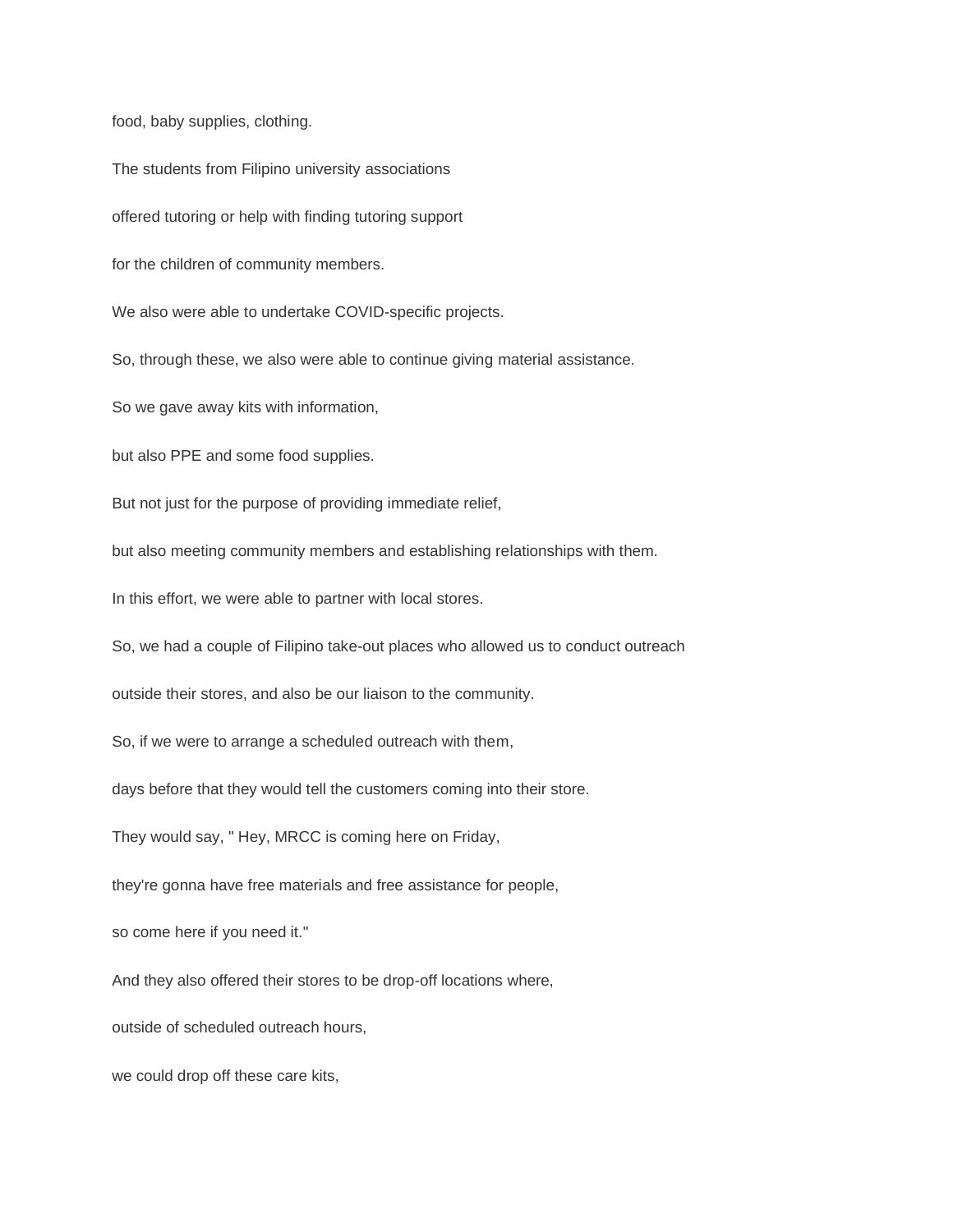food, baby supplies, clothing.

The students from Filipino university associations

offered tutoring or help with finding tutoring support

for the children of community members.

We also were able to undertake COVID-specific projects.

So, through these, we also were able to continue giving material assistance.

So we gave away kits with information,

but also PPE and some food supplies.

But not just for the purpose of providing immediate relief,

but also meeting community members and establishing relationships with them.

In this effort, we were able to partner with local stores.

So, we had a couple of Filipino take-out places who allowed us to conduct outreach

outside their stores, and also be our liaison to the community.

So, if we were to arrange a scheduled outreach with them,

days before that they would tell the customers coming into their store.

They would say, " Hey, MRCC is coming here on Friday,

they're gonna have free materials and free assistance for people,

so come here if you need it."

And they also offered their stores to be drop-off locations where,

outside of scheduled outreach hours,

we could drop off these care kits,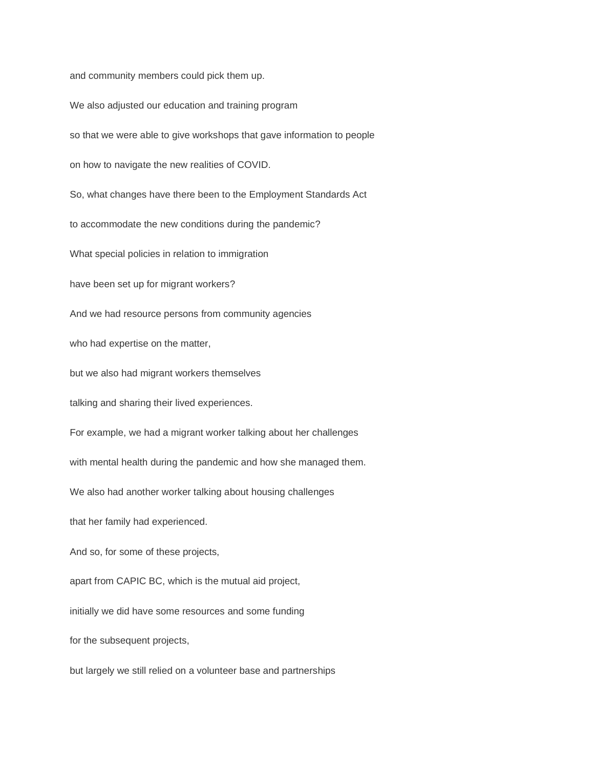and community members could pick them up.

We also adjusted our education and training program

so that we were able to give workshops that gave information to people

on how to navigate the new realities of COVID.

So, what changes have there been to the Employment Standards Act

to accommodate the new conditions during the pandemic?

What special policies in relation to immigration

have been set up for migrant workers?

And we had resource persons from community agencies

who had expertise on the matter,

but we also had migrant workers themselves

talking and sharing their lived experiences.

For example, we had a migrant worker talking about her challenges

with mental health during the pandemic and how she managed them.

We also had another worker talking about housing challenges

that her family had experienced.

And so, for some of these projects,

apart from CAPIC BC, which is the mutual aid project,

initially we did have some resources and some funding

for the subsequent projects,

but largely we still relied on a volunteer base and partnerships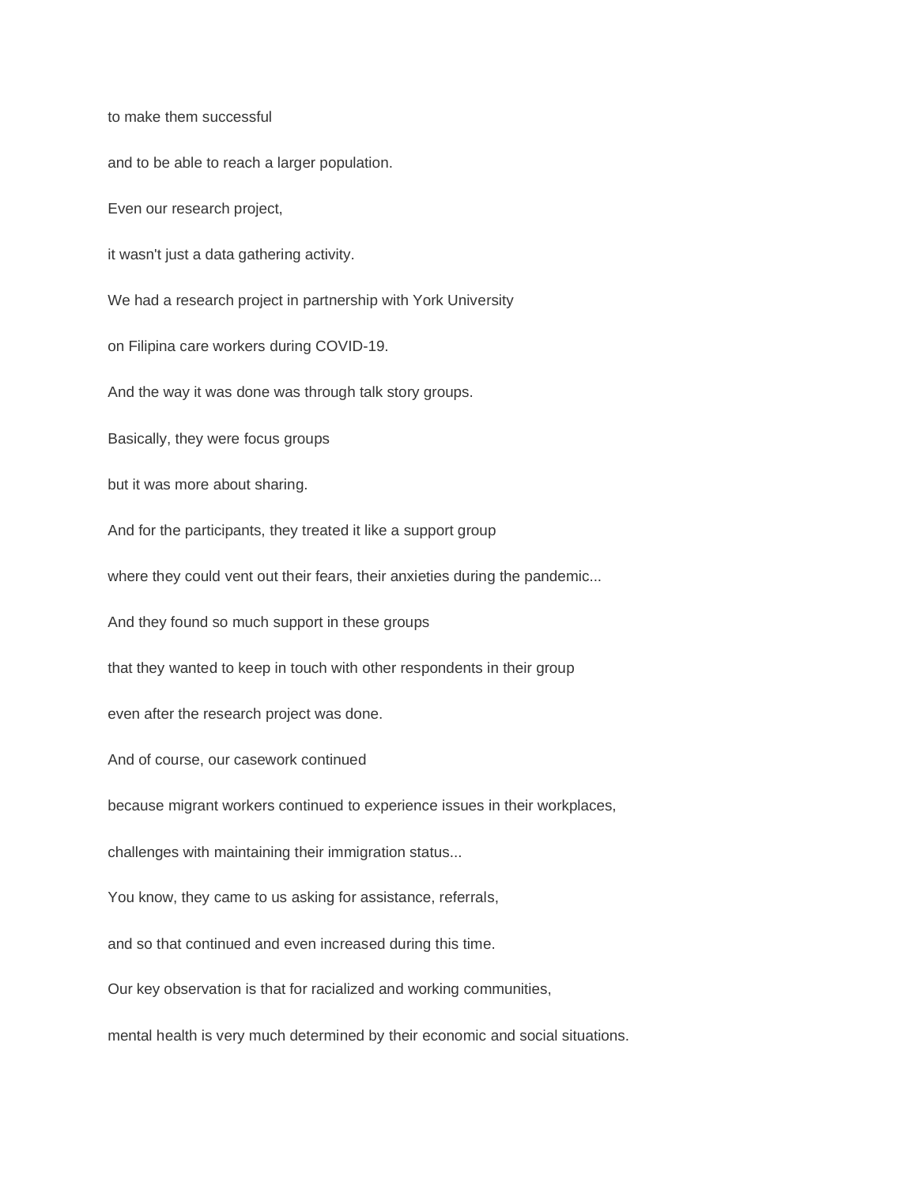to make them successful

and to be able to reach a larger population.

Even our research project,

it wasn't just a data gathering activity.

We had a research project in partnership with York University

on Filipina care workers during COVID-19.

And the way it was done was through talk story groups.

Basically, they were focus groups

but it was more about sharing.

And for the participants, they treated it like a support group

where they could vent out their fears, their anxieties during the pandemic...

And they found so much support in these groups

that they wanted to keep in touch with other respondents in their group

even after the research project was done.

And of course, our casework continued

because migrant workers continued to experience issues in their workplaces,

challenges with maintaining their immigration status...

You know, they came to us asking for assistance, referrals,

and so that continued and even increased during this time.

Our key observation is that for racialized and working communities,

mental health is very much determined by their economic and social situations.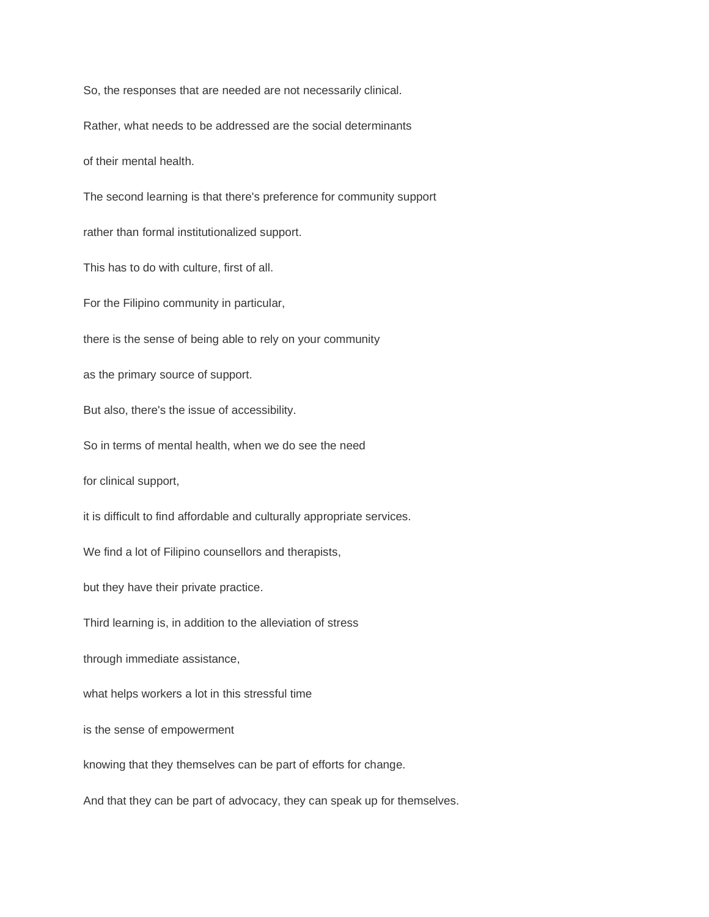So, the responses that are needed are not necessarily clinical.

Rather, what needs to be addressed are the social determinants

of their mental health.

The second learning is that there's preference for community support

rather than formal institutionalized support.

This has to do with culture, first of all.

For the Filipino community in particular,

there is the sense of being able to rely on your community

as the primary source of support.

But also, there's the issue of accessibility.

So in terms of mental health, when we do see the need

for clinical support,

it is difficult to find affordable and culturally appropriate services.

We find a lot of Filipino counsellors and therapists,

but they have their private practice.

Third learning is, in addition to the alleviation of stress

through immediate assistance,

what helps workers a lot in this stressful time

is the sense of empowerment

knowing that they themselves can be part of efforts for change.

And that they can be part of advocacy, they can speak up for themselves.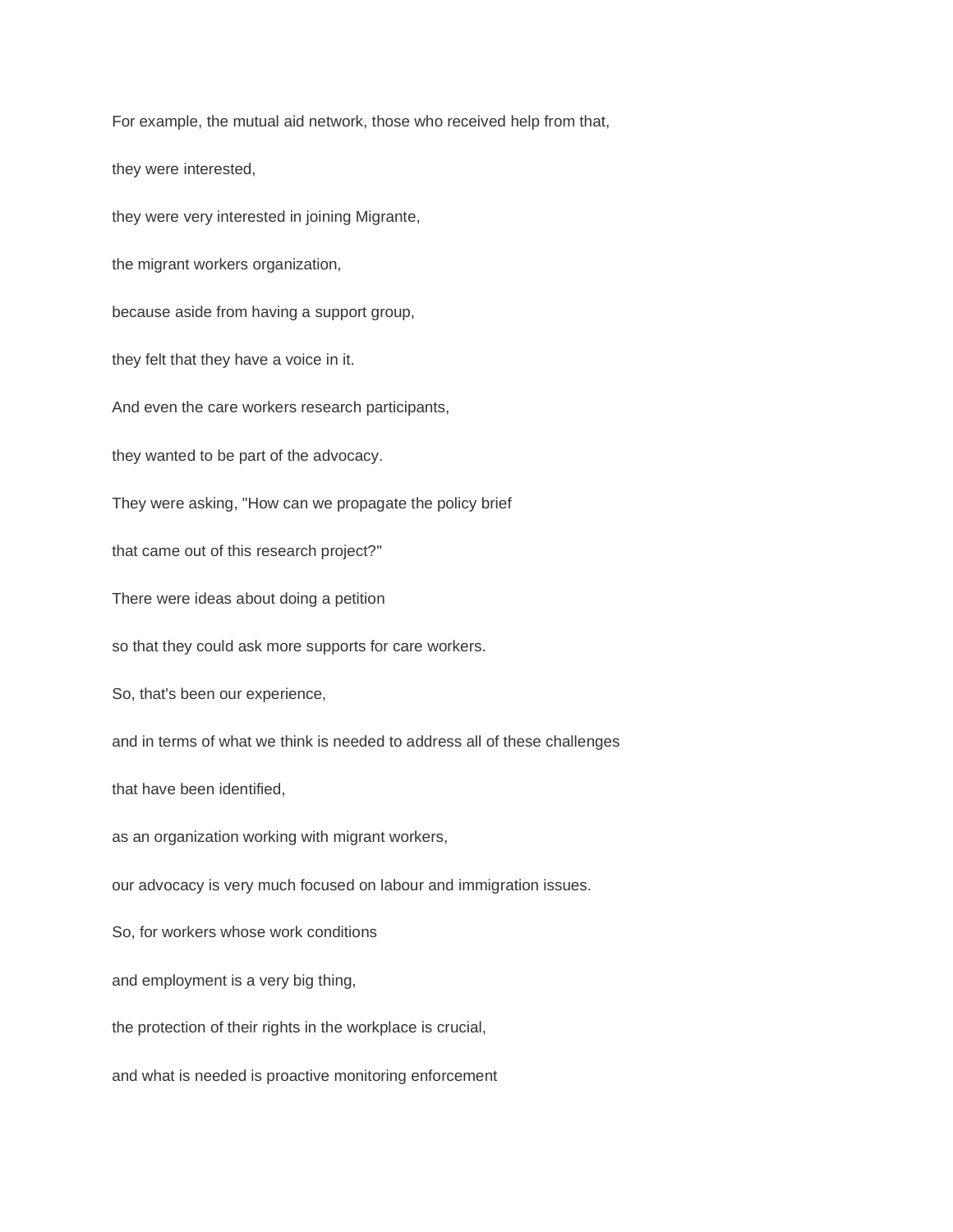For example, the mutual aid network, those who received help from that,

they were interested,

they were very interested in joining Migrante,

the migrant workers organization,

because aside from having a support group,

they felt that they have a voice in it.

And even the care workers research participants,

they wanted to be part of the advocacy.

They were asking, "How can we propagate the policy brief

that came out of this research project?"

There were ideas about doing a petition

so that they could ask more supports for care workers.

So, that's been our experience,

and in terms of what we think is needed to address all of these challenges

that have been identified,

as an organization working with migrant workers,

our advocacy is very much focused on labour and immigration issues.

So, for workers whose work conditions

and employment is a very big thing,

the protection of their rights in the workplace is crucial,

and what is needed is proactive monitoring enforcement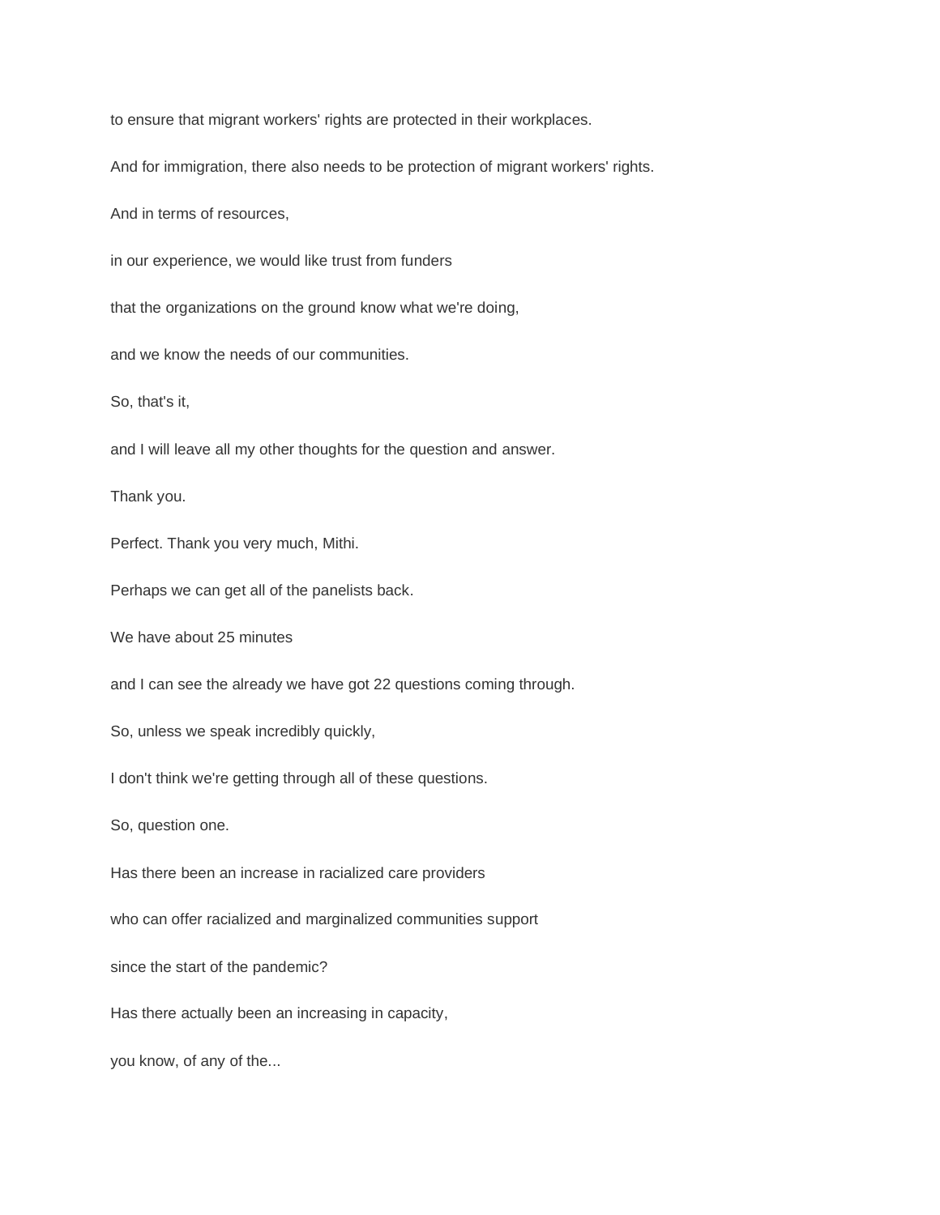to ensure that migrant workers' rights are protected in their workplaces.

And for immigration, there also needs to be protection of migrant workers' rights.

And in terms of resources,

in our experience, we would like trust from funders

that the organizations on the ground know what we're doing,

and we know the needs of our communities.

So, that's it,

and I will leave all my other thoughts for the question and answer.

Thank you.

Perfect. Thank you very much, Mithi.

Perhaps we can get all of the panelists back.

We have about 25 minutes

and I can see the already we have got 22 questions coming through.

So, unless we speak incredibly quickly,

I don't think we're getting through all of these questions.

So, question one.

Has there been an increase in racialized care providers

who can offer racialized and marginalized communities support

since the start of the pandemic?

Has there actually been an increasing in capacity,

you know, of any of the...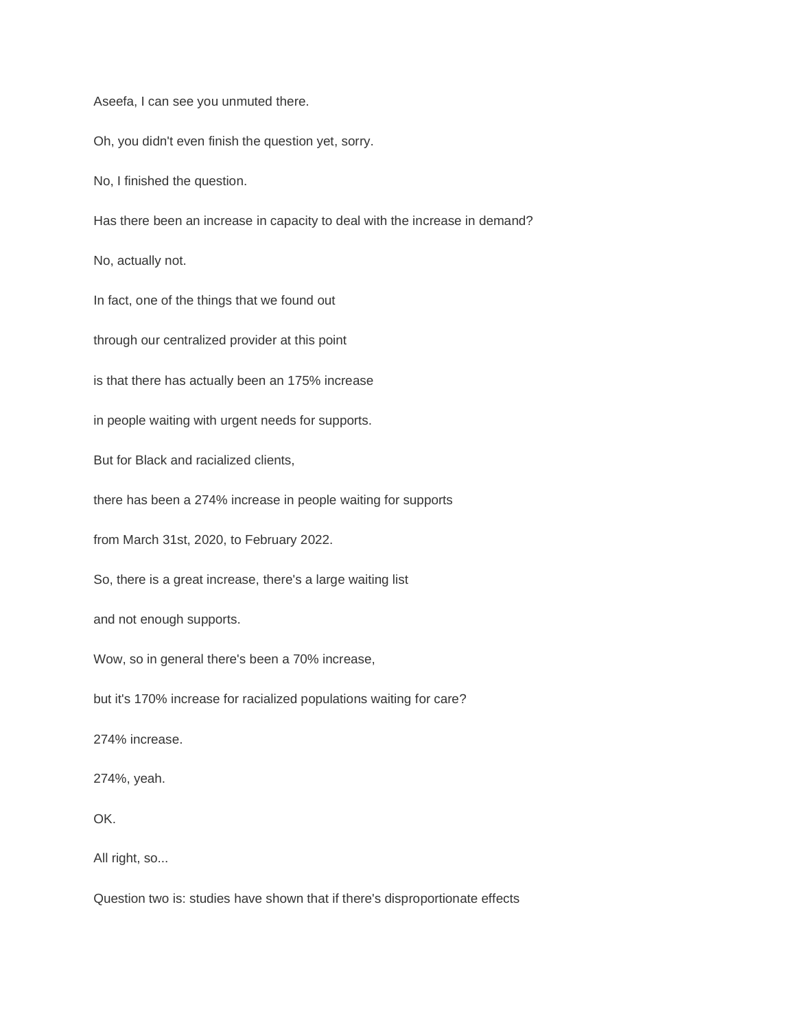Aseefa, I can see you unmuted there.

Oh, you didn't even finish the question yet, sorry.

No, I finished the question.

Has there been an increase in capacity to deal with the increase in demand?

No, actually not.

In fact, one of the things that we found out

through our centralized provider at this point

is that there has actually been an 175% increase

in people waiting with urgent needs for supports.

But for Black and racialized clients,

there has been a 274% increase in people waiting for supports

from March 31st, 2020, to February 2022.

So, there is a great increase, there's a large waiting list

and not enough supports.

Wow, so in general there's been a 70% increase,

but it's 170% increase for racialized populations waiting for care?

274% increase.

274%, yeah.

OK.

All right, so...

Question two is: studies have shown that if there's disproportionate effects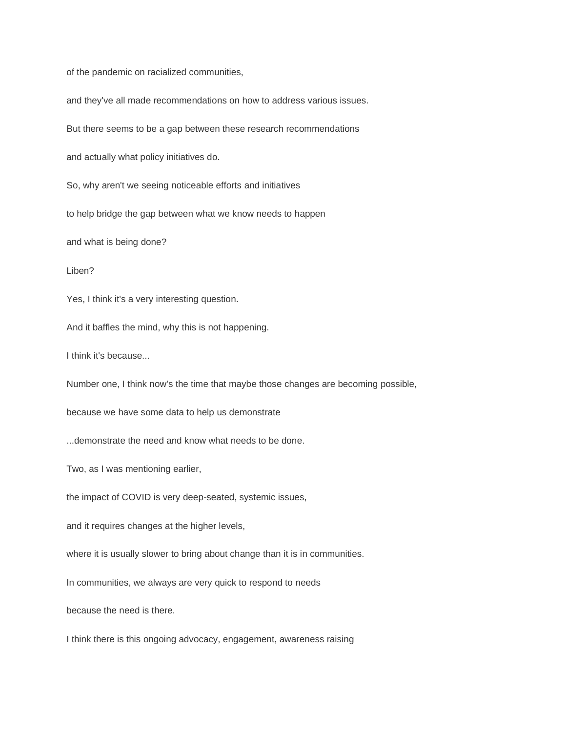of the pandemic on racialized communities,

and they've all made recommendations on how to address various issues.

But there seems to be a gap between these research recommendations

and actually what policy initiatives do.

So, why aren't we seeing noticeable efforts and initiatives

to help bridge the gap between what we know needs to happen

and what is being done?

Liben?

Yes, I think it's a very interesting question.

And it baffles the mind, why this is not happening.

I think it's because...

Number one, I think now's the time that maybe those changes are becoming possible,

because we have some data to help us demonstrate

...demonstrate the need and know what needs to be done.

Two, as I was mentioning earlier,

the impact of COVID is very deep-seated, systemic issues,

and it requires changes at the higher levels,

where it is usually slower to bring about change than it is in communities.

In communities, we always are very quick to respond to needs

because the need is there.

I think there is this ongoing advocacy, engagement, awareness raising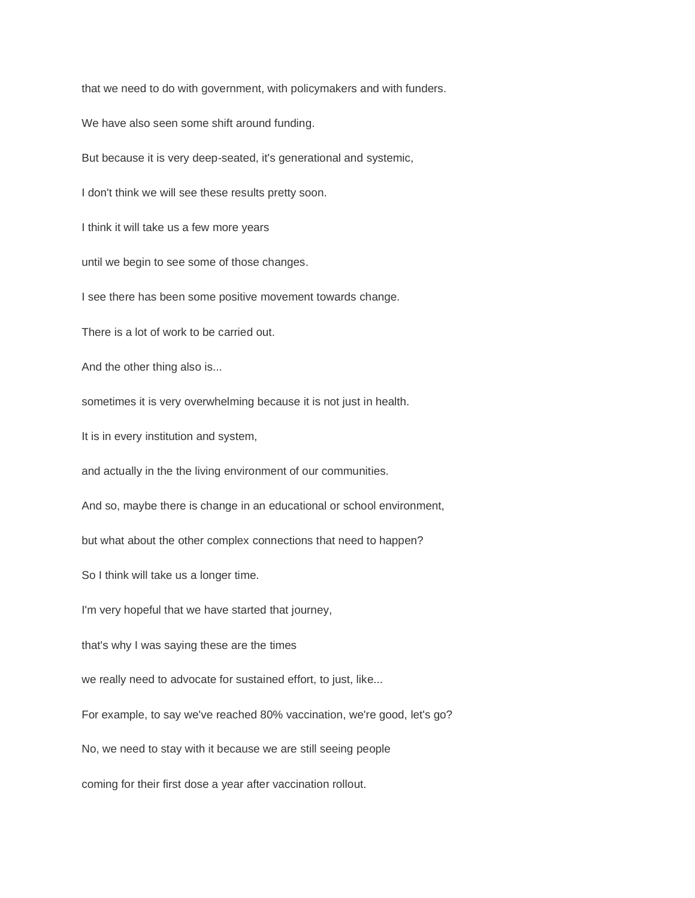that we need to do with government, with policymakers and with funders.

We have also seen some shift around funding.

But because it is very deep-seated, it's generational and systemic,

I don't think we will see these results pretty soon.

I think it will take us a few more years

until we begin to see some of those changes.

I see there has been some positive movement towards change.

There is a lot of work to be carried out.

And the other thing also is...

sometimes it is very overwhelming because it is not just in health.

It is in every institution and system,

and actually in the the living environment of our communities.

And so, maybe there is change in an educational or school environment,

but what about the other complex connections that need to happen?

So I think will take us a longer time.

I'm very hopeful that we have started that journey,

that's why I was saying these are the times

we really need to advocate for sustained effort, to just, like...

For example, to say we've reached 80% vaccination, we're good, let's go?

No, we need to stay with it because we are still seeing people

coming for their first dose a year after vaccination rollout.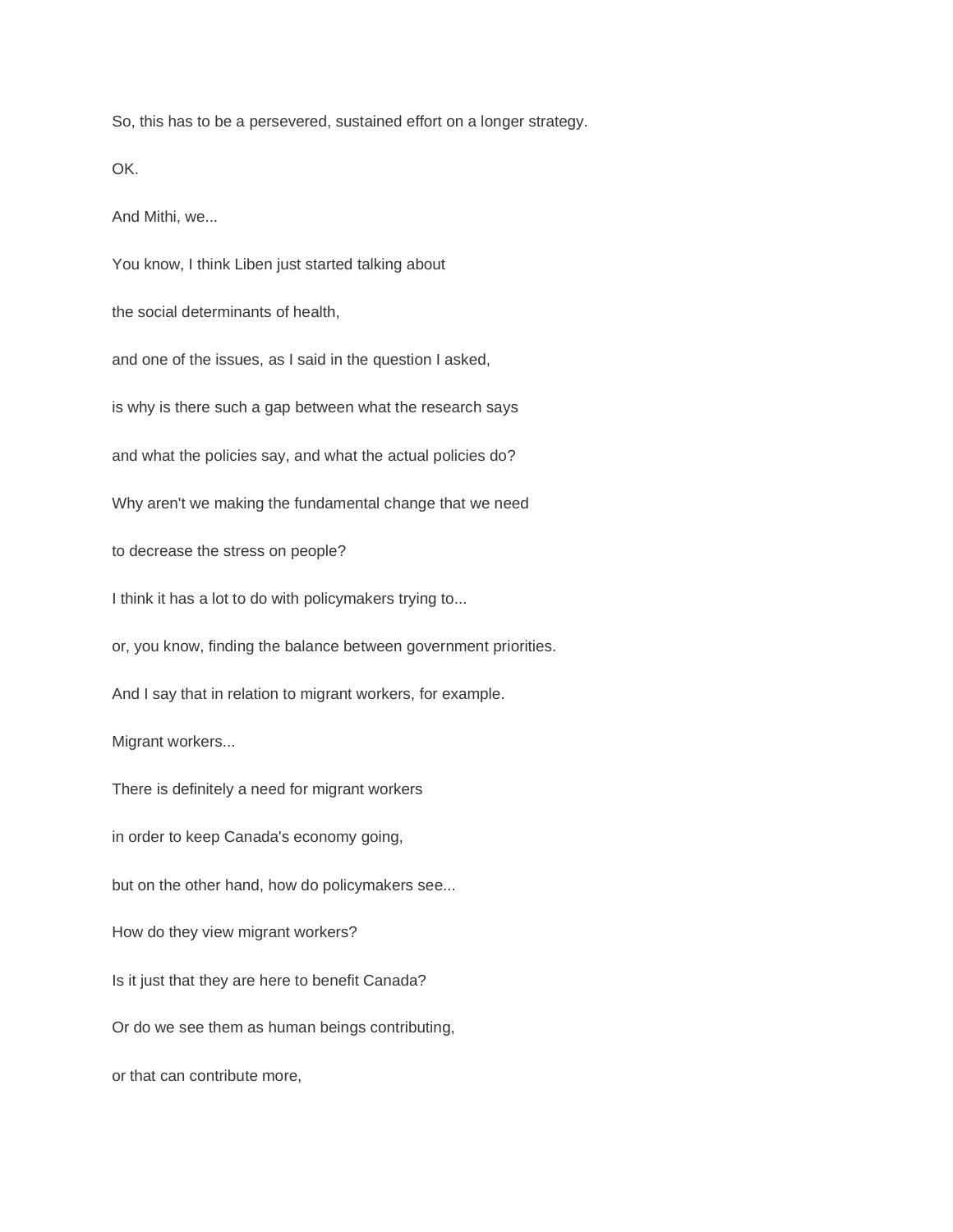So, this has to be a persevered, sustained effort on a longer strategy.

OK.

And Mithi, we...

You know, I think Liben just started talking about

the social determinants of health,

and one of the issues, as I said in the question I asked,

is why is there such a gap between what the research says

and what the policies say, and what the actual policies do?

Why aren't we making the fundamental change that we need

to decrease the stress on people?

I think it has a lot to do with policymakers trying to...

or, you know, finding the balance between government priorities.

And I say that in relation to migrant workers, for example.

Migrant workers...

There is definitely a need for migrant workers

in order to keep Canada's economy going,

but on the other hand, how do policymakers see...

How do they view migrant workers?

Is it just that they are here to benefit Canada?

Or do we see them as human beings contributing,

or that can contribute more,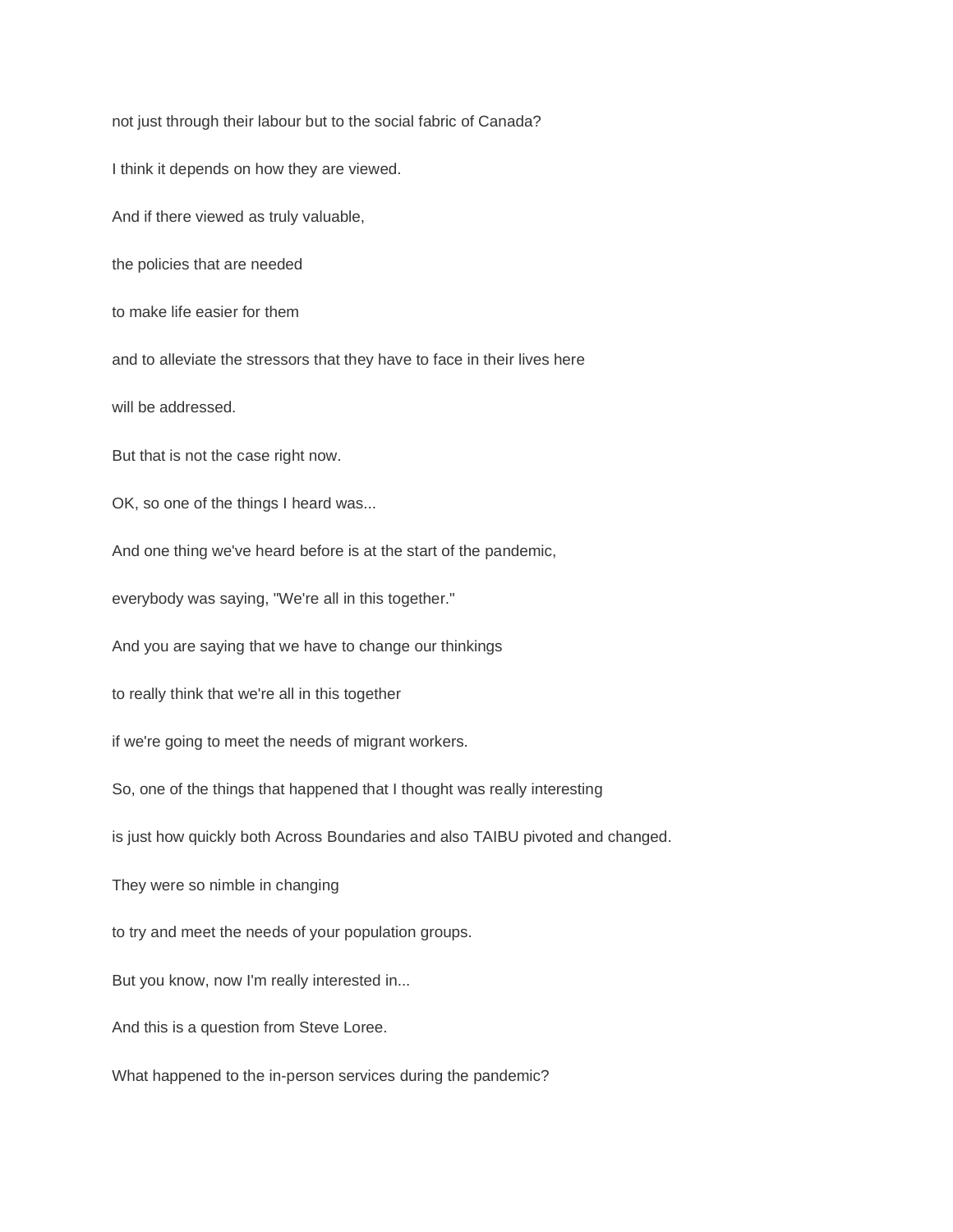not just through their labour but to the social fabric of Canada?

I think it depends on how they are viewed.

And if there viewed as truly valuable,

the policies that are needed

to make life easier for them

and to alleviate the stressors that they have to face in their lives here

will be addressed.

But that is not the case right now.

OK, so one of the things I heard was...

And one thing we've heard before is at the start of the pandemic,

everybody was saying, "We're all in this together."

And you are saying that we have to change our thinkings

to really think that we're all in this together

if we're going to meet the needs of migrant workers.

So, one of the things that happened that I thought was really interesting

is just how quickly both Across Boundaries and also TAIBU pivoted and changed.

They were so nimble in changing

to try and meet the needs of your population groups.

But you know, now I'm really interested in...

And this is a question from Steve Loree.

What happened to the in-person services during the pandemic?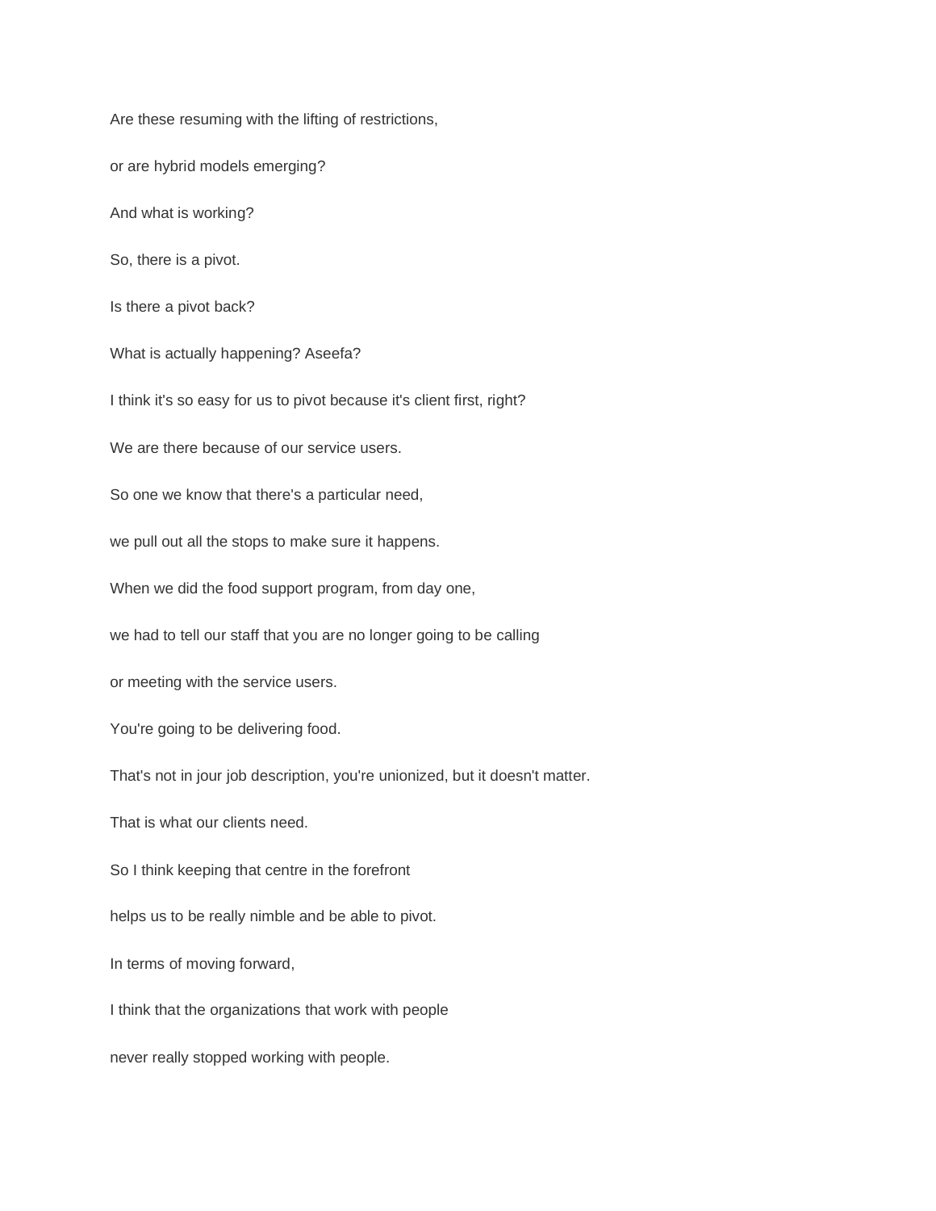Are these resuming with the lifting of restrictions,

or are hybrid models emerging?

And what is working?

So, there is a pivot.

Is there a pivot back?

What is actually happening? Aseefa?

I think it's so easy for us to pivot because it's client first, right?

We are there because of our service users.

So one we know that there's a particular need,

we pull out all the stops to make sure it happens.

When we did the food support program, from day one,

we had to tell our staff that you are no longer going to be calling

or meeting with the service users.

You're going to be delivering food.

That's not in jour job description, you're unionized, but it doesn't matter.

That is what our clients need.

So I think keeping that centre in the forefront

helps us to be really nimble and be able to pivot.

In terms of moving forward,

I think that the organizations that work with people

never really stopped working with people.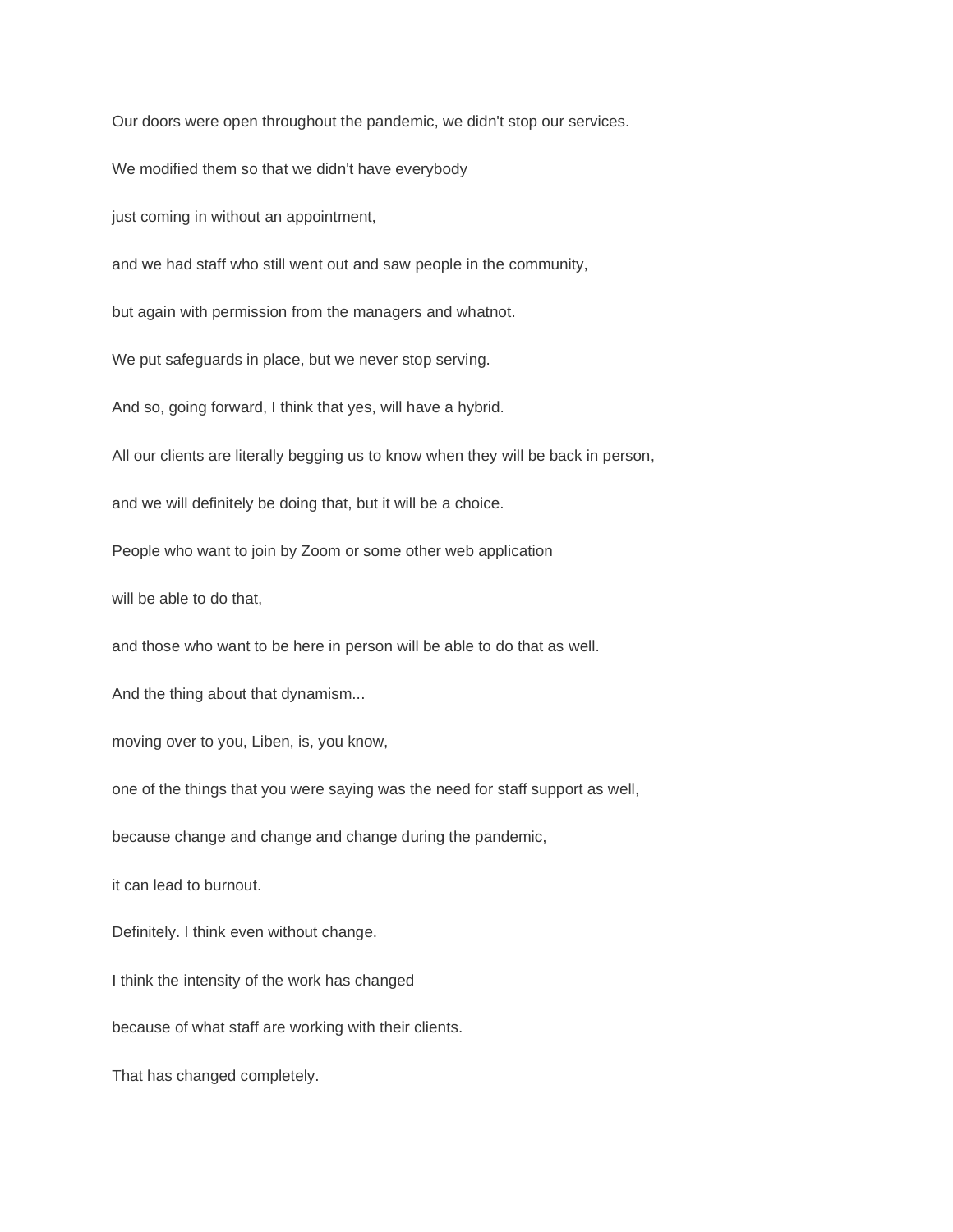Our doors were open throughout the pandemic, we didn't stop our services.

We modified them so that we didn't have everybody

just coming in without an appointment,

and we had staff who still went out and saw people in the community,

but again with permission from the managers and whatnot.

We put safeguards in place, but we never stop serving.

And so, going forward, I think that yes, will have a hybrid.

All our clients are literally begging us to know when they will be back in person,

and we will definitely be doing that, but it will be a choice.

People who want to join by Zoom or some other web application

will be able to do that,

and those who want to be here in person will be able to do that as well.

And the thing about that dynamism...

moving over to you, Liben, is, you know,

one of the things that you were saying was the need for staff support as well,

because change and change and change during the pandemic,

it can lead to burnout.

Definitely. I think even without change.

I think the intensity of the work has changed

because of what staff are working with their clients.

That has changed completely.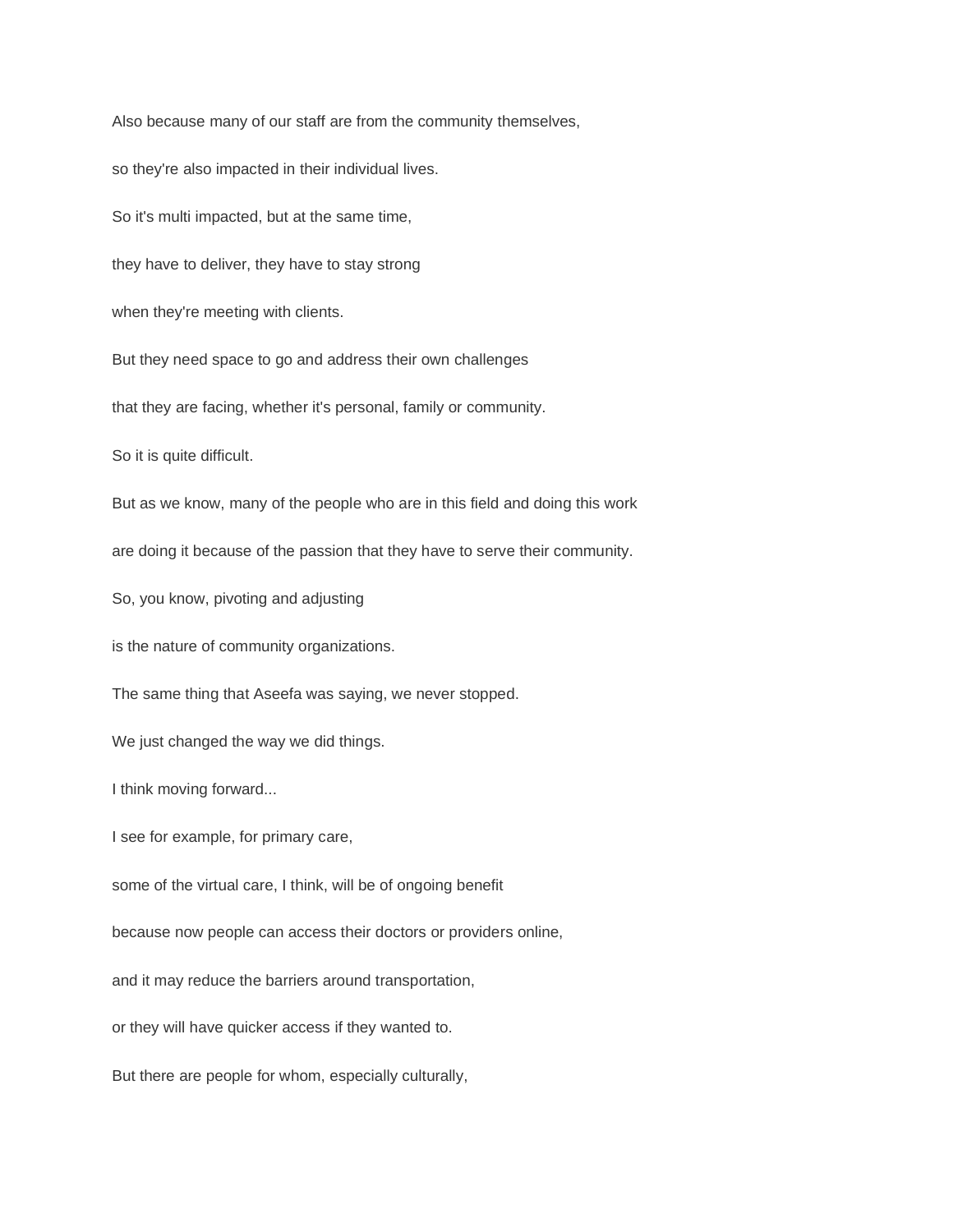Also because many of our staff are from the community themselves,

so they're also impacted in their individual lives.

So it's multi impacted, but at the same time,

they have to deliver, they have to stay strong

when they're meeting with clients.

But they need space to go and address their own challenges

that they are facing, whether it's personal, family or community.

So it is quite difficult.

But as we know, many of the people who are in this field and doing this work

are doing it because of the passion that they have to serve their community.

So, you know, pivoting and adjusting

is the nature of community organizations.

The same thing that Aseefa was saying, we never stopped.

We just changed the way we did things.

I think moving forward...

I see for example, for primary care,

some of the virtual care, I think, will be of ongoing benefit

because now people can access their doctors or providers online,

and it may reduce the barriers around transportation,

or they will have quicker access if they wanted to.

But there are people for whom, especially culturally,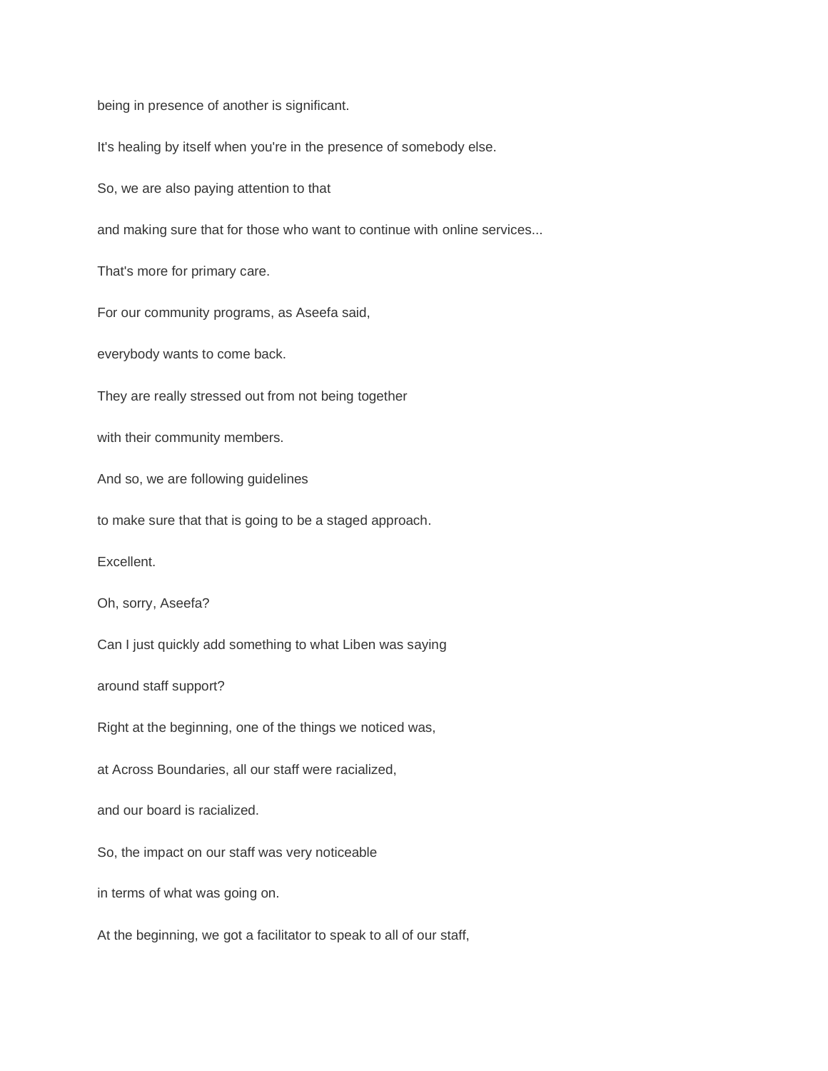being in presence of another is significant.

It's healing by itself when you're in the presence of somebody else.

So, we are also paying attention to that

and making sure that for those who want to continue with online services...

That's more for primary care.

For our community programs, as Aseefa said,

everybody wants to come back.

They are really stressed out from not being together

with their community members.

And so, we are following guidelines

to make sure that that is going to be a staged approach.

Excellent.

Oh, sorry, Aseefa?

Can I just quickly add something to what Liben was saying

around staff support?

Right at the beginning, one of the things we noticed was,

at Across Boundaries, all our staff were racialized,

and our board is racialized.

So, the impact on our staff was very noticeable

in terms of what was going on.

At the beginning, we got a facilitator to speak to all of our staff,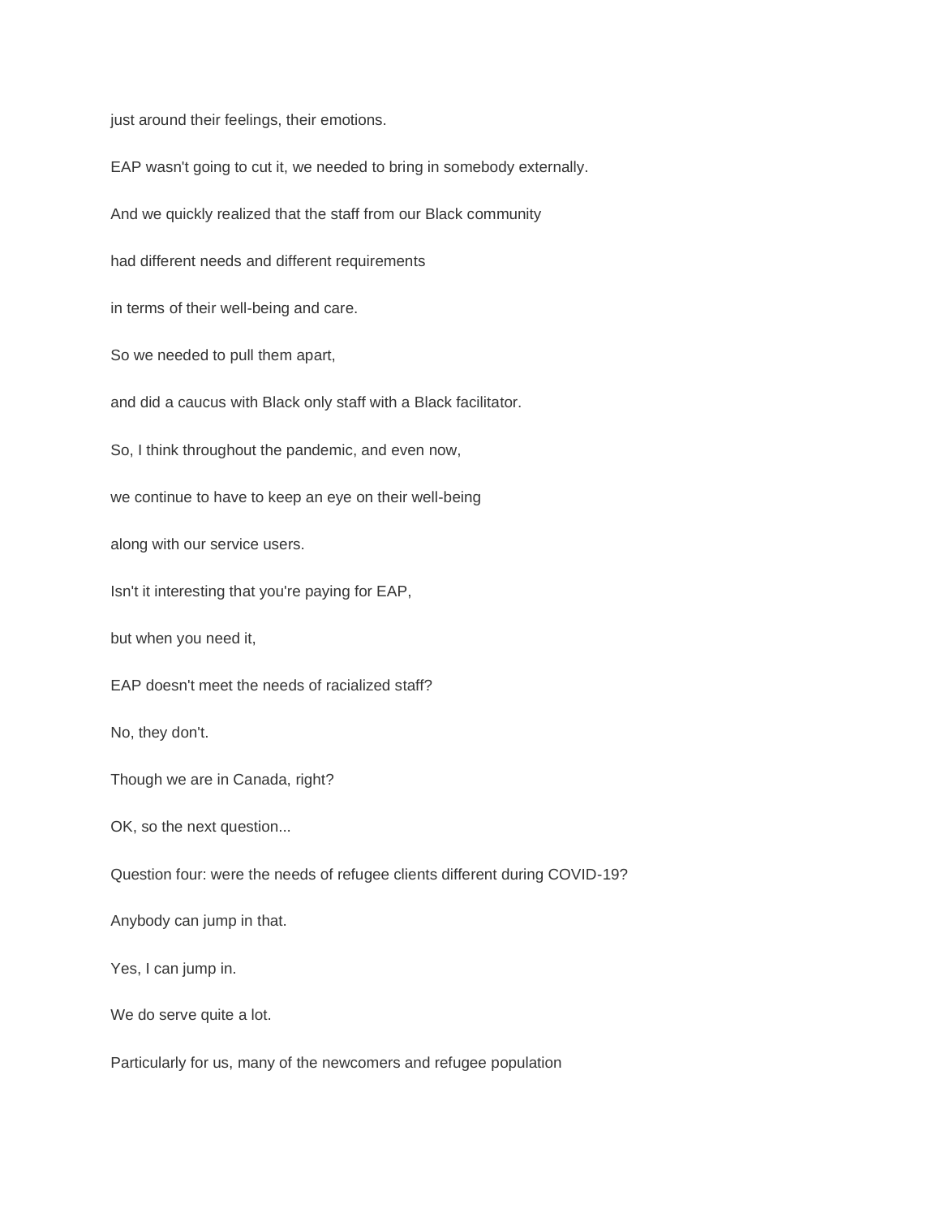just around their feelings, their emotions.

EAP wasn't going to cut it, we needed to bring in somebody externally.

And we quickly realized that the staff from our Black community

had different needs and different requirements

in terms of their well-being and care.

So we needed to pull them apart,

and did a caucus with Black only staff with a Black facilitator.

So, I think throughout the pandemic, and even now,

we continue to have to keep an eye on their well-being

along with our service users.

Isn't it interesting that you're paying for EAP,

but when you need it,

EAP doesn't meet the needs of racialized staff?

No, they don't.

Though we are in Canada, right?

OK, so the next question...

Question four: were the needs of refugee clients different during COVID-19?

Anybody can jump in that.

Yes, I can jump in.

We do serve quite a lot.

Particularly for us, many of the newcomers and refugee population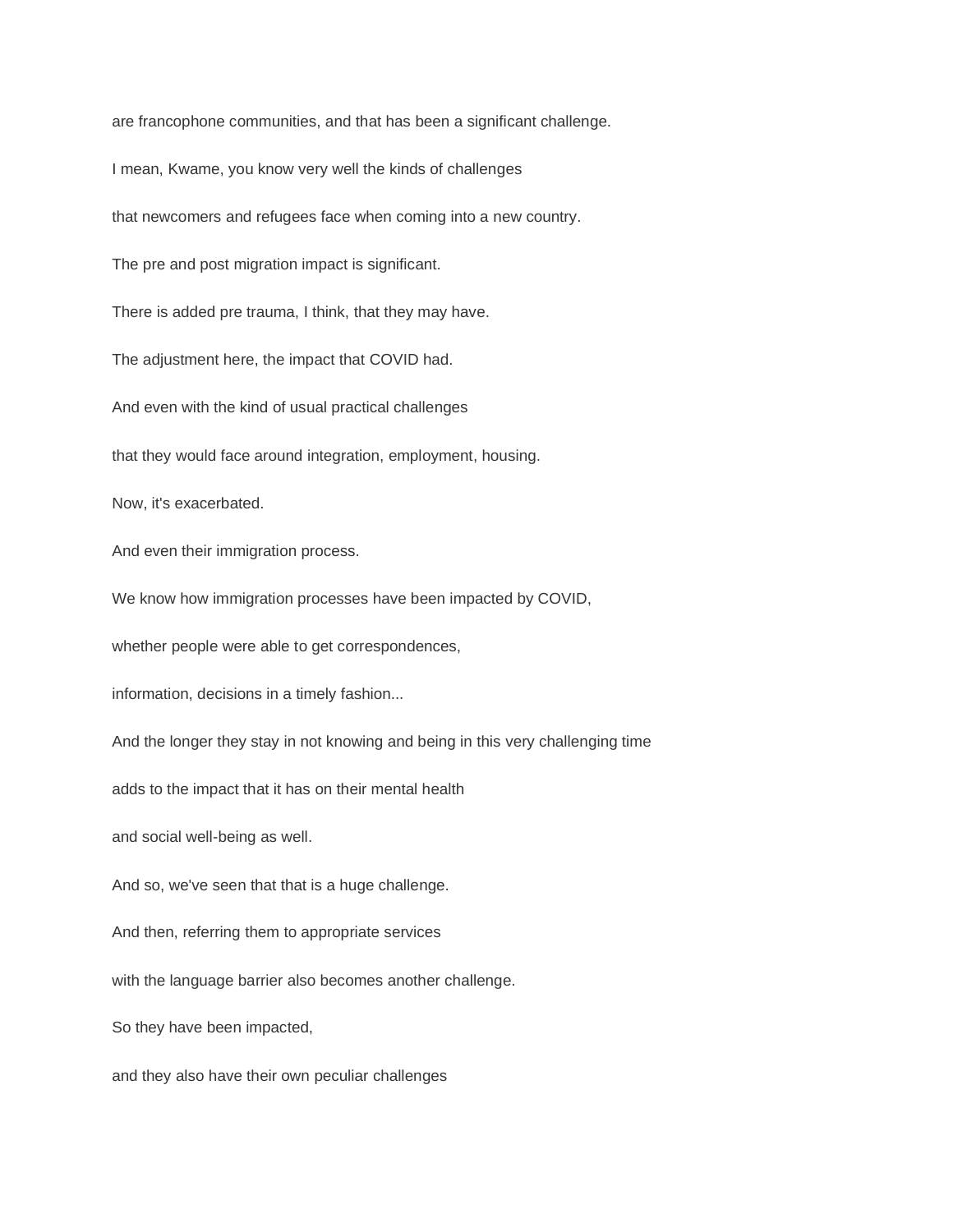are francophone communities, and that has been a significant challenge.

I mean, Kwame, you know very well the kinds of challenges

that newcomers and refugees face when coming into a new country.

The pre and post migration impact is significant.

There is added pre trauma, I think, that they may have.

The adjustment here, the impact that COVID had.

And even with the kind of usual practical challenges

that they would face around integration, employment, housing.

Now, it's exacerbated.

And even their immigration process.

We know how immigration processes have been impacted by COVID,

whether people were able to get correspondences,

information, decisions in a timely fashion...

And the longer they stay in not knowing and being in this very challenging time

adds to the impact that it has on their mental health

and social well-being as well.

And so, we've seen that that is a huge challenge.

And then, referring them to appropriate services

with the language barrier also becomes another challenge.

So they have been impacted,

and they also have their own peculiar challenges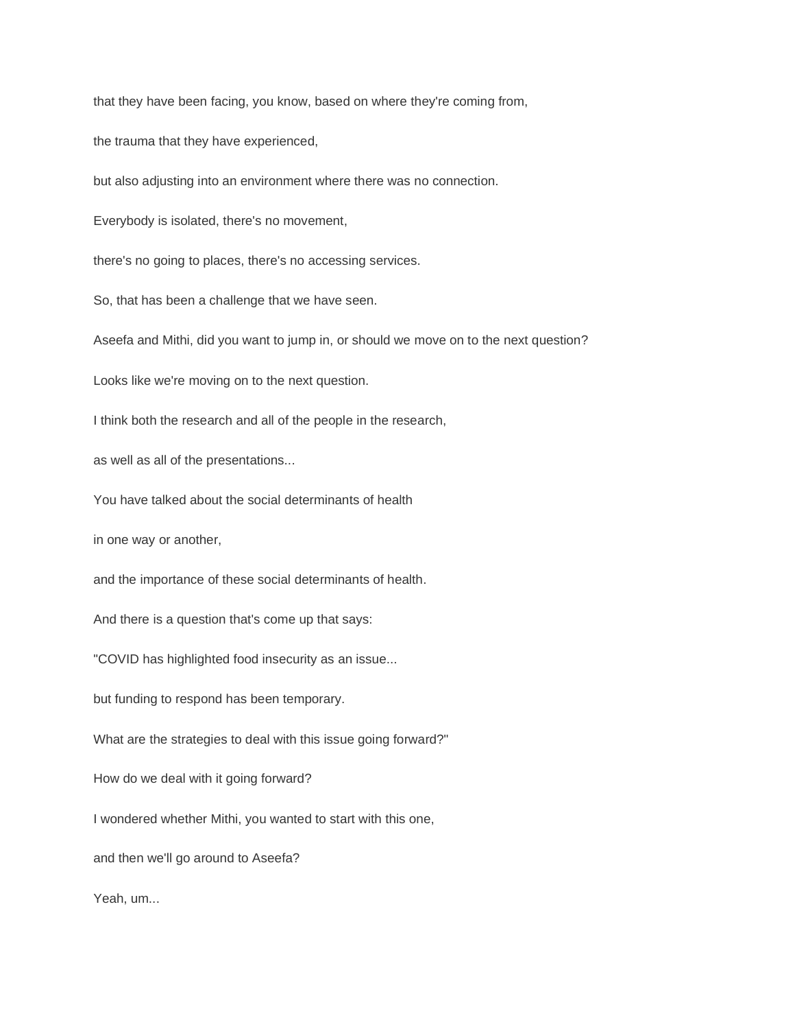that they have been facing, you know, based on where they're coming from,

the trauma that they have experienced,

but also adjusting into an environment where there was no connection.

Everybody is isolated, there's no movement,

there's no going to places, there's no accessing services.

So, that has been a challenge that we have seen.

Aseefa and Mithi, did you want to jump in, or should we move on to the next question?

Looks like we're moving on to the next question.

I think both the research and all of the people in the research,

as well as all of the presentations...

You have talked about the social determinants of health

in one way or another,

and the importance of these social determinants of health.

And there is a question that's come up that says:

"COVID has highlighted food insecurity as an issue...

but funding to respond has been temporary.

What are the strategies to deal with this issue going forward?"

How do we deal with it going forward?

I wondered whether Mithi, you wanted to start with this one,

and then we'll go around to Aseefa?

Yeah, um...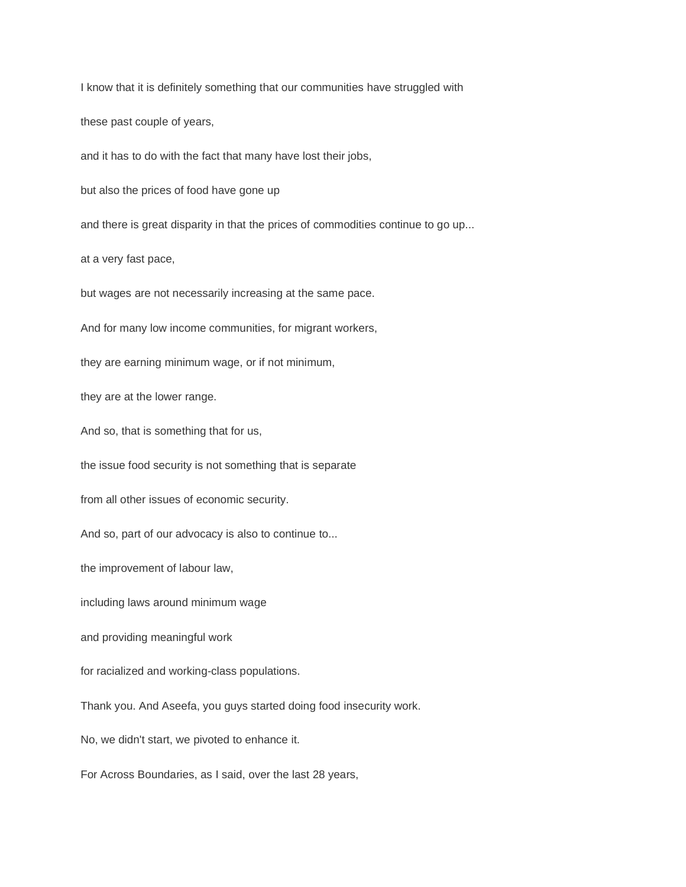I know that it is definitely something that our communities have struggled with

these past couple of years,

and it has to do with the fact that many have lost their jobs,

but also the prices of food have gone up

and there is great disparity in that the prices of commodities continue to go up...

at a very fast pace,

but wages are not necessarily increasing at the same pace.

And for many low income communities, for migrant workers,

they are earning minimum wage, or if not minimum,

they are at the lower range.

And so, that is something that for us,

the issue food security is not something that is separate

from all other issues of economic security.

And so, part of our advocacy is also to continue to...

the improvement of labour law,

including laws around minimum wage

and providing meaningful work

for racialized and working-class populations.

Thank you. And Aseefa, you guys started doing food insecurity work.

No, we didn't start, we pivoted to enhance it.

For Across Boundaries, as I said, over the last 28 years,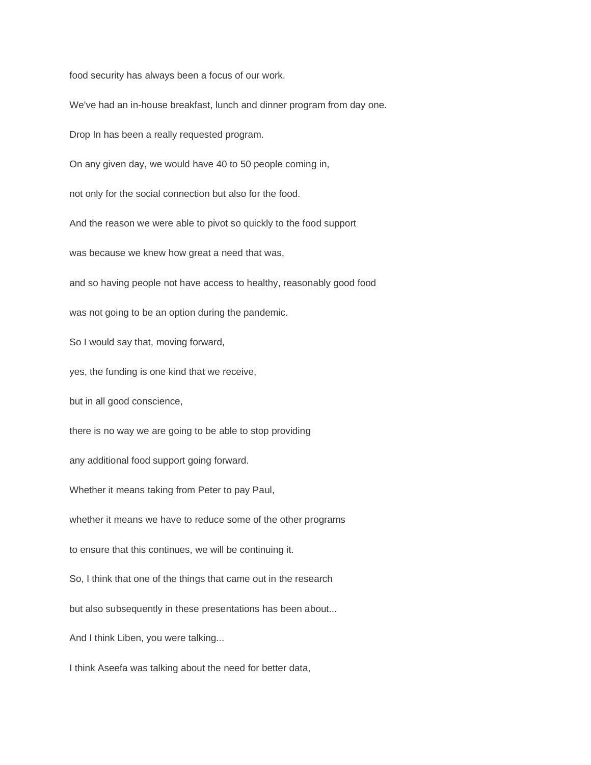food security has always been a focus of our work.

We've had an in-house breakfast, lunch and dinner program from day one.

Drop In has been a really requested program.

On any given day, we would have 40 to 50 people coming in,

not only for the social connection but also for the food.

And the reason we were able to pivot so quickly to the food support

was because we knew how great a need that was,

and so having people not have access to healthy, reasonably good food

was not going to be an option during the pandemic.

So I would say that, moving forward,

yes, the funding is one kind that we receive,

but in all good conscience,

there is no way we are going to be able to stop providing

any additional food support going forward.

Whether it means taking from Peter to pay Paul,

whether it means we have to reduce some of the other programs

to ensure that this continues, we will be continuing it.

So, I think that one of the things that came out in the research

but also subsequently in these presentations has been about...

And I think Liben, you were talking...

I think Aseefa was talking about the need for better data,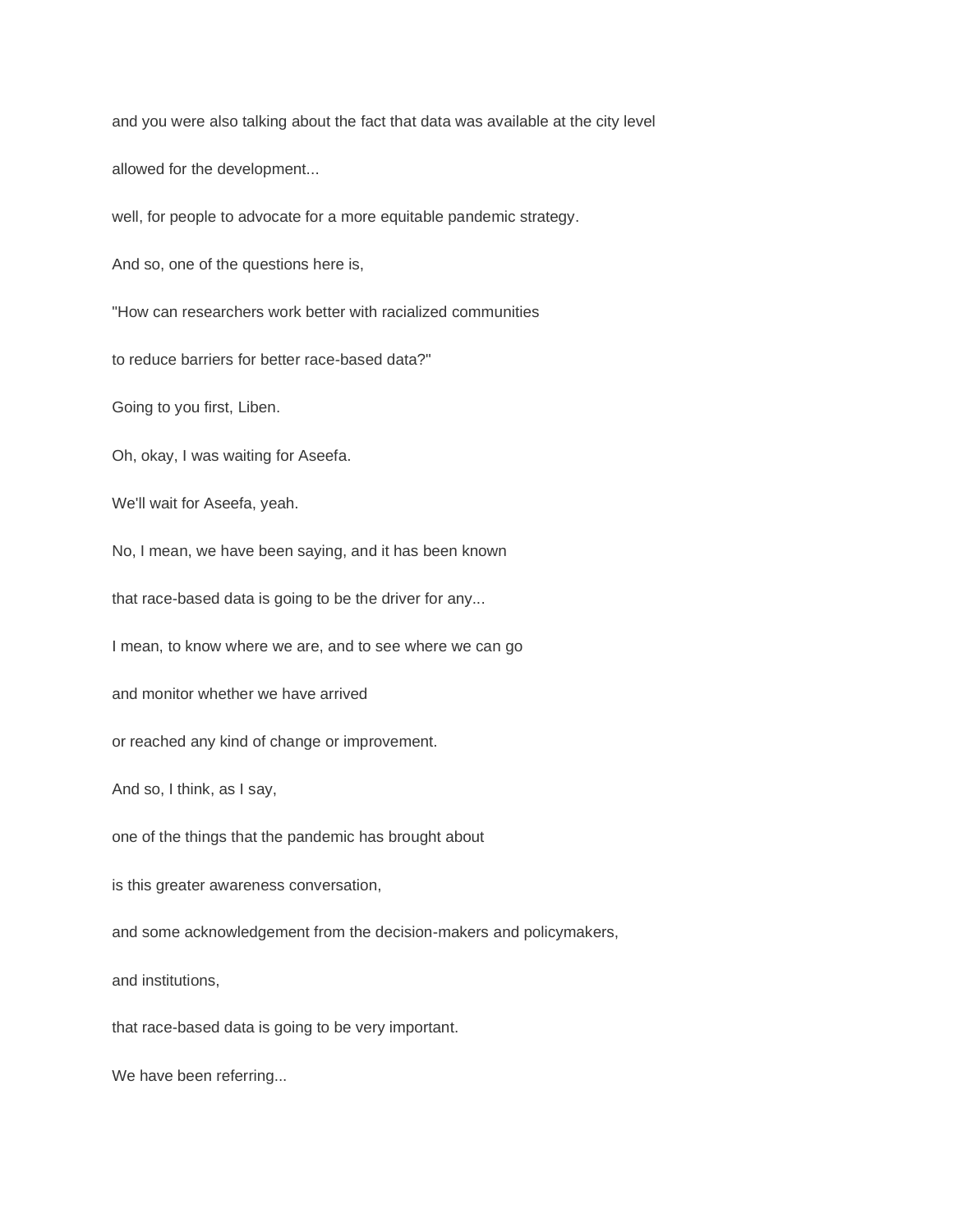and you were also talking about the fact that data was available at the city level

allowed for the development...

well, for people to advocate for a more equitable pandemic strategy.

And so, one of the questions here is,

"How can researchers work better with racialized communities

to reduce barriers for better race-based data?"

Going to you first, Liben.

Oh, okay, I was waiting for Aseefa.

We'll wait for Aseefa, yeah.

No, I mean, we have been saying, and it has been known

that race-based data is going to be the driver for any...

I mean, to know where we are, and to see where we can go

and monitor whether we have arrived

or reached any kind of change or improvement.

And so, I think, as I say,

one of the things that the pandemic has brought about

is this greater awareness conversation,

and some acknowledgement from the decision-makers and policymakers,

and institutions,

that race-based data is going to be very important.

We have been referring...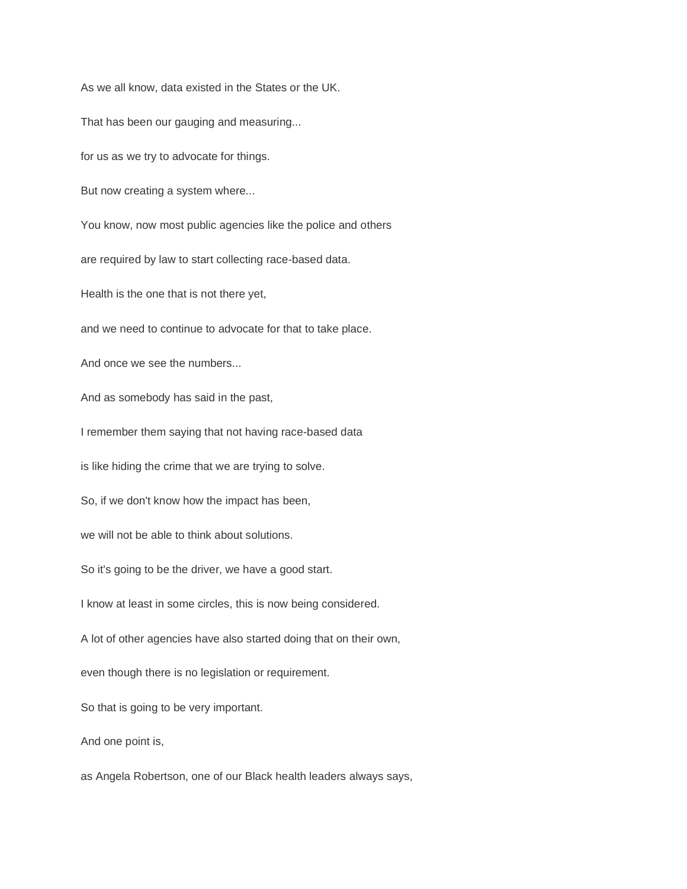As we all know, data existed in the States or the UK.

That has been our gauging and measuring...

for us as we try to advocate for things.

But now creating a system where...

You know, now most public agencies like the police and others

are required by law to start collecting race-based data.

Health is the one that is not there yet,

and we need to continue to advocate for that to take place.

And once we see the numbers...

And as somebody has said in the past,

I remember them saying that not having race-based data

is like hiding the crime that we are trying to solve.

So, if we don't know how the impact has been,

we will not be able to think about solutions.

So it's going to be the driver, we have a good start.

I know at least in some circles, this is now being considered.

A lot of other agencies have also started doing that on their own,

even though there is no legislation or requirement.

So that is going to be very important.

And one point is,

as Angela Robertson, one of our Black health leaders always says,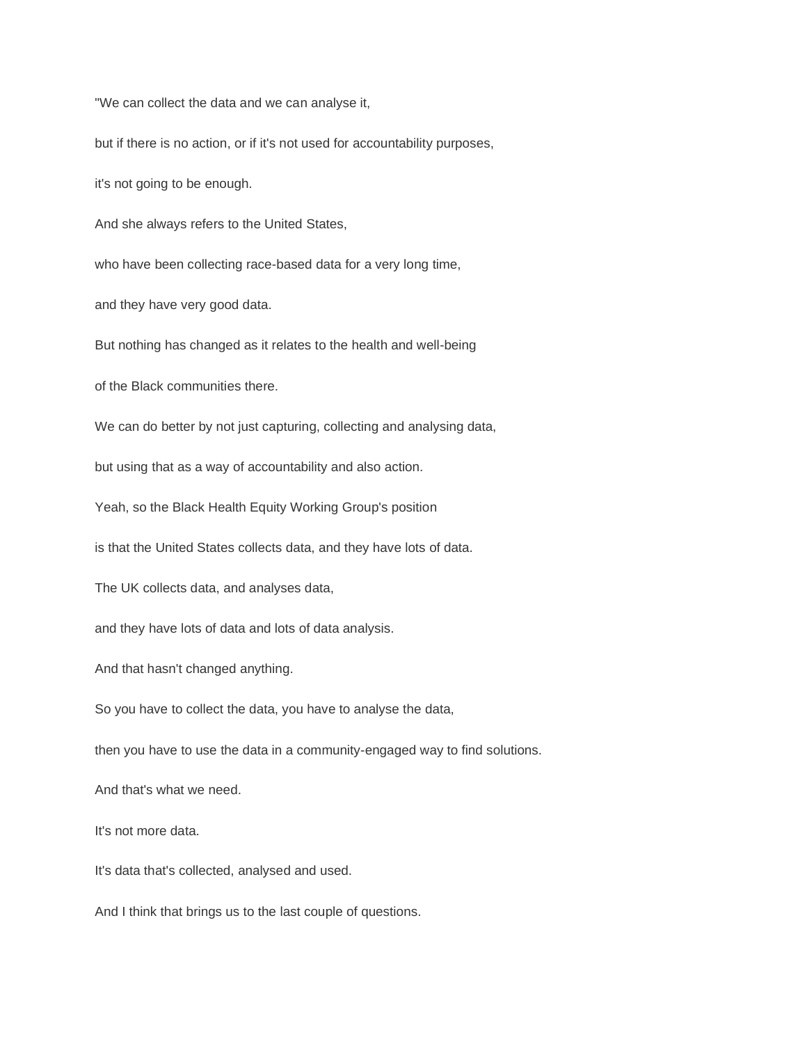"We can collect the data and we can analyse it,

but if there is no action, or if it's not used for accountability purposes,

it's not going to be enough.

And she always refers to the United States,

who have been collecting race-based data for a very long time,

and they have very good data.

But nothing has changed as it relates to the health and well-being

of the Black communities there.

We can do better by not just capturing, collecting and analysing data,

but using that as a way of accountability and also action.

Yeah, so the Black Health Equity Working Group's position

is that the United States collects data, and they have lots of data.

The UK collects data, and analyses data,

and they have lots of data and lots of data analysis.

And that hasn't changed anything.

So you have to collect the data, you have to analyse the data,

then you have to use the data in a community-engaged way to find solutions.

And that's what we need.

It's not more data.

It's data that's collected, analysed and used.

And I think that brings us to the last couple of questions.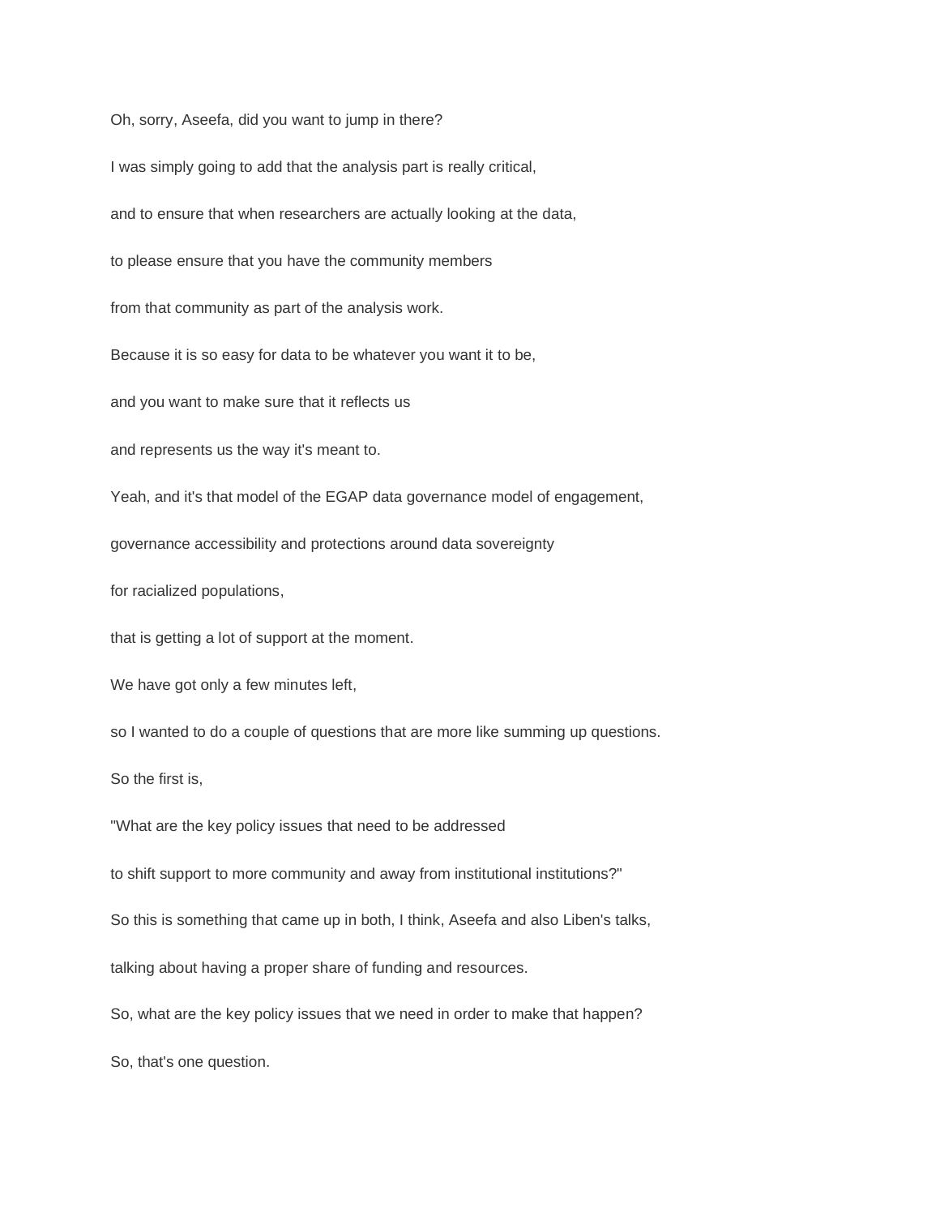Oh, sorry, Aseefa, did you want to jump in there?

I was simply going to add that the analysis part is really critical,

and to ensure that when researchers are actually looking at the data,

to please ensure that you have the community members

from that community as part of the analysis work.

Because it is so easy for data to be whatever you want it to be,

and you want to make sure that it reflects us

and represents us the way it's meant to.

Yeah, and it's that model of the EGAP data governance model of engagement,

governance accessibility and protections around data sovereignty

for racialized populations,

that is getting a lot of support at the moment.

We have got only a few minutes left,

so I wanted to do a couple of questions that are more like summing up questions.

So the first is,

"What are the key policy issues that need to be addressed

to shift support to more community and away from institutional institutions?"

So this is something that came up in both, I think, Aseefa and also Liben's talks,

talking about having a proper share of funding and resources.

So, what are the key policy issues that we need in order to make that happen?

So, that's one question.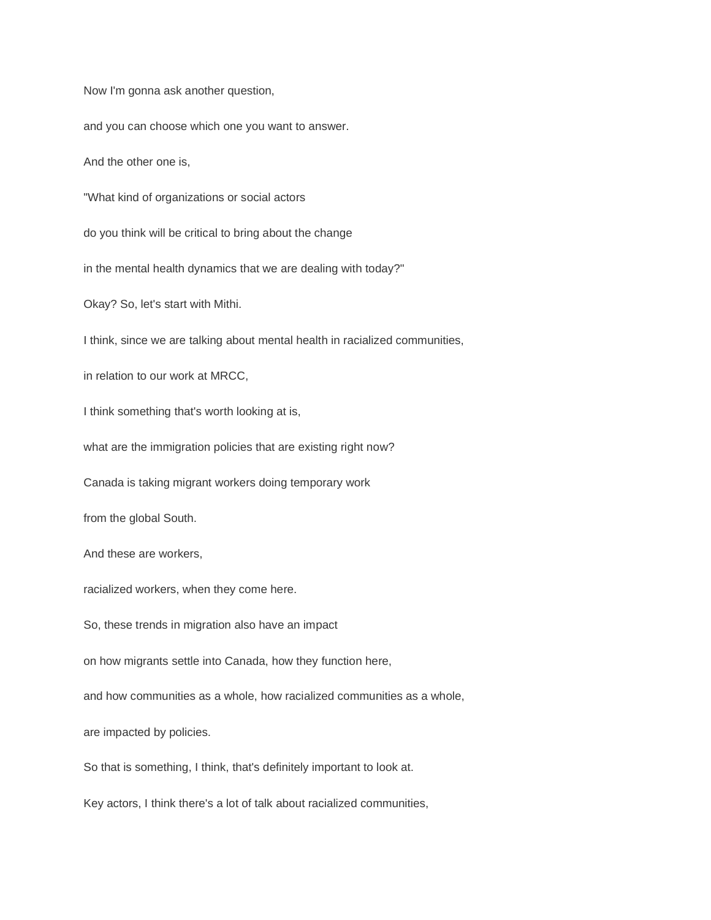Now I'm gonna ask another question,

and you can choose which one you want to answer.

And the other one is,

"What kind of organizations or social actors

do you think will be critical to bring about the change

in the mental health dynamics that we are dealing with today?"

Okay? So, let's start with Mithi.

I think, since we are talking about mental health in racialized communities,

in relation to our work at MRCC,

I think something that's worth looking at is,

what are the immigration policies that are existing right now?

Canada is taking migrant workers doing temporary work

from the global South.

And these are workers,

racialized workers, when they come here.

So, these trends in migration also have an impact

on how migrants settle into Canada, how they function here,

and how communities as a whole, how racialized communities as a whole,

are impacted by policies.

So that is something, I think, that's definitely important to look at.

Key actors, I think there's a lot of talk about racialized communities,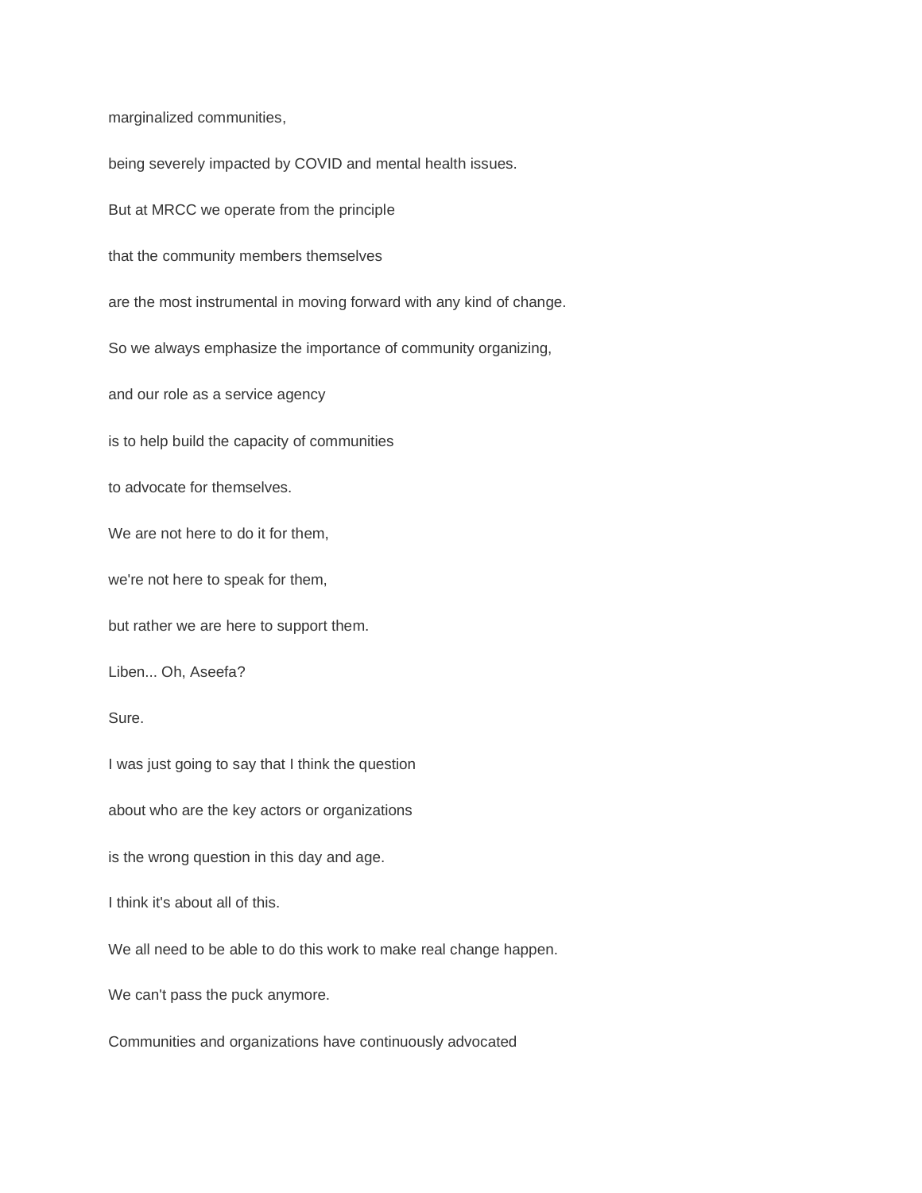marginalized communities,

being severely impacted by COVID and mental health issues.

But at MRCC we operate from the principle

that the community members themselves

are the most instrumental in moving forward with any kind of change.

So we always emphasize the importance of community organizing,

and our role as a service agency

is to help build the capacity of communities

to advocate for themselves.

We are not here to do it for them,

we're not here to speak for them,

but rather we are here to support them.

Liben... Oh, Aseefa?

Sure.

I was just going to say that I think the question

about who are the key actors or organizations

is the wrong question in this day and age.

I think it's about all of this.

We all need to be able to do this work to make real change happen.

We can't pass the puck anymore.

Communities and organizations have continuously advocated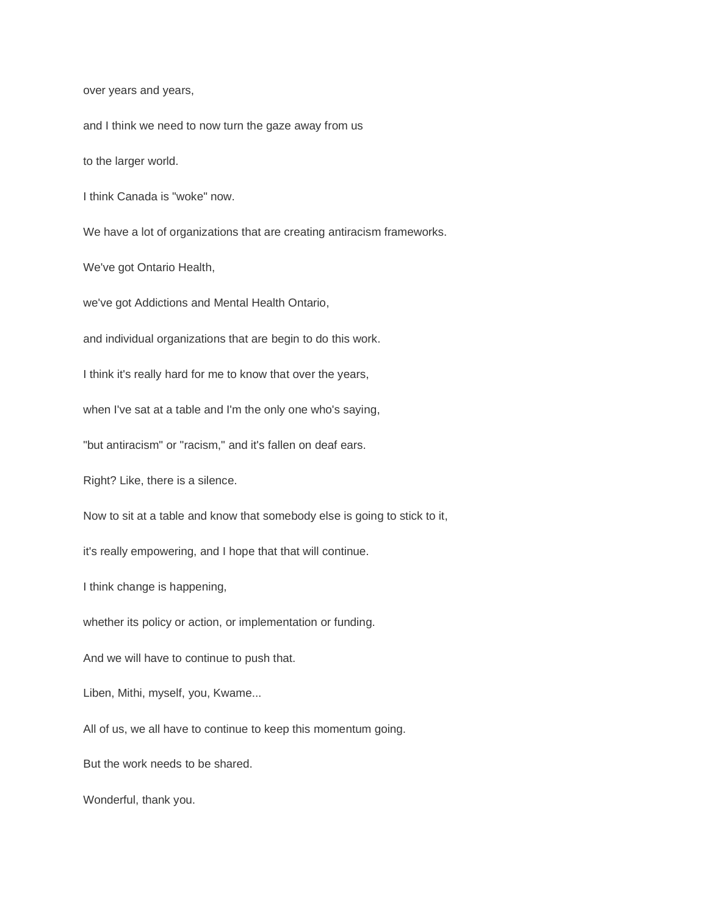over years and years,

and I think we need to now turn the gaze away from us

to the larger world.

I think Canada is "woke" now.

We have a lot of organizations that are creating antiracism frameworks.

We've got Ontario Health,

we've got Addictions and Mental Health Ontario,

and individual organizations that are begin to do this work.

I think it's really hard for me to know that over the years,

when I've sat at a table and I'm the only one who's saying,

"but antiracism" or "racism," and it's fallen on deaf ears.

Right? Like, there is a silence.

Now to sit at a table and know that somebody else is going to stick to it,

it's really empowering, and I hope that that will continue.

I think change is happening,

whether its policy or action, or implementation or funding.

And we will have to continue to push that.

Liben, Mithi, myself, you, Kwame...

All of us, we all have to continue to keep this momentum going.

But the work needs to be shared.

Wonderful, thank you.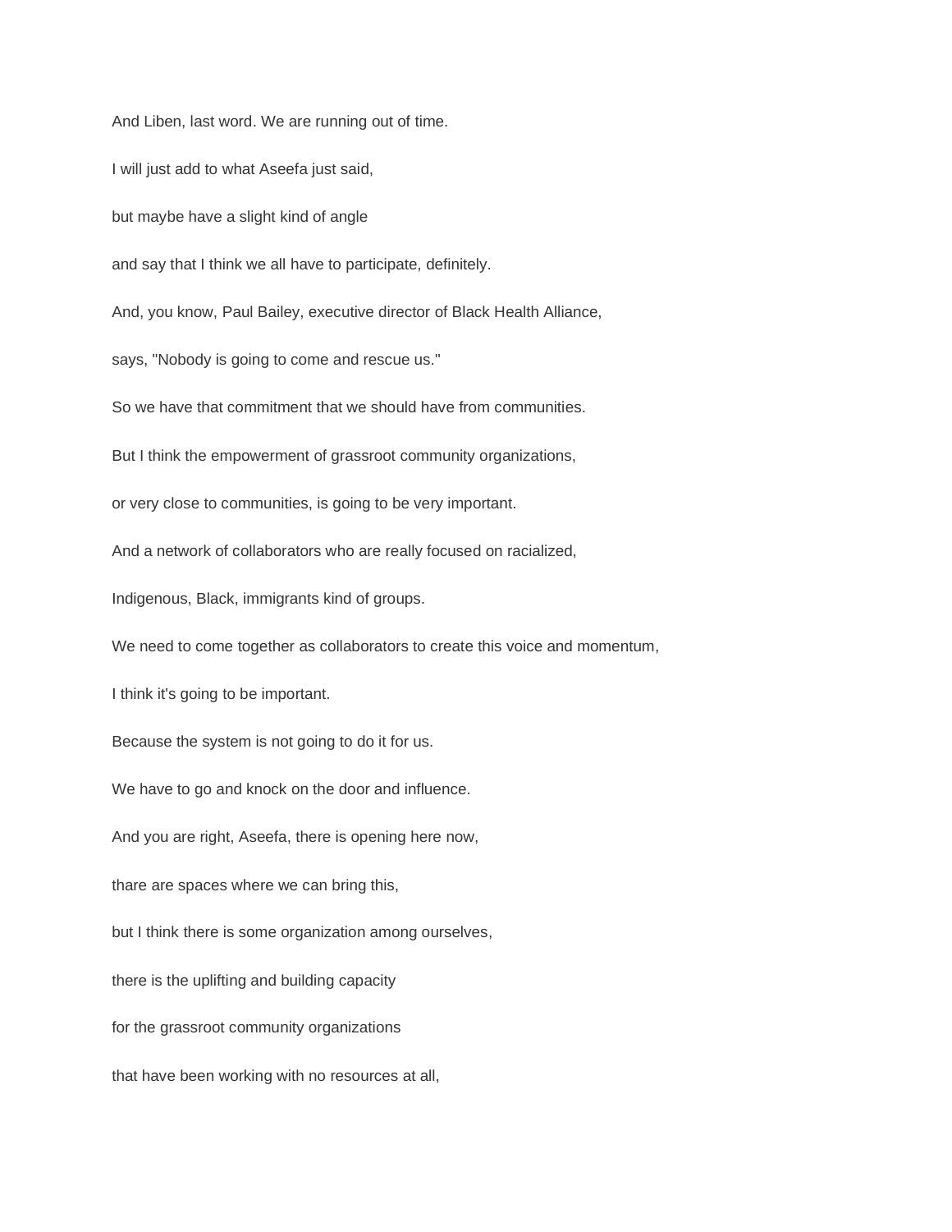And Liben, last word. We are running out of time.

I will just add to what Aseefa just said,

but maybe have a slight kind of angle

and say that I think we all have to participate, definitely.

And, you know, Paul Bailey, executive director of Black Health Alliance,

says, "Nobody is going to come and rescue us."

So we have that commitment that we should have from communities.

But I think the empowerment of grassroot community organizations,

or very close to communities, is going to be very important.

And a network of collaborators who are really focused on racialized,

Indigenous, Black, immigrants kind of groups.

We need to come together as collaborators to create this voice and momentum,

I think it's going to be important.

Because the system is not going to do it for us.

We have to go and knock on the door and influence.

And you are right, Aseefa, there is opening here now,

thare are spaces where we can bring this,

but I think there is some organization among ourselves,

there is the uplifting and building capacity

for the grassroot community organizations

that have been working with no resources at all,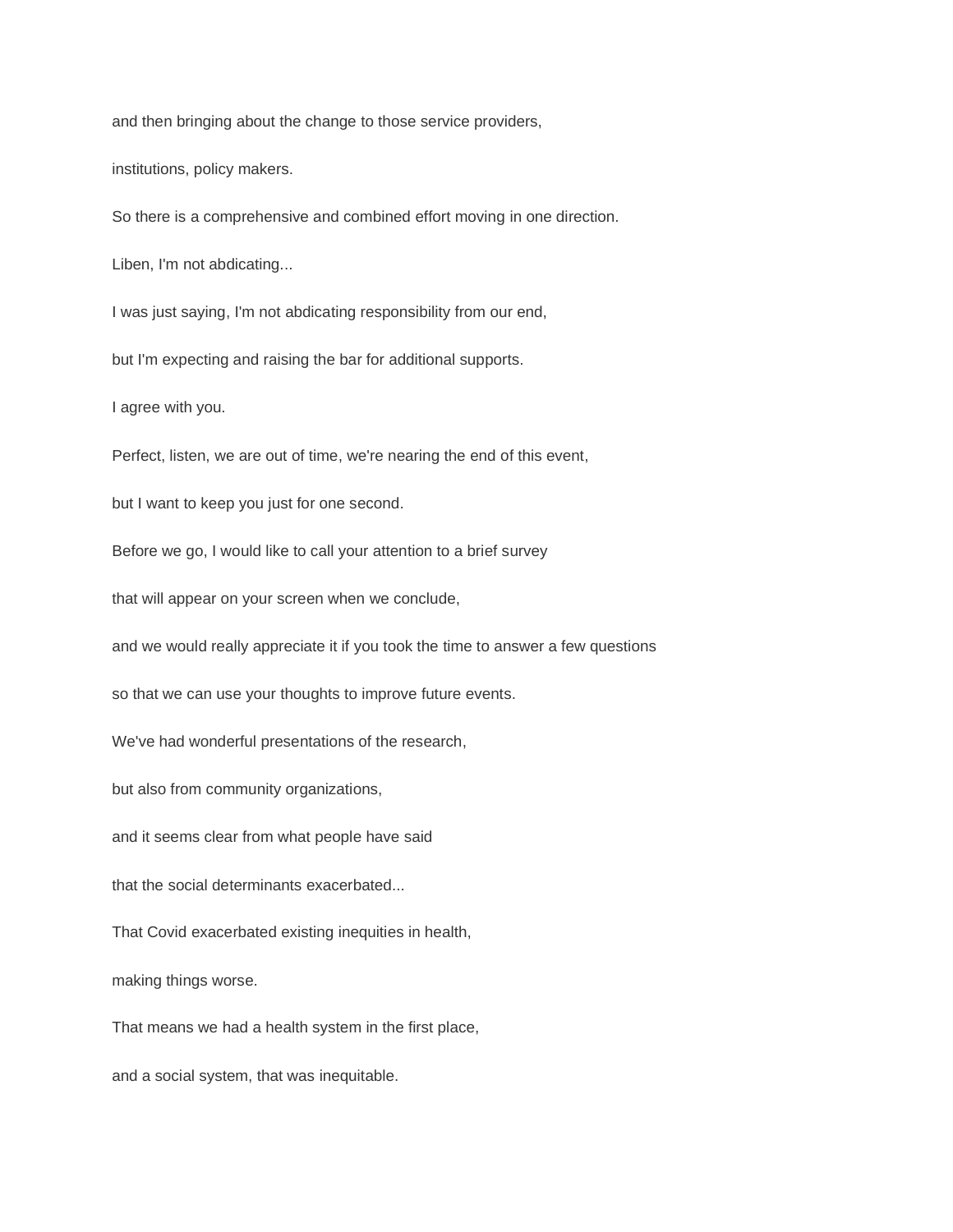and then bringing about the change to those service providers,

institutions, policy makers.

So there is a comprehensive and combined effort moving in one direction.

Liben, I'm not abdicating...

I was just saying, I'm not abdicating responsibility from our end,

but I'm expecting and raising the bar for additional supports.

I agree with you.

Perfect, listen, we are out of time, we're nearing the end of this event,

but I want to keep you just for one second.

Before we go, I would like to call your attention to a brief survey

that will appear on your screen when we conclude,

and we would really appreciate it if you took the time to answer a few questions

so that we can use your thoughts to improve future events.

We've had wonderful presentations of the research,

but also from community organizations,

and it seems clear from what people have said

that the social determinants exacerbated...

That Covid exacerbated existing inequities in health,

making things worse.

That means we had a health system in the first place,

and a social system, that was inequitable.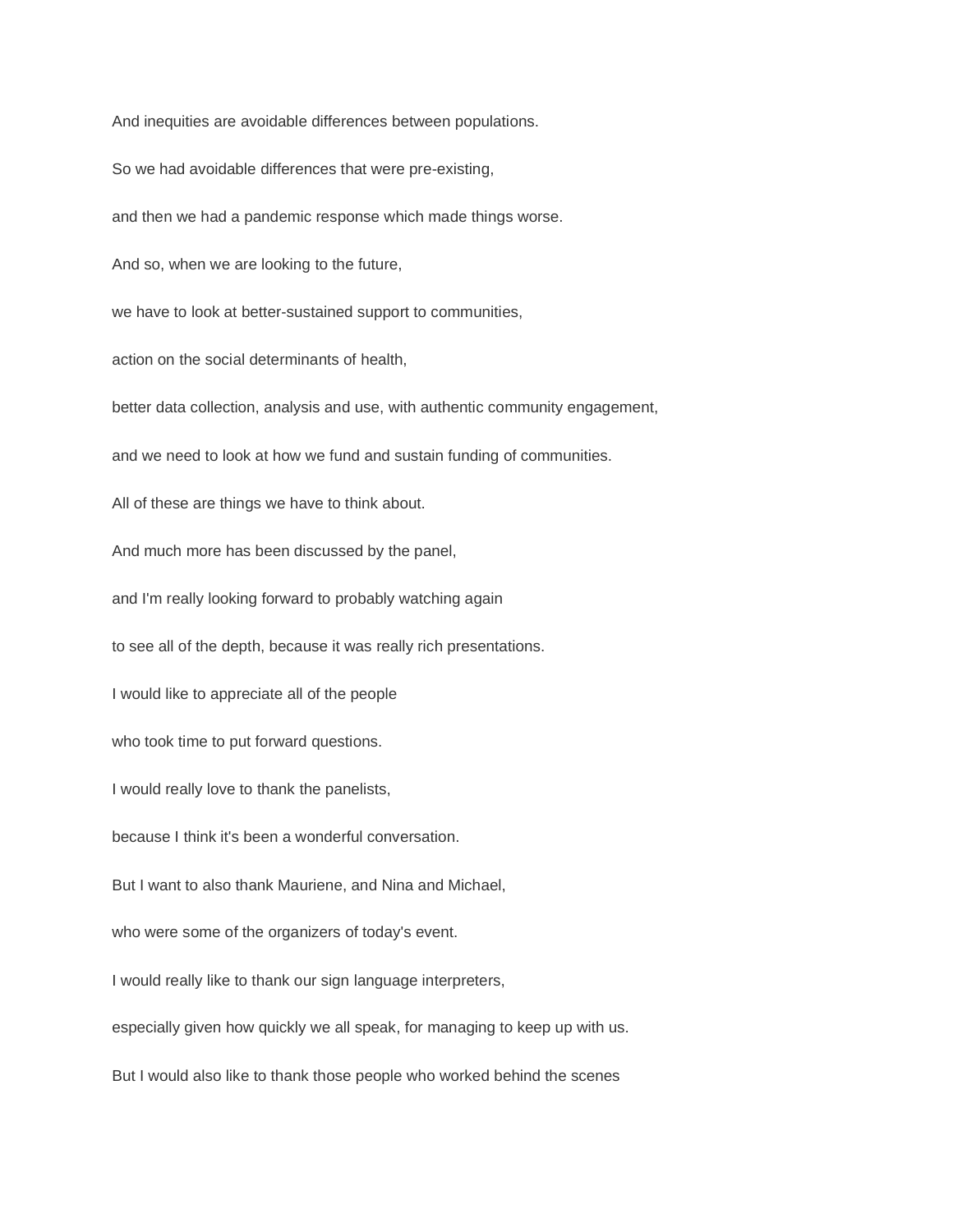And inequities are avoidable differences between populations.

So we had avoidable differences that were pre-existing,

and then we had a pandemic response which made things worse.

And so, when we are looking to the future,

we have to look at better-sustained support to communities,

action on the social determinants of health,

better data collection, analysis and use, with authentic community engagement,

and we need to look at how we fund and sustain funding of communities.

All of these are things we have to think about.

And much more has been discussed by the panel,

and I'm really looking forward to probably watching again

to see all of the depth, because it was really rich presentations.

I would like to appreciate all of the people

who took time to put forward questions.

I would really love to thank the panelists,

because I think it's been a wonderful conversation.

But I want to also thank Mauriene, and Nina and Michael,

who were some of the organizers of today's event.

I would really like to thank our sign language interpreters,

especially given how quickly we all speak, for managing to keep up with us.

But I would also like to thank those people who worked behind the scenes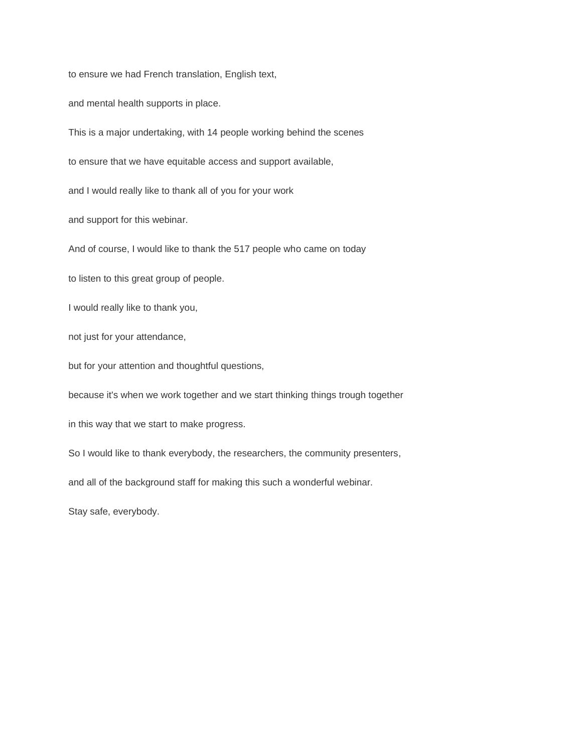to ensure we had French translation, English text,

and mental health supports in place.

This is a major undertaking, with 14 people working behind the scenes

to ensure that we have equitable access and support available,

and I would really like to thank all of you for your work

and support for this webinar.

And of course, I would like to thank the 517 people who came on today

to listen to this great group of people.

I would really like to thank you,

not just for your attendance,

but for your attention and thoughtful questions,

because it's when we work together and we start thinking things trough together

in this way that we start to make progress.

So I would like to thank everybody, the researchers, the community presenters,

and all of the background staff for making this such a wonderful webinar.

Stay safe, everybody.